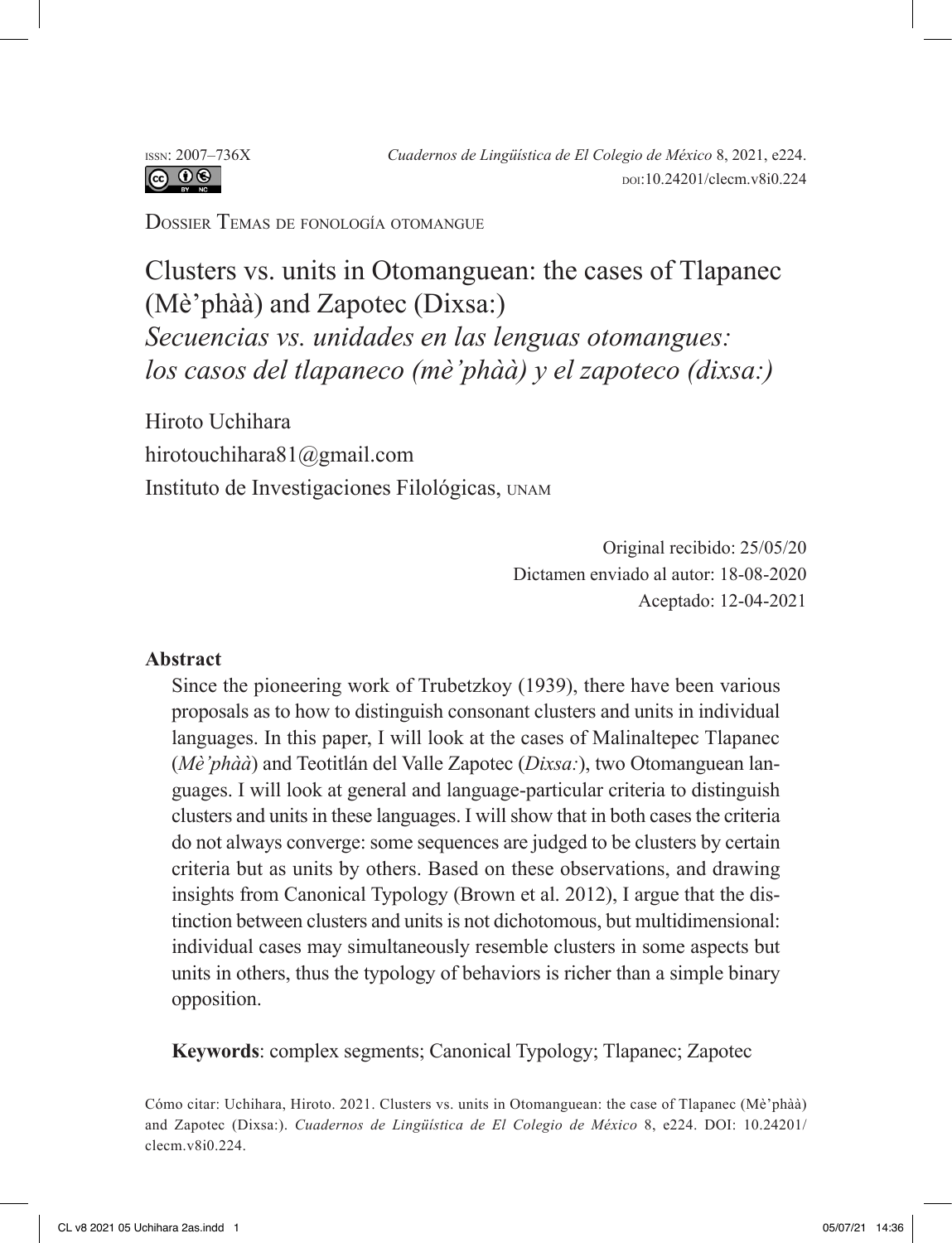ISSN: 2007–736X *Cuadernos de Lingüística de El Colegio de México* 8, 2021, e224.
DOI:10.24201/clecm.v8i0.224

Dossier Temas de fonología otomangue

# Clusters vs. units in Otomanguean: the cases of Tlapanec (Mè'phàà) and Zapotec (Dixsa:)
# *Secuencias vs. unidades en las lenguas otomangues: los casos del tlapaneco (mè'phàà) y el zapoteco (dixsa:)*

Hiroto Uchihara
hirotouchihara81@gmail.com
Instituto de Investigaciones Filológicas, UNAM

Original recibido: 25/05/20
Dictamen enviado al autor: 18-08-2020
Aceptado: 12-04-2021

**Abstract**

Since the pioneering work of Trubetzkoy (1939), there have been various proposals as to how to distinguish consonant clusters and units in individual languages. In this paper, I will look at the cases of Malinaltepec Tlapanec (*Mè'phàà*) and Teotitlán del Valle Zapotec (*Dixsa:*), two Otomanguean languages. I will look at general and language-particular criteria to distinguish clusters and units in these languages. I will show that in both cases the criteria do not always converge: some sequences are judged to be clusters by certain criteria but as units by others. Based on these observations, and drawing insights from Canonical Typology (Brown et al. 2012), I argue that the distinction between clusters and units is not dichotomous, but multidimensional: individual cases may simultaneously resemble clusters in some aspects but units in others, thus the typology of behaviors is richer than a simple binary opposition.

**Keywords**: complex segments; Canonical Typology; Tlapanec; Zapotec

Cómo citar: Uchihara, Hiroto. 2021. Clusters vs. units in Otomanguean: the case of Tlapanec (Mè'phàà) and Zapotec (Dixsa:). *Cuadernos de Lingüística de El Colegio de México* 8, e224. DOI: 10.24201/clecm.v8i0.224.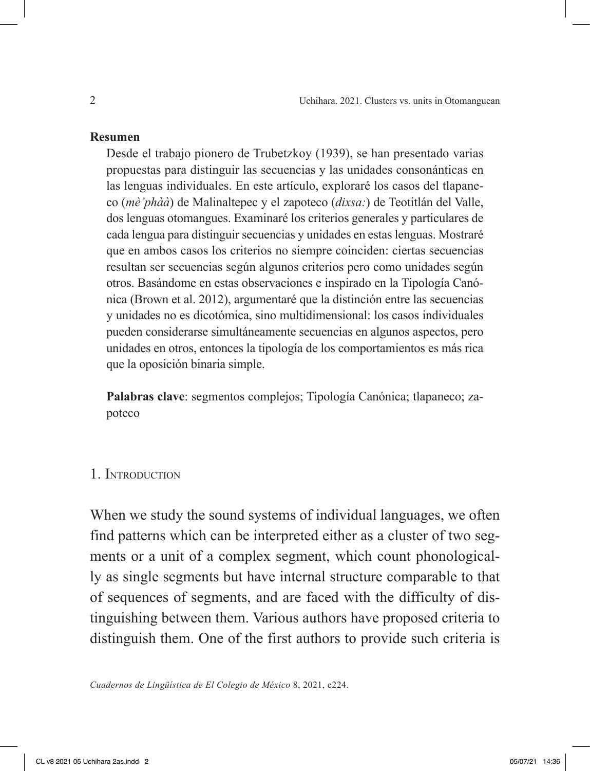**Resumen**

Desde el trabajo pionero de Trubetzkoy (1939), se han presentado varias propuestas para distinguir las secuencias y las unidades consonánticas en las lenguas individuales. En este artículo, exploraré los casos del tlapaneco (*mè'phàà*) de Malinaltepec y el zapoteco (*dixsa:*) de Teotitlán del Valle, dos lenguas otomangues. Examinaré los criterios generales y particulares de cada lengua para distinguir secuencias y unidades en estas lenguas. Mostraré que en ambos casos los criterios no siempre coinciden: ciertas secuencias resultan ser secuencias según algunos criterios pero como unidades según otros. Basándome en estas observaciones e inspirado en la Tipología Canónica (Brown et al. 2012), argumentaré que la distinción entre las secuencias y unidades no es dicotómica, sino multidimensional: los casos individuales pueden considerarse simultáneamente secuencias en algunos aspectos, pero unidades en otros, entonces la tipología de los comportamientos es más rica que la oposición binaria simple.

**Palabras clave**: segmentos complejos; Tipología Canónica; tlapaneco; zapoteco

## 1. Introduction

When we study the sound systems of individual languages, we often find patterns which can be interpreted either as a cluster of two segments or a unit of a complex segment, which count phonologically as single segments but have internal structure comparable to that of sequences of segments, and are faced with the difficulty of distinguishing between them. Various authors have proposed criteria to distinguish them. One of the first authors to provide such criteria is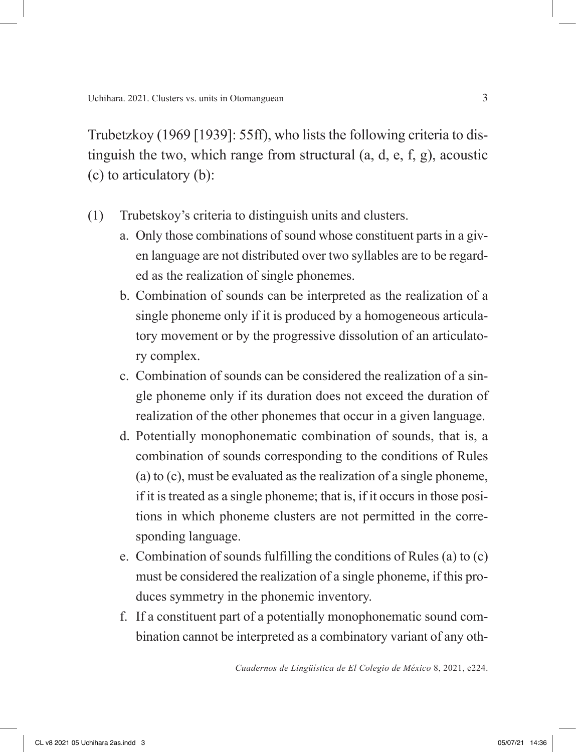Trubetzkoy (1969 [1939]: 55ff), who lists the following criteria to distinguish the two, which range from structural (a, d, e, f, g), acoustic (c) to articulatory (b):

(1) Trubetskoy's criteria to distinguish units and clusters.

a. Only those combinations of sound whose constituent parts in a given language are not distributed over two syllables are to be regarded as the realization of single phonemes.

b. Combination of sounds can be interpreted as the realization of a single phoneme only if it is produced by a homogeneous articulatory movement or by the progressive dissolution of an articulatory complex.

c. Combination of sounds can be considered the realization of a single phoneme only if its duration does not exceed the duration of realization of the other phonemes that occur in a given language.

d. Potentially monophonematic combination of sounds, that is, a combination of sounds corresponding to the conditions of Rules (a) to (c), must be evaluated as the realization of a single phoneme, if it is treated as a single phoneme; that is, if it occurs in those positions in which phoneme clusters are not permitted in the corresponding language.

e. Combination of sounds fulfilling the conditions of Rules (a) to (c) must be considered the realization of a single phoneme, if this produces symmetry in the phonemic inventory.

f. If a constituent part of a potentially monophonematic sound combination cannot be interpreted as a combinatory variant of any oth-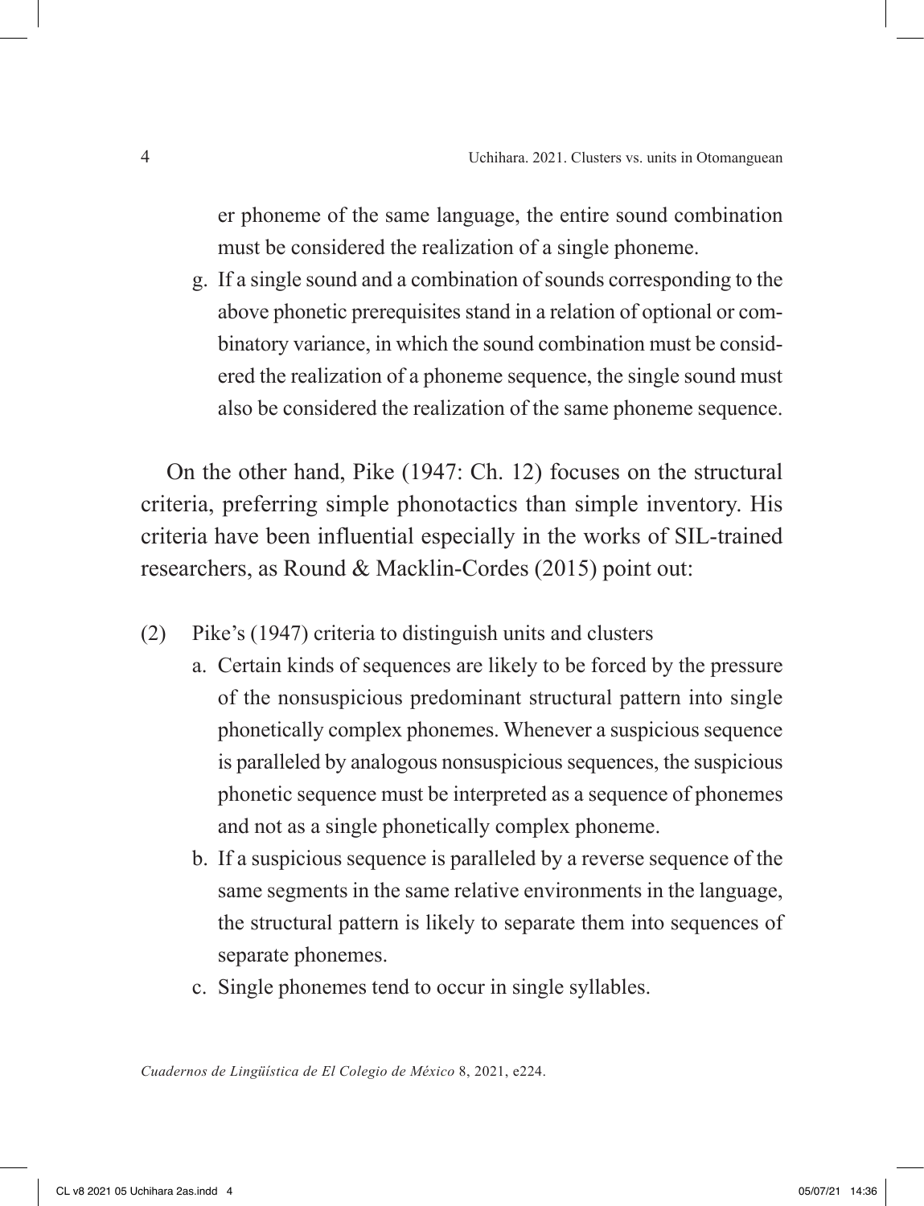er phoneme of the same language, the entire sound combination must be considered the realization of a single phoneme.

g. If a single sound and a combination of sounds corresponding to the above phonetic prerequisites stand in a relation of optional or combinatory variance, in which the sound combination must be considered the realization of a phoneme sequence, the single sound must also be considered the realization of the same phoneme sequence.

On the other hand, Pike (1947: Ch. 12) focuses on the structural criteria, preferring simple phonotactics than simple inventory. His criteria have been influential especially in the works of SIL-trained researchers, as Round & Macklin-Cordes (2015) point out:

(2) Pike's (1947) criteria to distinguish units and clusters

a. Certain kinds of sequences are likely to be forced by the pressure of the nonsuspicious predominant structural pattern into single phonetically complex phonemes. Whenever a suspicious sequence is paralleled by analogous nonsuspicious sequences, the suspicious phonetic sequence must be interpreted as a sequence of phonemes and not as a single phonetically complex phoneme.

b. If a suspicious sequence is paralleled by a reverse sequence of the same segments in the same relative environments in the language, the structural pattern is likely to separate them into sequences of separate phonemes.

c. Single phonemes tend to occur in single syllables.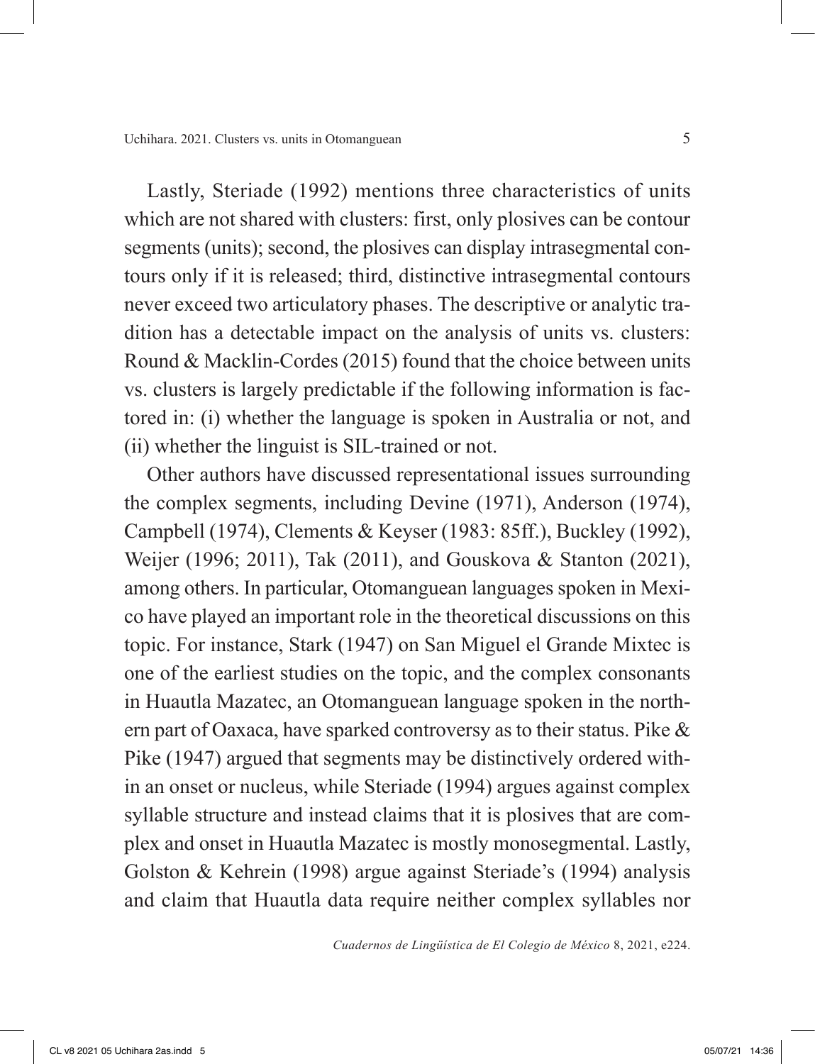Lastly, Steriade (1992) mentions three characteristics of units which are not shared with clusters: first, only plosives can be contour segments (units); second, the plosives can display intrasegmental contours only if it is released; third, distinctive intrasegmental contours never exceed two articulatory phases. The descriptive or analytic tradition has a detectable impact on the analysis of units vs. clusters: Round & Macklin-Cordes (2015) found that the choice between units vs. clusters is largely predictable if the following information is factored in: (i) whether the language is spoken in Australia or not, and (ii) whether the linguist is SIL-trained or not.

Other authors have discussed representational issues surrounding the complex segments, including Devine (1971), Anderson (1974), Campbell (1974), Clements & Keyser (1983: 85ff.), Buckley (1992), Weijer (1996; 2011), Tak (2011), and Gouskova & Stanton (2021), among others. In particular, Otomanguean languages spoken in Mexico have played an important role in the theoretical discussions on this topic. For instance, Stark (1947) on San Miguel el Grande Mixtec is one of the earliest studies on the topic, and the complex consonants in Huautla Mazatec, an Otomanguean language spoken in the northern part of Oaxaca, have sparked controversy as to their status. Pike & Pike (1947) argued that segments may be distinctively ordered within an onset or nucleus, while Steriade (1994) argues against complex syllable structure and instead claims that it is plosives that are complex and onset in Huautla Mazatec is mostly monosegmental. Lastly, Golston & Kehrein (1998) argue against Steriade's (1994) analysis and claim that Huautla data require neither complex syllables nor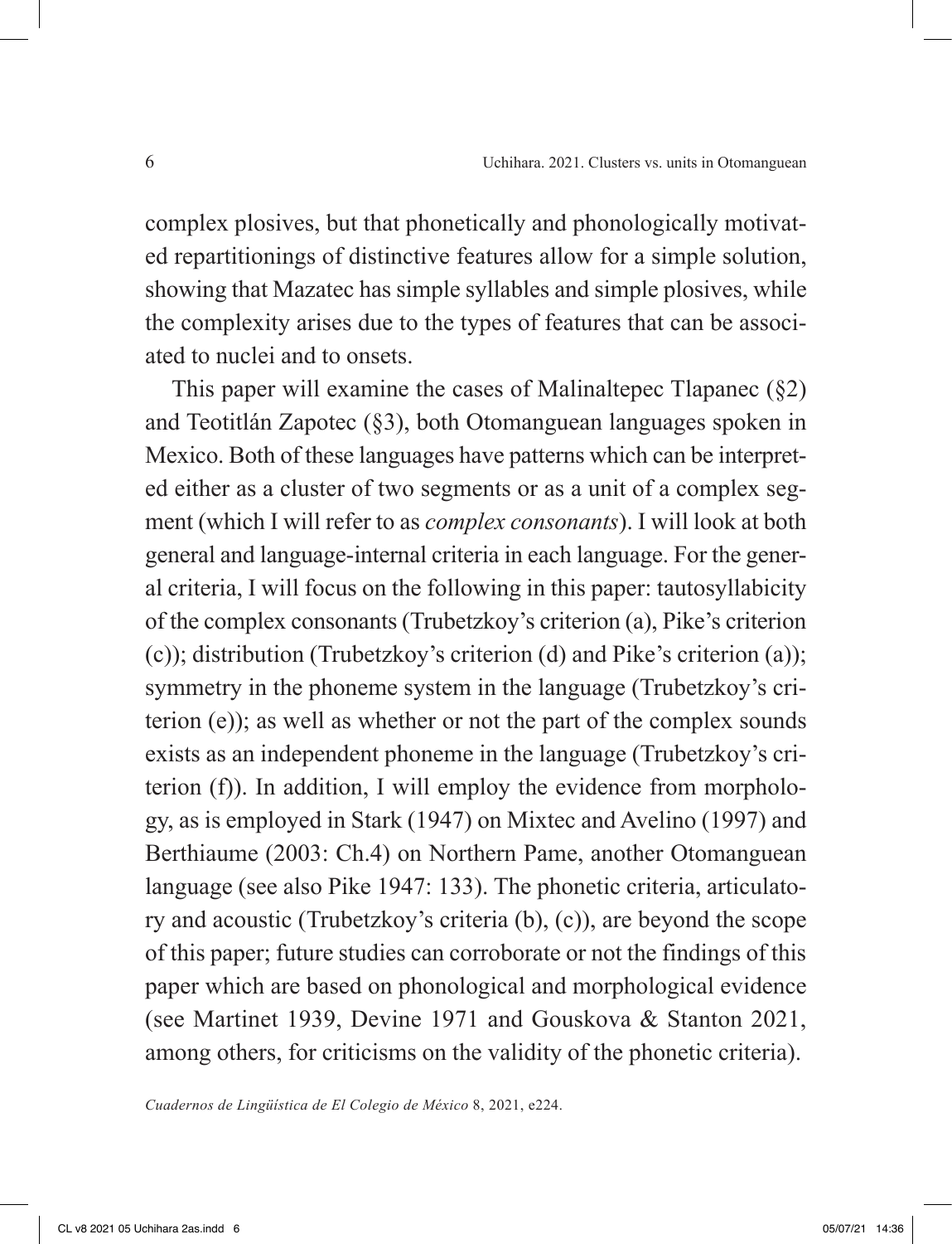complex plosives, but that phonetically and phonologically motivated repartitionings of distinctive features allow for a simple solution, showing that Mazatec has simple syllables and simple plosives, while the complexity arises due to the types of features that can be associated to nuclei and to onsets.

This paper will examine the cases of Malinaltepec Tlapanec (§2) and Teotitlán Zapotec (§3), both Otomanguean languages spoken in Mexico. Both of these languages have patterns which can be interpreted either as a cluster of two segments or as a unit of a complex segment (which I will refer to as *complex consonants*). I will look at both general and language-internal criteria in each language. For the general criteria, I will focus on the following in this paper: tautosyllabicity of the complex consonants (Trubetzkoy's criterion (a), Pike's criterion (c)); distribution (Trubetzkoy's criterion (d) and Pike's criterion (a)); symmetry in the phoneme system in the language (Trubetzkoy's criterion (e)); as well as whether or not the part of the complex sounds exists as an independent phoneme in the language (Trubetzkoy's criterion (f)). In addition, I will employ the evidence from morphology, as is employed in Stark (1947) on Mixtec and Avelino (1997) and Berthiaume (2003: Ch.4) on Northern Pame, another Otomanguean language (see also Pike 1947: 133). The phonetic criteria, articulatory and acoustic (Trubetzkoy's criteria (b), (c)), are beyond the scope of this paper; future studies can corroborate or not the findings of this paper which are based on phonological and morphological evidence (see Martinet 1939, Devine 1971 and Gouskova & Stanton 2021, among others, for criticisms on the validity of the phonetic criteria).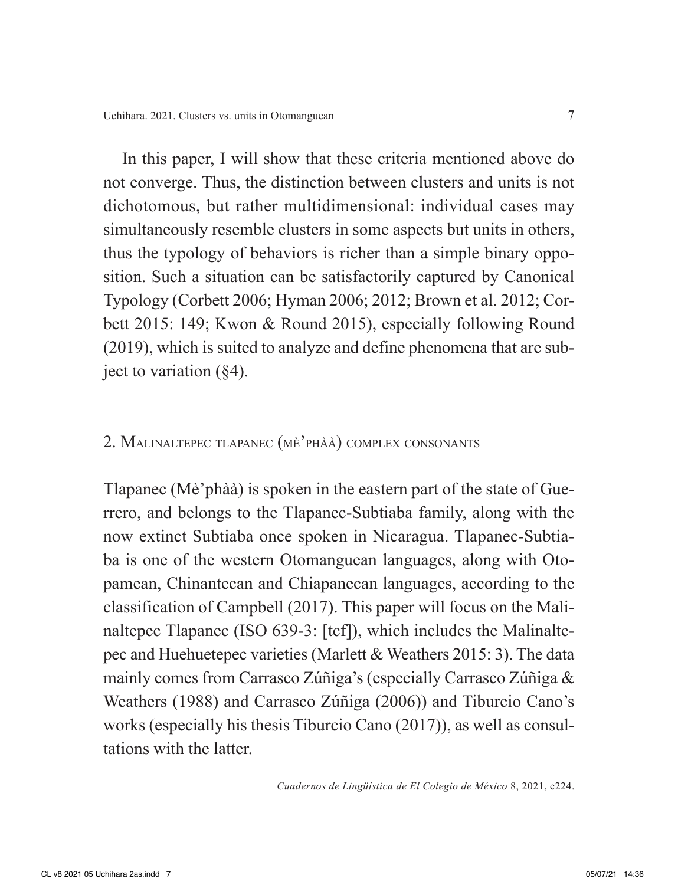In this paper, I will show that these criteria mentioned above do not converge. Thus, the distinction between clusters and units is not dichotomous, but rather multidimensional: individual cases may simultaneously resemble clusters in some aspects but units in others, thus the typology of behaviors is richer than a simple binary opposition. Such a situation can be satisfactorily captured by Canonical Typology (Corbett 2006; Hyman 2006; 2012; Brown et al. 2012; Corbett 2015: 149; Kwon & Round 2015), especially following Round (2019), which is suited to analyze and define phenomena that are subject to variation (§4).

## 2. Malinaltepec tlapanec (mè'phàà) complex consonants

Tlapanec (Mè'phàà) is spoken in the eastern part of the state of Guerrero, and belongs to the Tlapanec-Subtiaba family, along with the now extinct Subtiaba once spoken in Nicaragua. Tlapanec-Subtiaba is one of the western Otomanguean languages, along with Otopamean, Chinantecan and Chiapanecan languages, according to the classification of Campbell (2017). This paper will focus on the Malinaltepec Tlapanec (ISO 639-3: [tcf]), which includes the Malinaltepec and Huehuetepec varieties (Marlett & Weathers 2015: 3). The data mainly comes from Carrasco Zúñiga's (especially Carrasco Zúñiga & Weathers (1988) and Carrasco Zúñiga (2006)) and Tiburcio Cano's works (especially his thesis Tiburcio Cano (2017)), as well as consultations with the latter.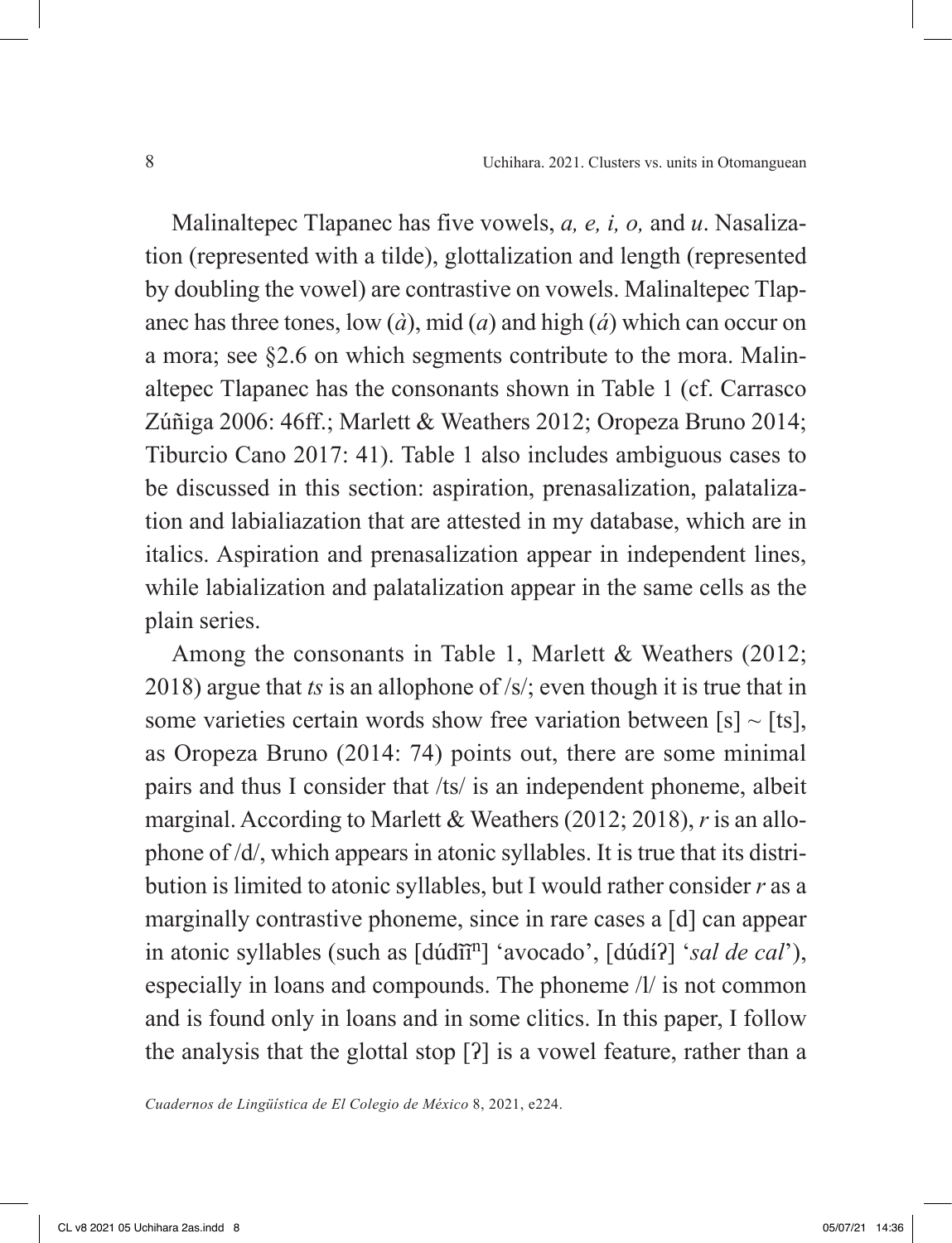Malinaltepec Tlapanec has five vowels, *a, e, i, o,* and *u*. Nasalization (represented with a tilde), glottalization and length (represented by doubling the vowel) are contrastive on vowels. Malinaltepec Tlapanec has three tones, low (*à*), mid (*a*) and high (*á*) which can occur on a mora; see §2.6 on which segments contribute to the mora. Malinaltepec Tlapanec has the consonants shown in Table 1 (cf. Carrasco Zúñiga 2006: 46ff.; Marlett & Weathers 2012; Oropeza Bruno 2014; Tiburcio Cano 2017: 41). Table 1 also includes ambiguous cases to be discussed in this section: aspiration, prenasalization, palatalization and labialiazation that are attested in my database, which are in italics. Aspiration and prenasalization appear in independent lines, while labialization and palatalization appear in the same cells as the plain series.

Among the consonants in Table 1, Marlett & Weathers (2012; 2018) argue that *ts* is an allophone of /s/; even though it is true that in some varieties certain words show free variation between [s] ~ [ts], as Oropeza Bruno (2014: 74) points out, there are some minimal pairs and thus I consider that /ts/ is an independent phoneme, albeit marginal. According to Marlett & Weathers (2012; 2018), *r* is an allophone of /d/, which appears in atonic syllables. It is true that its distribution is limited to atonic syllables, but I would rather consider *r* as a marginally contrastive phoneme, since in rare cases a [d] can appear in atonic syllables (such as [dúdĩĩ$^{\text{n}}$] 'avocado', [dúdíʔ] '*sal de cal*'), especially in loans and compounds. The phoneme /l/ is not common and is found only in loans and in some clitics. In this paper, I follow the analysis that the glottal stop [ʔ] is a vowel feature, rather than a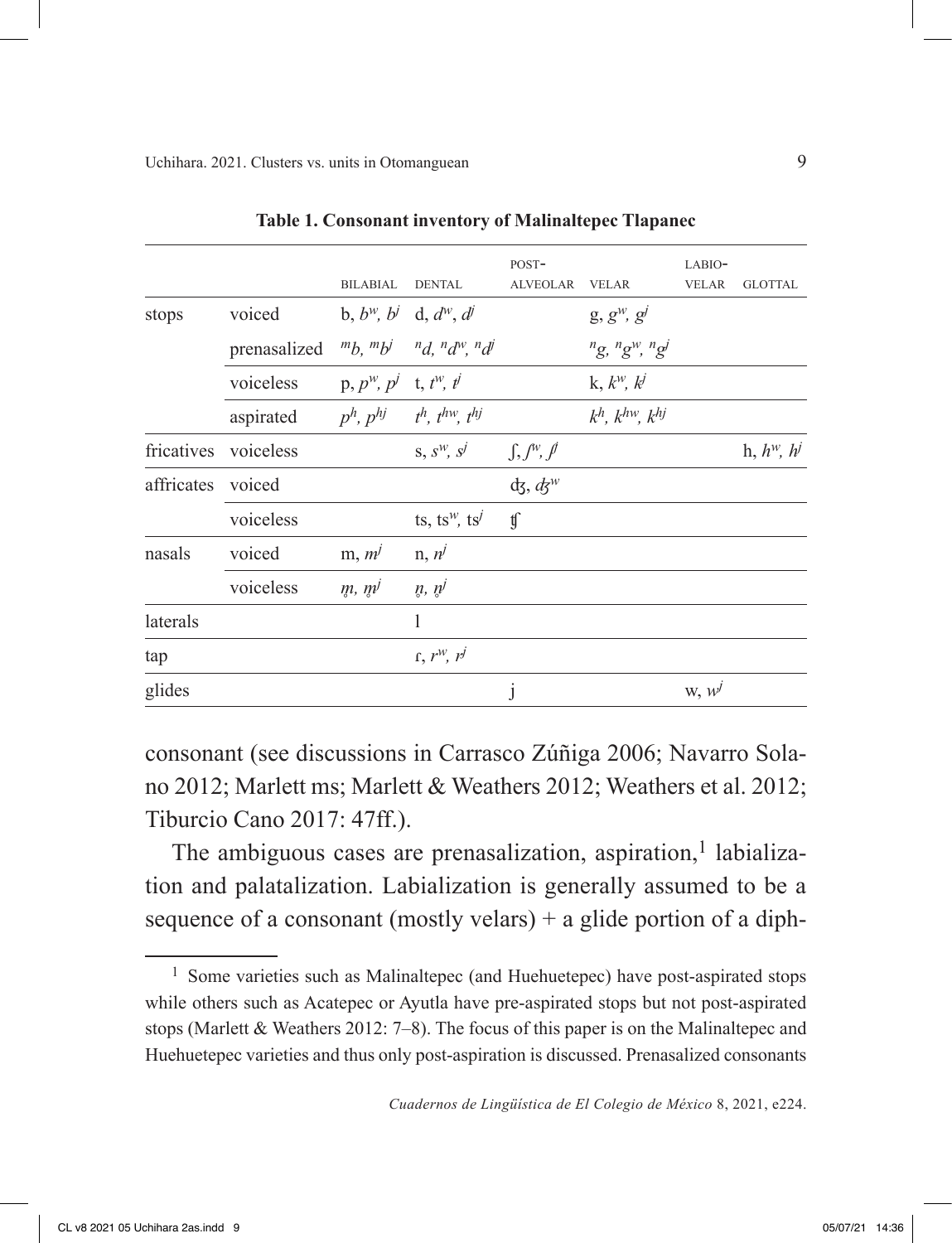**Table 1. Consonant inventory of Malinaltepec Tlapanec**

| | | BILABIAL | DENTAL | POST-ALVEOLAR | VELAR | LABIO-VELAR | GLOTTAL |
|---|---|---|---|---|---|---|---|
| stops | voiced | b, *bʷ, bʲ* | d, *dʷ*, *dʲ* | | g, *gʷ, gʲ* | | |
| | prenasalized | *ᵐb, ᵐbʲ* | *ⁿd, ⁿdʷ, ⁿdʲ* | | *ⁿg, ⁿgʷ, ⁿgʲ* | | |
| | voiceless | p, *pʷ, pʲ* | t, *tʷ, tʲ* | | k, *kʷ, kʲ* | | |
| | aspirated | *pʰ, pʰʲ* | *tʰ, tʰʷ, tʰʲ* | | *kʰ, kʰʷ, kʰʲ* | | |
| fricatives | voiceless | | s, *sʷ, sʲ* | ʃ, *ʃʷ, ʃʲ* | | | h, *hʷ, hʲ* |
| affricates | voiced | | | ʤ, *ʤʷ* | | | |
| | voiceless | | ts, tsʷ, tsʲ | ʧ | | | |
| nasals | voiced | m, *mʲ* | n, *nʲ* | | | | |
| | voiceless | *m̥, m̥ʲ* | *n̥, n̥ʲ* | | | | |
| laterals | | | l | | | | |
| tap | | | ɾ, *ɾʷ, ɾʲ* | | | | |
| glides | | | | j | | w, *wʲ* | |

consonant (see discussions in Carrasco Zúñiga 2006; Navarro Solano 2012; Marlett ms; Marlett & Weathers 2012; Weathers et al. 2012; Tiburcio Cano 2017: 47ff.).

The ambiguous cases are prenasalization, aspiration,[1] labialization and palatalization. Labialization is generally assumed to be a sequence of a consonant (mostly velars) + a glide portion of a diph-

[1] Some varieties such as Malinaltepec (and Huehuetepec) have post-aspirated stops while others such as Acatepec or Ayutla have pre-aspirated stops but not post-aspirated stops (Marlett & Weathers 2012: 7–8). The focus of this paper is on the Malinaltepec and Huehuetepec varieties and thus only post-aspiration is discussed. Prenasalized consonants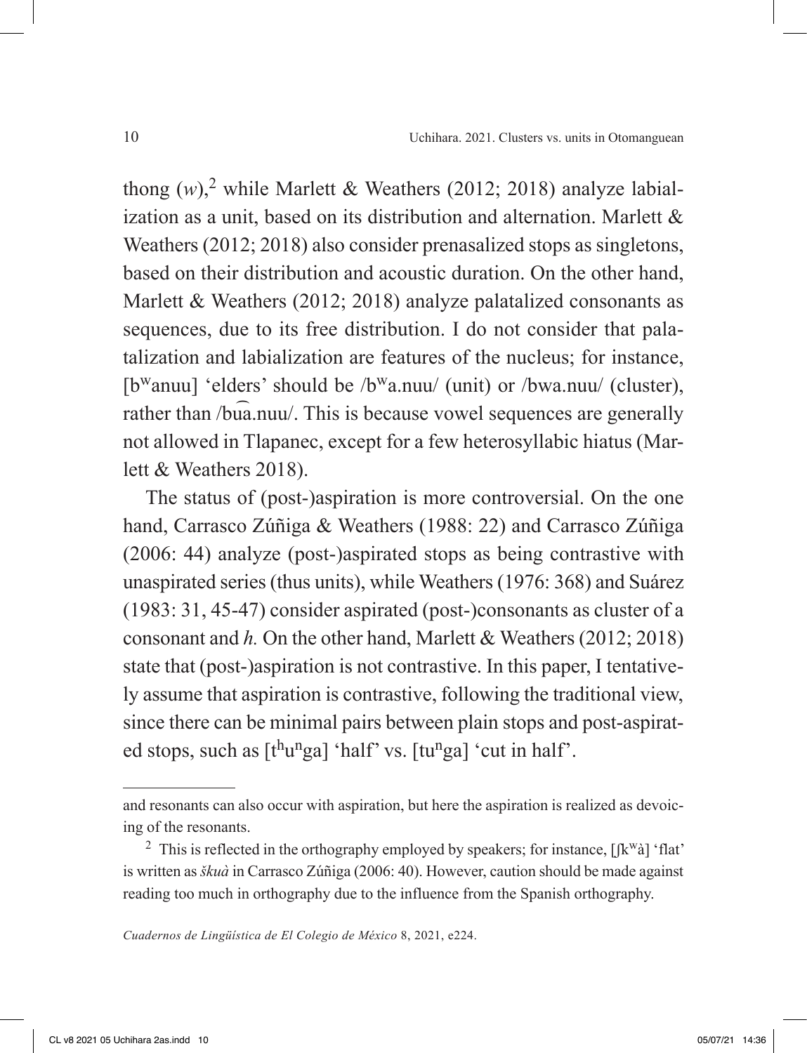thong (*w*),[2] while Marlett & Weathers (2012; 2018) analyze labialization as a unit, based on its distribution and alternation. Marlett & Weathers (2012; 2018) also consider prenasalized stops as singletons, based on their distribution and acoustic duration. On the other hand, Marlett & Weathers (2012; 2018) analyze palatalized consonants as sequences, due to its free distribution. I do not consider that palatalization and labialization are features of the nucleus; for instance, [bʷanuu] 'elders' should be /bʷa.nuu/ (unit) or /bwa.nuu/ (cluster), rather than /bu͡a.nuu/. This is because vowel sequences are generally not allowed in Tlapanec, except for a few heterosyllabic hiatus (Marlett & Weathers 2018).

The status of (post-)aspiration is more controversial. On the one hand, Carrasco Zúñiga & Weathers (1988: 22) and Carrasco Zúñiga (2006: 44) analyze (post-)aspirated stops as being contrastive with unaspirated series (thus units), while Weathers (1976: 368) and Suárez (1983: 31, 45-47) consider aspirated (post-)consonants as cluster of a consonant and *h.* On the other hand, Marlett & Weathers (2012; 2018) state that (post-)aspiration is not contrastive. In this paper, I tentatively assume that aspiration is contrastive, following the traditional view, since there can be minimal pairs between plain stops and post-aspirated stops, such as [tʰuⁿga] 'half' vs. [tuⁿga] 'cut in half'.

---

and resonants can also occur with aspiration, but here the aspiration is realized as devoicing of the resonants.

[2] This is reflected in the orthography employed by speakers; for instance, [ʃkʷà] 'flat' is written as *škuà* in Carrasco Zúñiga (2006: 40). However, caution should be made against reading too much in orthography due to the influence from the Spanish orthography.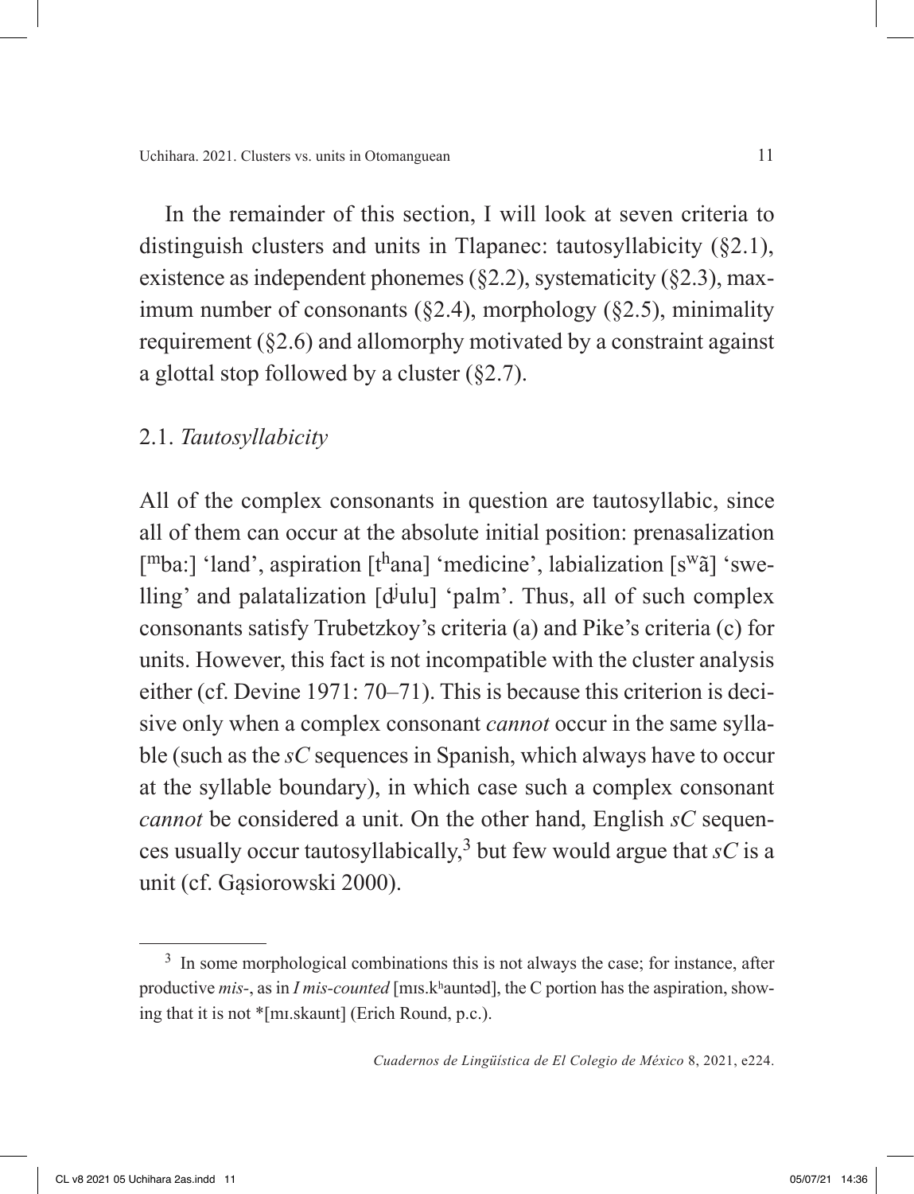In the remainder of this section, I will look at seven criteria to distinguish clusters and units in Tlapanec: tautosyllabicity (§2.1), existence as independent phonemes (§2.2), systematicity (§2.3), maximum number of consonants (§2.4), morphology (§2.5), minimality requirement (§2.6) and allomorphy motivated by a constraint against a glottal stop followed by a cluster (§2.7).

## 2.1. *Tautosyllabicity*

All of the complex consonants in question are tautosyllabic, since all of them can occur at the absolute initial position: prenasalization [ᵐba:] 'land', aspiration [tʰana] 'medicine', labialization [sʷã] 'swelling' and palatalization [dʲulu] 'palm'. Thus, all of such complex consonants satisfy Trubetzkoy's criteria (a) and Pike's criteria (c) for units. However, this fact is not incompatible with the cluster analysis either (cf. Devine 1971: 70–71). This is because this criterion is decisive only when a complex consonant *cannot* occur in the same syllable (such as the *sC* sequences in Spanish, which always have to occur at the syllable boundary), in which case such a complex consonant *cannot* be considered a unit. On the other hand, English *sC* sequences usually occur tautosyllabically,[3] but few would argue that *sC* is a unit (cf. Gąsiorowski 2000).

[3] In some morphological combinations this is not always the case; for instance, after productive *mis-*, as in *I mis-counted* [mɪs.kʰauntəd], the C portion has the aspiration, showing that it is not *[mɪ.skaunt] (Erich Round, p.c.).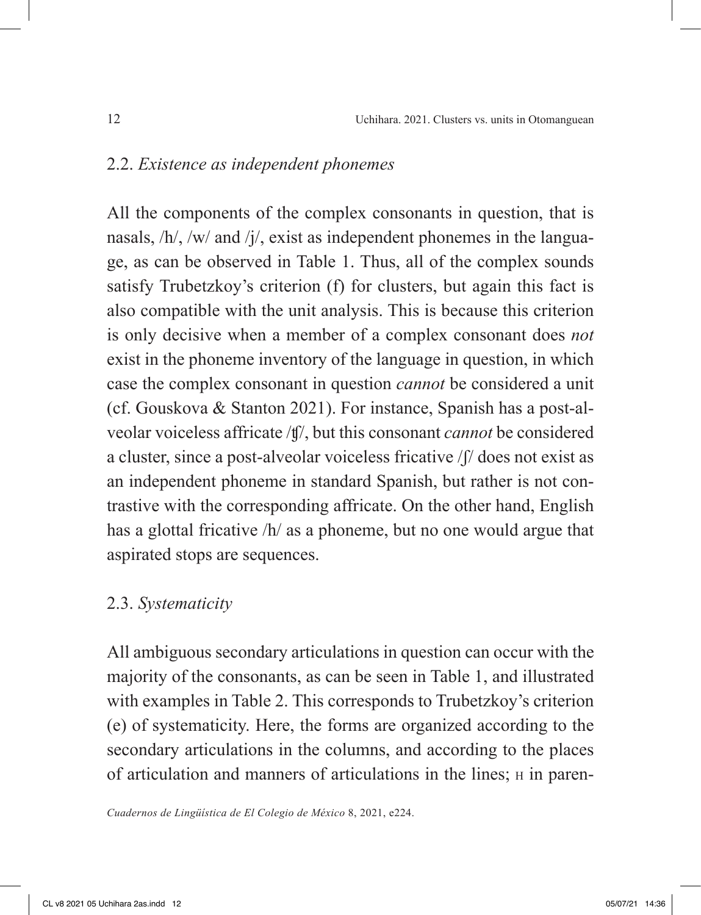## 2.2. *Existence as independent phonemes*

All the components of the complex consonants in question, that is nasals, /h/, /w/ and /j/, exist as independent phonemes in the language, as can be observed in Table 1. Thus, all of the complex sounds satisfy Trubetzkoy's criterion (f) for clusters, but again this fact is also compatible with the unit analysis. This is because this criterion is only decisive when a member of a complex consonant does *not* exist in the phoneme inventory of the language in question, in which case the complex consonant in question *cannot* be considered a unit (cf. Gouskova & Stanton 2021). For instance, Spanish has a post-alveolar voiceless affricate /ʧ/, but this consonant *cannot* be considered a cluster, since a post-alveolar voiceless fricative /ʃ/ does not exist as an independent phoneme in standard Spanish, but rather is not contrastive with the corresponding affricate. On the other hand, English has a glottal fricative /h/ as a phoneme, but no one would argue that aspirated stops are sequences.

## 2.3. *Systematicity*

All ambiguous secondary articulations in question can occur with the majority of the consonants, as can be seen in Table 1, and illustrated with examples in Table 2. This corresponds to Trubetzkoy's criterion (e) of systematicity. Here, the forms are organized according to the secondary articulations in the columns, and according to the places of articulation and manners of articulations in the lines; H in paren-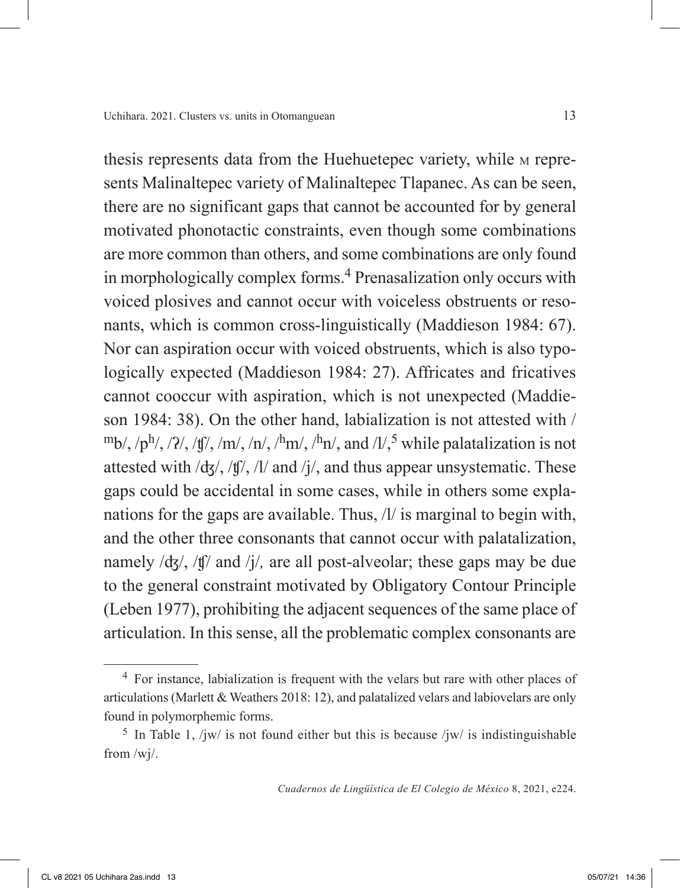thesis represents data from the Huehuetepec variety, while M represents Malinaltepec variety of Malinaltepec Tlapanec. As can be seen, there are no significant gaps that cannot be accounted for by general motivated phonotactic constraints, even though some combinations are more common than others, and some combinations are only found in morphologically complex forms.[4] Prenasalization only occurs with voiced plosives and cannot occur with voiceless obstruents or resonants, which is common cross-linguistically (Maddieson 1984: 67). Nor can aspiration occur with voiced obstruents, which is also typologically expected (Maddieson 1984: 27). Affricates and fricatives cannot cooccur with aspiration, which is not unexpected (Maddieson 1984: 38). On the other hand, labialization is not attested with /ᵐb/, /pʰ/, /ʔ/, /ʧ/, /m/, /n/, /ʰm/, /ʰn/, and /l/,[5] while palatalization is not attested with /ʤ/, /ʧ/, /l/ and /j/, and thus appear unsystematic. These gaps could be accidental in some cases, while in others some explanations for the gaps are available. Thus, /l/ is marginal to begin with, and the other three consonants that cannot occur with palatalization, namely /ʤ/, /ʧ/ and /j/, are all post-alveolar; these gaps may be due to the general constraint motivated by Obligatory Contour Principle (Leben 1977), prohibiting the adjacent sequences of the same place of articulation. In this sense, all the problematic complex consonants are

[4] For instance, labialization is frequent with the velars but rare with other places of articulations (Marlett & Weathers 2018: 12), and palatalized velars and labiovelars are only found in polymorphemic forms.

[5] In Table 1, /jw/ is not found either but this is because /jw/ is indistinguishable from /wj/.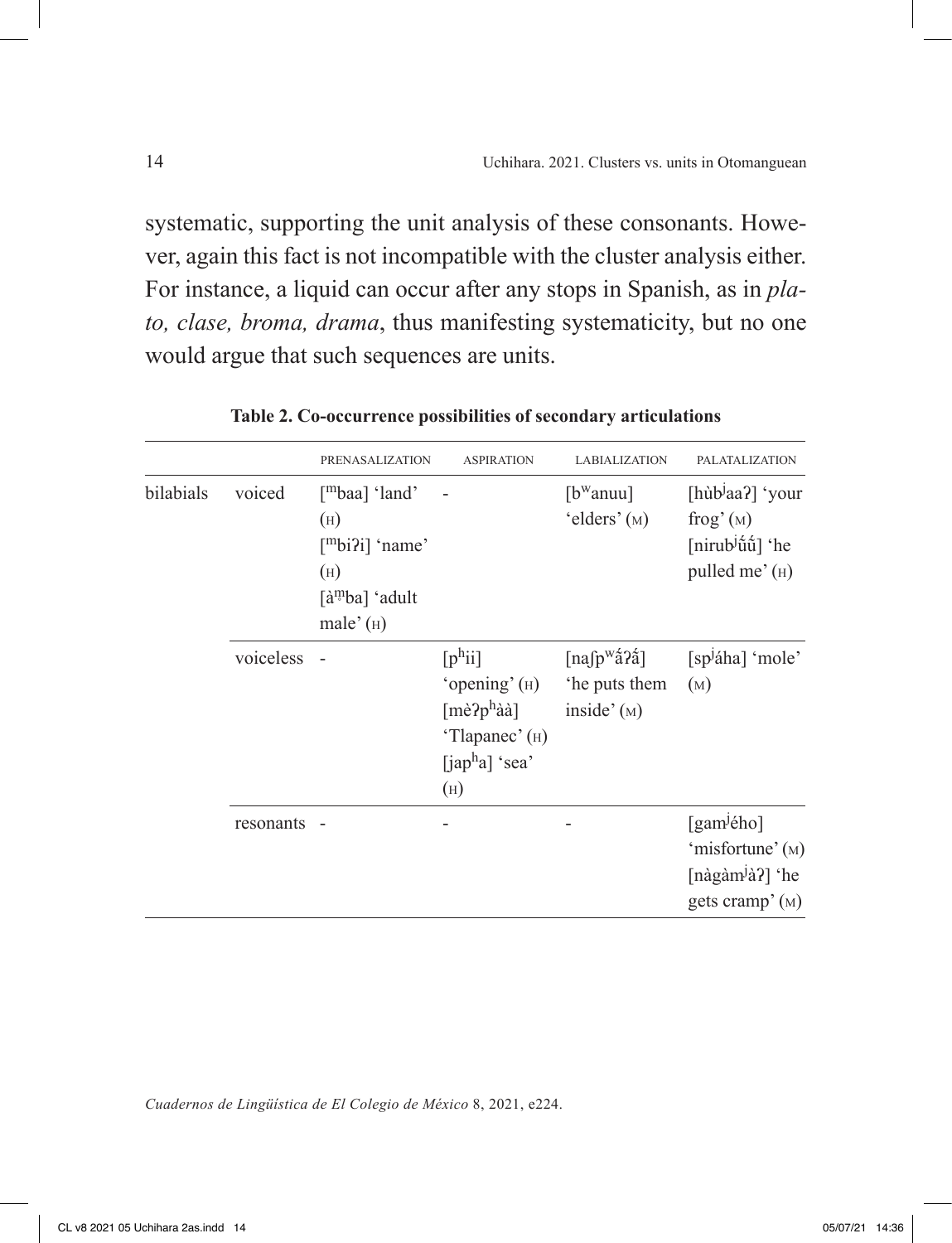systematic, supporting the unit analysis of these consonants. However, again this fact is not incompatible with the cluster analysis either. For instance, a liquid can occur after any stops in Spanish, as in *plato, clase, broma, drama*, thus manifesting systematicity, but no one would argue that such sequences are units.

**Table 2. Co-occurrence possibilities of secondary articulations**

| | | PRENASALIZATION | ASPIRATION | LABIALIZATION | PALATALIZATION |
|---|---|---|---|---|---|
| bilabials | voiced | [ᵐbaa] 'land' (H) [ᵐbiʔi] 'name' (H) [àm̥ba] 'adult male' (H) | - | [bʷanuu] 'elders' (M) | [hùbʲaaʔ] 'your frog' (M) [nirubʲű́ű́] 'he pulled me' (H) |
| | voiceless | - | [pʰii] 'opening' (H) [mèʔpʰàà] 'Tlapanec' (H) [japʰa] 'sea' (H) | [naʃpʷa̋ʔa̋] 'he puts them inside' (M) | [spʲáha] 'mole' (M) |
| | resonants | - | - | - | [gamʲého] 'misfortune' (M) [nàgàmʲàʔ] 'he gets cramp' (M) |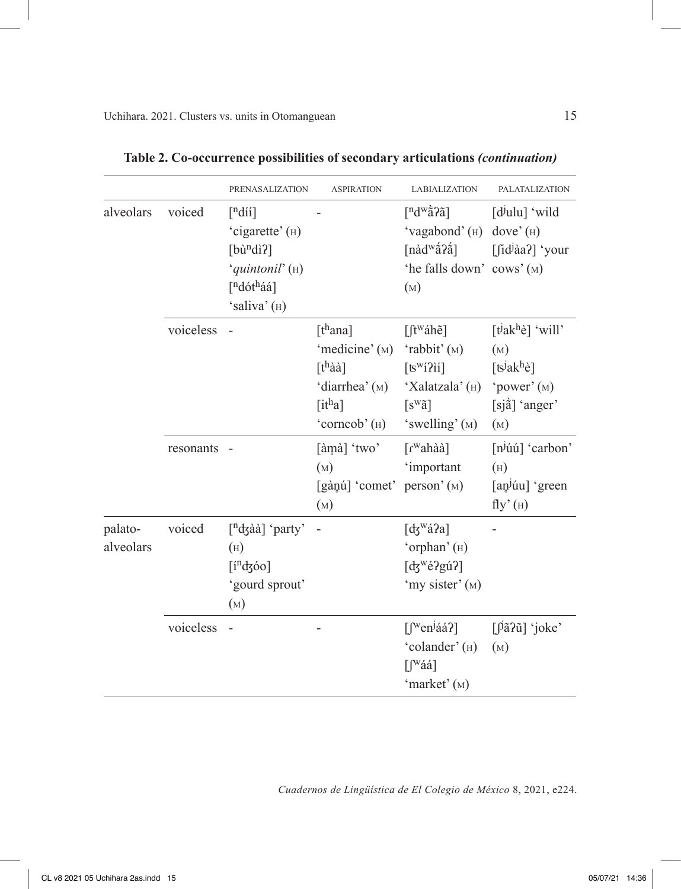**Table 2. Co-occurrence possibilities of secondary articulations *(continuation)***

| | | PRENASALIZATION | ASPIRATION | LABIALIZATION | PALATALIZATION |
|---|---|---|---|---|---|
| alveolars | voiced | [ⁿdíí] 'cigarette' (H) [bùⁿdìʔ] '*quintonil*' (H) [ⁿdótʰáá] 'saliva' (H) | - | [ⁿdʷã̀ʔã] 'vagabond' (H) [nàdʷã́ʔã́] 'he falls down' (M) | [dʲulu] 'wild dove' (H) [ʃìdʲàaʔ] 'your cows' (M) |
| | voiceless | - | [tʰana] 'medicine' (M) [tʰàà] 'diarrhea' (M) [itʰa] 'corncob' (H) | [ʃtʷáhẽ] 'rabbit' (M) [ʦʷíʔìí] 'Xalatzala' (H) [sʷã] 'swelling' (M) | [tʲakʰè] 'will' (M) [ʦʲakʰè] 'power' (M) [sjã̀] 'anger' (M) |
| | resonants | - | [àm̥à] 'two' (M) [gàn̥ú] 'comet' (M) | [ɾʷahàà] 'important person' (M) | [nʲúú] 'carbon' (H) [an̥ʲúu] 'green fly' (H) |
| palato-alveolars | voiced | [ⁿʤàà] 'party' (H) [íⁿʤóo] 'gourd sprout' (M) | - | [ʤʷáʔa] 'orphan' (H) [ʤʷéʔgúʔ] 'my sister' (M) | - |
| | voiceless | - | - | [ʃʷenʲááʔ] 'colander' (H) [ʃʷáá] 'market' (M) | [ʃʲãʔũ] 'joke' (M) |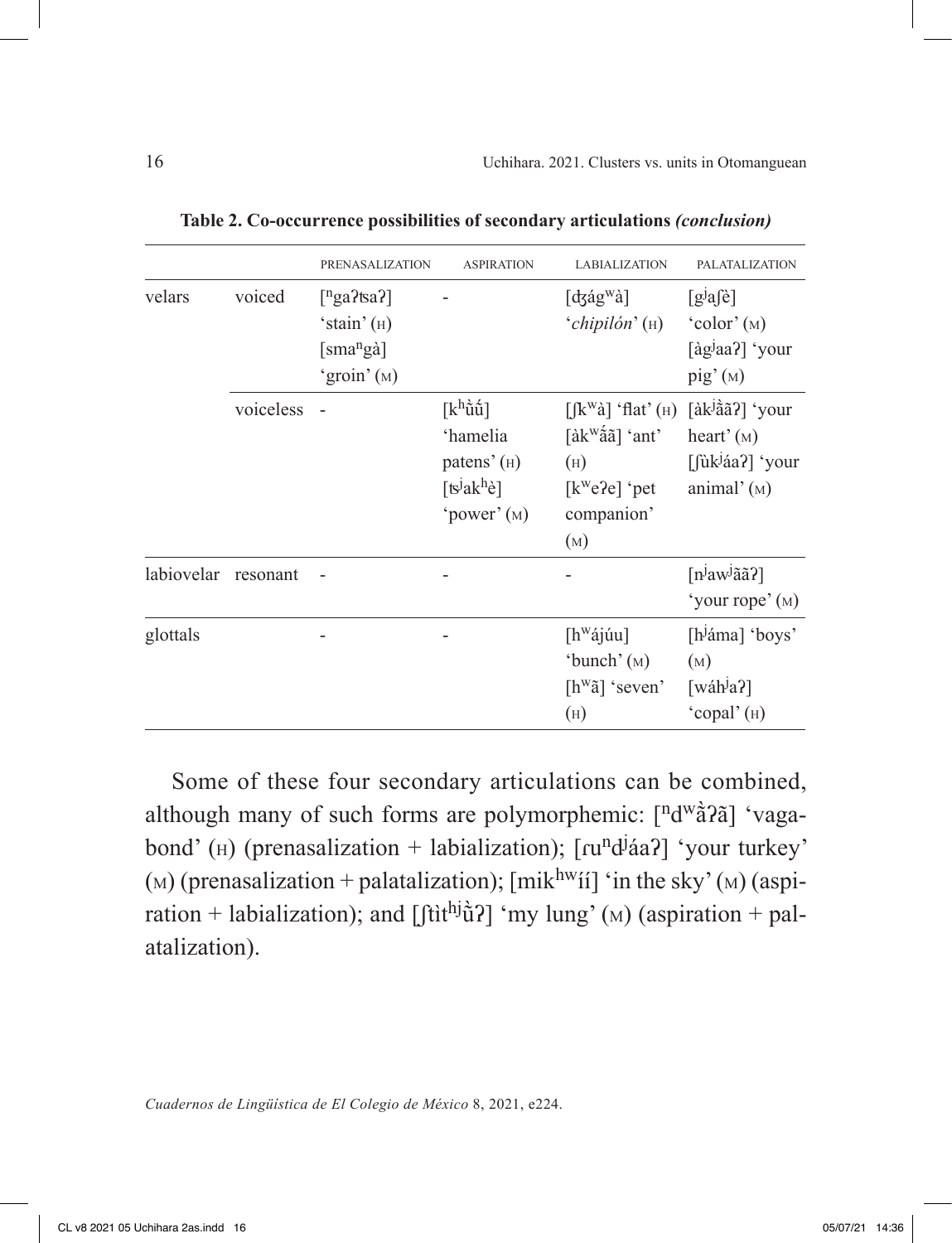**Table 2. Co-occurrence possibilities of secondary articulations *(conclusion)***

| | | PRENASALIZATION | ASPIRATION | LABIALIZATION | PALATALIZATION |
|---|---|---|---|---|---|
| velars | voiced | [ⁿgaʔtsaʔ] 'stain' (H) [smaⁿgà] 'groin' (M) | - | [dʒágʷà] '*chipilón*' (H) | [gʲaʃè] 'color' (M) [àgʲaaʔ] 'your pig' (M) |
| | voiceless | - | [kʰù̃ú̃] 'hamelia patens' (H) [tsʲakʰè] 'power' (M) | [ʃkʷà] 'flat' (H) [àkʷá̃ã] 'ant' (H) [kʷeʔe] 'pet companion' (M) | [àkʲà̃ãʔ] 'your heart' (M) [ʃùkʲáaʔ] 'your animal' (M) |
| labiovelar | resonant | - | - | - | [nʲawʲããʔ] 'your rope' (M) |
| glottals | | - | - | [hʷájúu] 'bunch' (M) [hʷã] 'seven' (H) | [hʲáma] 'boys' (M) [wáhʲaʔ] 'copal' (H) |

Some of these four secondary articulations can be combined, although many of such forms are polymorphemic: [ⁿdʷà̃ʔã] 'vagabond' (H) (prenasalization + labialization); [ɾuⁿdʲáaʔ] 'your turkey' (M) (prenasalization + palatalization); [mikʰʷíí] 'in the sky' (M) (aspiration + labialization); and [ʃtìtʰʲù̃ʔ] 'my lung' (M) (aspiration + palatalization).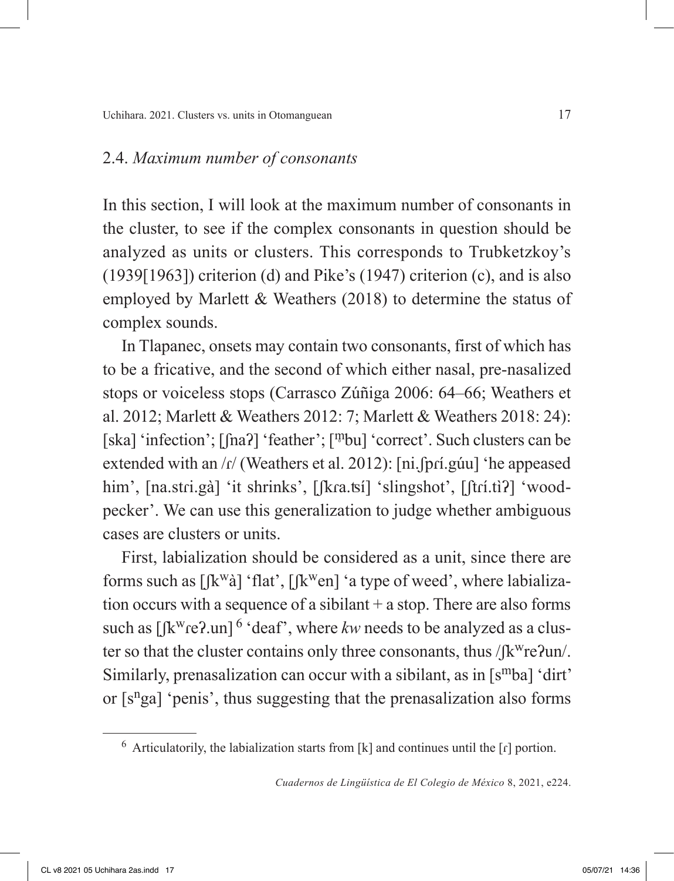## 2.4. *Maximum number of consonants*

In this section, I will look at the maximum number of consonants in the cluster, to see if the complex consonants in question should be analyzed as units or clusters. This corresponds to Trubketzkoy's (1939[1963]) criterion (d) and Pike's (1947) criterion (c), and is also employed by Marlett & Weathers (2018) to determine the status of complex sounds.

In Tlapanec, onsets may contain two consonants, first of which has to be a fricative, and the second of which either nasal, pre-nasalized stops or voiceless stops (Carrasco Zúñiga 2006: 64–66; Weathers et al. 2012; Marlett & Weathers 2012: 7; Marlett & Weathers 2018: 24): [ska] 'infection'; [ʃnaʔ] 'feather'; [m̥bu] 'correct'. Such clusters can be extended with an /ɾ/ (Weathers et al. 2012): [ni.ʃpɾí.gúu] 'he appeased him', [na.stɾi.gà] 'it shrinks', [ʃkɾa.ʦí] 'slingshot', [ʃtɾí.tìʔ] 'woodpecker'. We can use this generalization to judge whether ambiguous cases are clusters or units.

First, labialization should be considered as a unit, since there are forms such as [ʃkʷà] 'flat', [ʃkʷen] 'a type of weed', where labialization occurs with a sequence of a sibilant + a stop. There are also forms such as [ʃkʷɾeʔ.un] [6] 'deaf', where *kw* needs to be analyzed as a cluster so that the cluster contains only three consonants, thus /ʃkʷreʔun/. Similarly, prenasalization can occur with a sibilant, as in [sᵐba] 'dirt' or [sⁿga] 'penis', thus suggesting that the prenasalization also forms

[6] Articulatorily, the labialization starts from [k] and continues until the [ɾ] portion.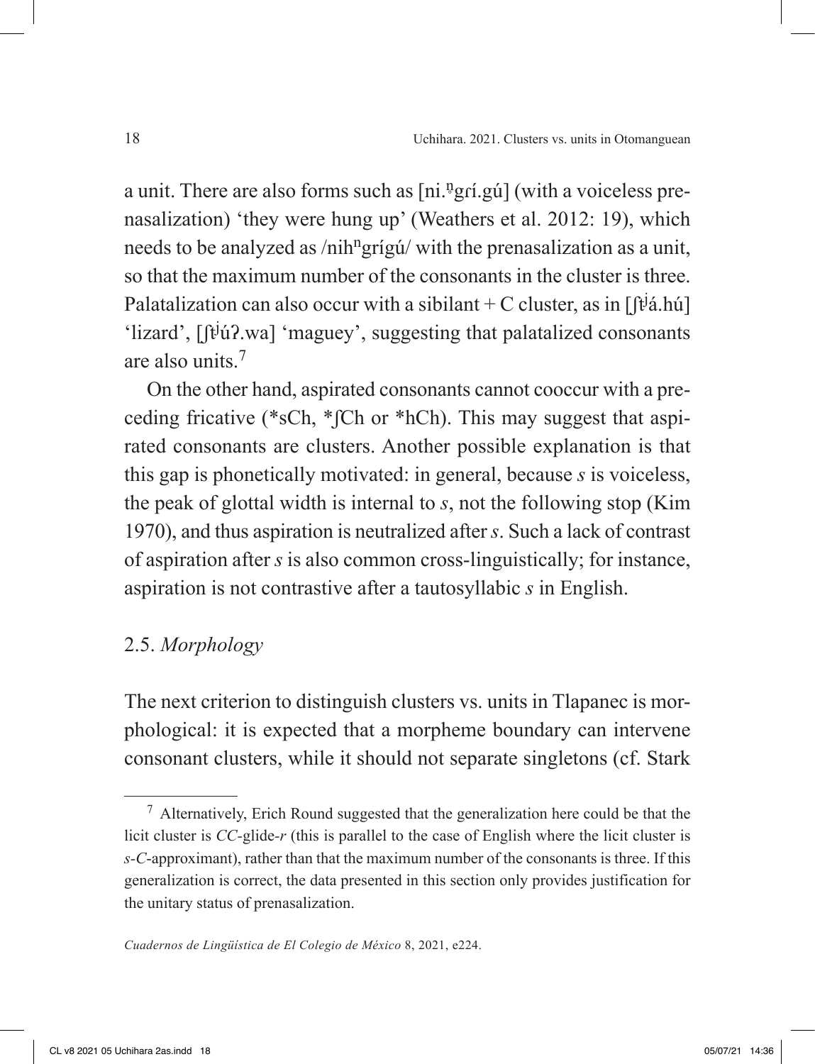a unit. There are also forms such as [ni.ⁿ̥gɾí.gú] (with a voiceless prenasalization) 'they were hung up' (Weathers et al. 2012: 19), which needs to be analyzed as /nihⁿgrígú/ with the prenasalization as a unit, so that the maximum number of the consonants in the cluster is three. Palatalization can also occur with a sibilant + C cluster, as in [ʃtʲá.hú] 'lizard', [ʃtʲúʔ.wa] 'maguey', suggesting that palatalized consonants are also units.[7]

On the other hand, aspirated consonants cannot cooccur with a preceding fricative (*sCh, *ʃCh or *hCh). This may suggest that aspirated consonants are clusters. Another possible explanation is that this gap is phonetically motivated: in general, because *s* is voiceless, the peak of glottal width is internal to *s*, not the following stop (Kim 1970), and thus aspiration is neutralized after *s*. Such a lack of contrast of aspiration after *s* is also common cross-linguistically; for instance, aspiration is not contrastive after a tautosyllabic *s* in English.

## 2.5. *Morphology*

The next criterion to distinguish clusters vs. units in Tlapanec is morphological: it is expected that a morpheme boundary can intervene consonant clusters, while it should not separate singletons (cf. Stark

---

[7] Alternatively, Erich Round suggested that the generalization here could be that the licit cluster is *CC*-glide-*r* (this is parallel to the case of English where the licit cluster is *s*-*C*-approximant), rather than that the maximum number of the consonants is three. If this generalization is correct, the data presented in this section only provides justification for the unitary status of prenasalization.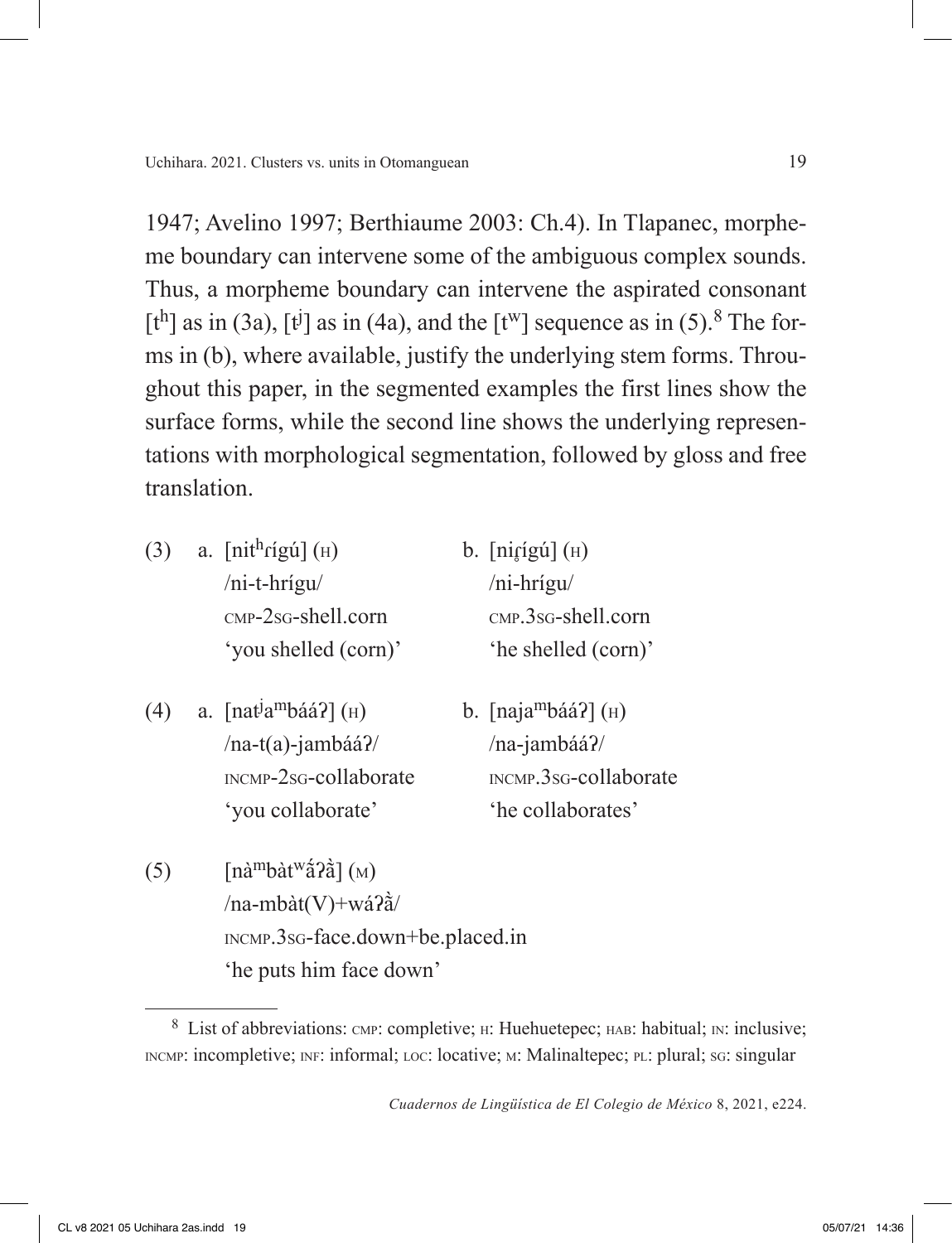1947; Avelino 1997; Berthiaume 2003: Ch.4). In Tlapanec, morpheme boundary can intervene some of the ambiguous complex sounds. Thus, a morpheme boundary can intervene the aspirated consonant [tʰ] as in (3a), [tʲ] as in (4a), and the [tʷ] sequence as in (5).[8] The forms in (b), where available, justify the underlying stem forms. Throughout this paper, in the segmented examples the first lines show the surface forms, while the second line shows the underlying representations with morphological segmentation, followed by gloss and free translation.

(3) a. [nitʰrígú] (H)
/ni-t-hrígu/
CMP-2SG-shell.corn
'you shelled (corn)'

b. [niɾ̥ígú] (H)
/ni-hrígu/
CMP.3SG-shell.corn
'he shelled (corn)'

(4) a. [natʲaᵐbááʔ] (H)
/na-t(a)-jambááʔ/
INCMP-2SG-collaborate
'you collaborate'

b. [najaᵐbááʔ] (H)
/na-jambááʔ/
INCMP.3SG-collaborate
'he collaborates'

(5) [nàᵐbàtʷá̰ʔà̰] (M)
/na-mbàt(V)+wáʔà̰/
INCMP.3SG-face.down+be.placed.in
'he puts him face down'

---

[8] List of abbreviations: CMP: completive; H: Huehuetepec; HAB: habitual; IN: inclusive; INCMP: incompletive; INF: informal; LOC: locative; M: Malinaltepec; PL: plural; SG: singular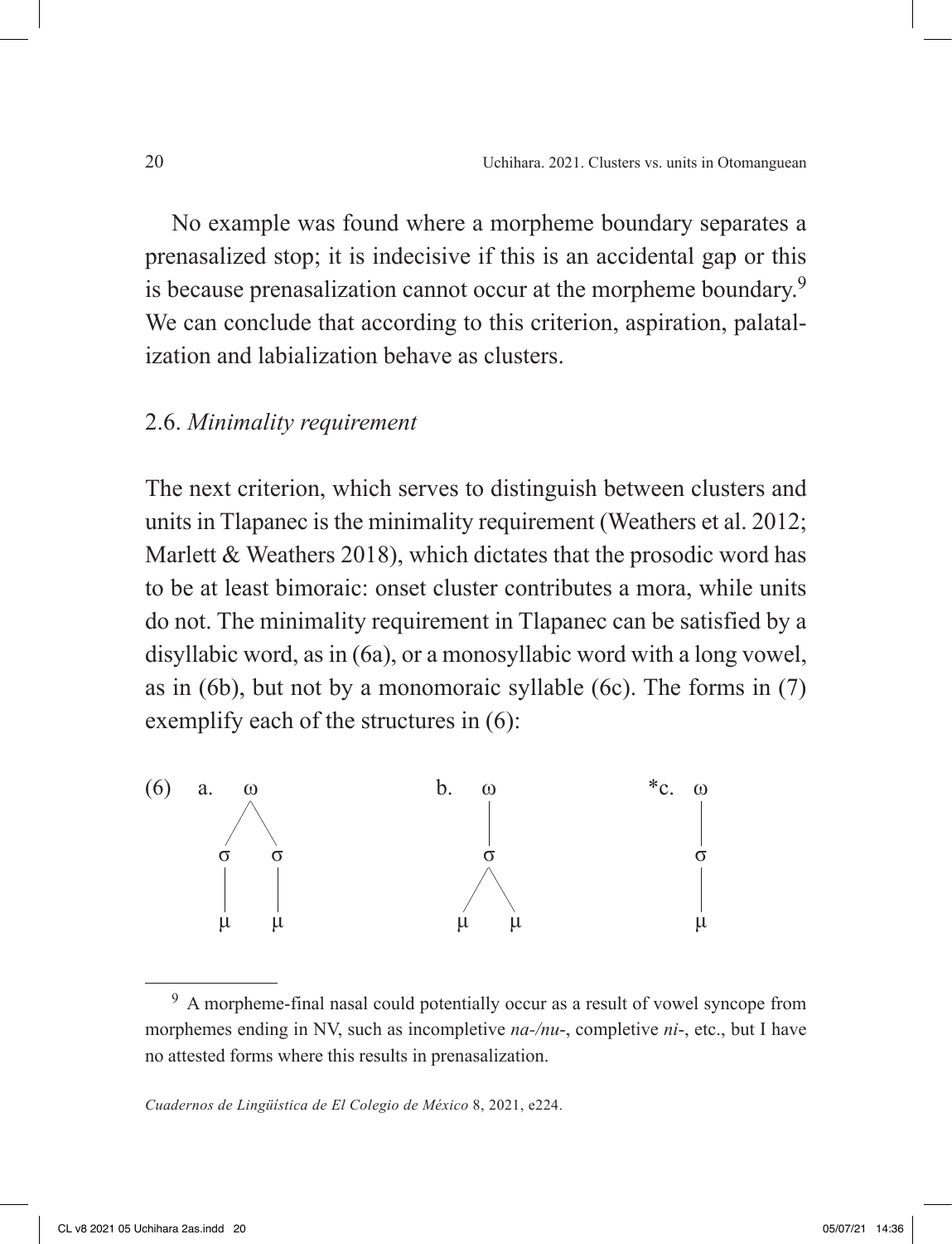No example was found where a morpheme boundary separates a prenasalized stop; it is indecisive if this is an accidental gap or this is because prenasalization cannot occur at the morpheme boundary.[9] We can conclude that according to this criterion, aspiration, palatalization and labialization behave as clusters.

## 2.6. *Minimality requirement*

The next criterion, which serves to distinguish between clusters and units in Tlapanec is the minimality requirement (Weathers et al. 2012; Marlett & Weathers 2018), which dictates that the prosodic word has to be at least bimoraic: onset cluster contributes a mora, while units do not. The minimality requirement in Tlapanec can be satisfied by a disyllabic word, as in (6a), or a monosyllabic word with a long vowel, as in (6b), but not by a monomoraic syllable (6c). The forms in (7) exemplify each of the structures in (6):

```
(6)  a.    ω              b.    ω            *c.   ω
          / \                   |                  |
         σ   σ                  σ                  σ
         |   |                 / \                 |
         μ   μ                μ   μ                μ
```

---

[9] A morpheme-final nasal could potentially occur as a result of vowel syncope from morphemes ending in NV, such as incompletive *na-/nu-*, completive *ni-*, etc., but I have no attested forms where this results in prenasalization.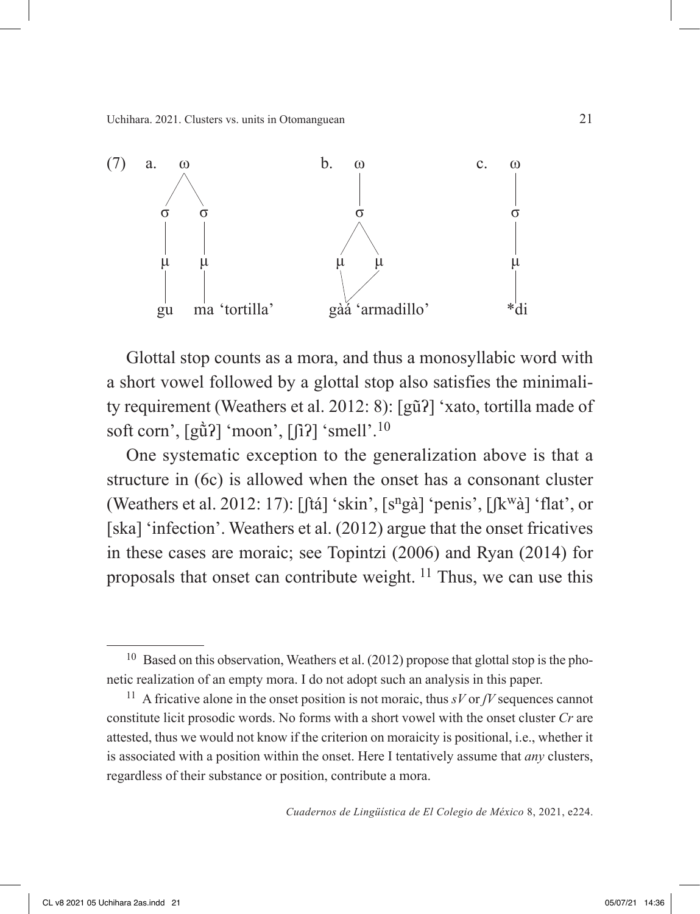(7) a. ω → σ σ; σ → μ → gu; σ → μ → ma 'tortilla'

b. ω → σ → μ μ → gàá 'armadillo'

c. ω → σ → μ → *di

Glottal stop counts as a mora, and thus a monosyllabic word with a short vowel followed by a glottal stop also satisfies the minimality requirement (Weathers et al. 2012: 8): [gũʔ] 'xato, tortilla made of soft corn', [gũ̏ʔ] 'moon', [ʃìʔ] 'smell'.[10]

One systematic exception to the generalization above is that a structure in (6c) is allowed when the onset has a consonant cluster (Weathers et al. 2012: 17): [ʃtá] 'skin', [sⁿgà] 'penis', [ʃkʷà] 'flat', or [ska] 'infection'. Weathers et al. (2012) argue that the onset fricatives in these cases are moraic; see Topintzi (2006) and Ryan (2014) for proposals that onset can contribute weight. [11] Thus, we can use this

---

[10] Based on this observation, Weathers et al. (2012) propose that glottal stop is the phonetic realization of an empty mora. I do not adopt such an analysis in this paper.

[11] A fricative alone in the onset position is not moraic, thus *sV* or *ʃV* sequences cannot constitute licit prosodic words. No forms with a short vowel with the onset cluster *Cr* are attested, thus we would not know if the criterion on moraicity is positional, i.e., whether it is associated with a position within the onset. Here I tentatively assume that *any* clusters, regardless of their substance or position, contribute a mora.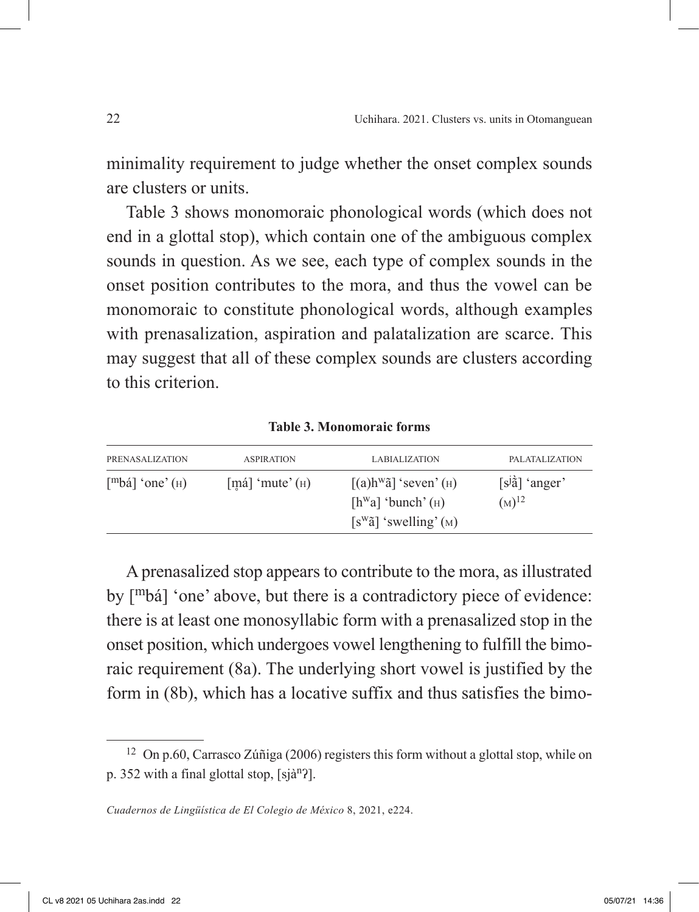minimality requirement to judge whether the onset complex sounds are clusters or units.

Table 3 shows monomoraic phonological words (which does not end in a glottal stop), which contain one of the ambiguous complex sounds in question. As we see, each type of complex sounds in the onset position contributes to the mora, and thus the vowel can be monomoraic to constitute phonological words, although examples with prenasalization, aspiration and palatalization are scarce. This may suggest that all of these complex sounds are clusters according to this criterion.

**Table 3. Monomoraic forms**

| PRENASALIZATION | ASPIRATION | LABIALIZATION | PALATALIZATION |
|---|---|---|---|
| [ᵐbá] 'one' (H) | [m̥á] 'mute' (H) | [(a)hʷã] 'seven' (H)<br>[hʷa] 'bunch' (H)<br>[sʷã] 'swelling' (M) | [sʲầ] 'anger' (M)[12] |

A prenasalized stop appears to contribute to the mora, as illustrated by [ᵐbá] 'one' above, but there is a contradictory piece of evidence: there is at least one monosyllabic form with a prenasalized stop in the onset position, which undergoes vowel lengthening to fulfill the bimoraic requirement (8a). The underlying short vowel is justified by the form in (8b), which has a locative suffix and thus satisfies the bimo-

---

[12] On p.60, Carrasco Zúñiga (2006) registers this form without a glottal stop, while on p. 352 with a final glottal stop, [sjàⁿʔ].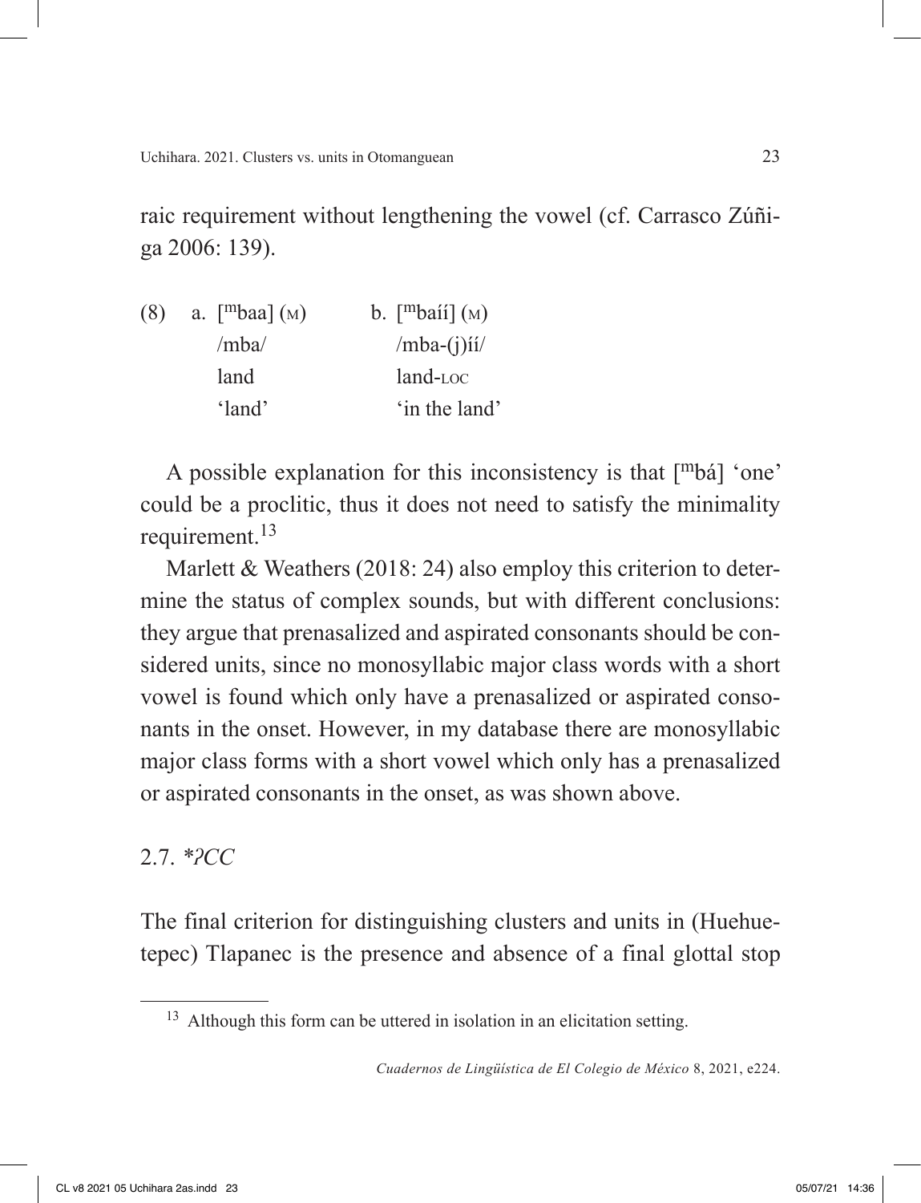raic requirement without lengthening the vowel (cf. Carrasco Zúñiga 2006: 139).

(8) a. [ᵐbaa] (M) b. [ᵐbaíí] (M)
/mba/ /mba-(j)íí/
land land-LOC
'land' 'in the land'

| (8) | a. [ᵐbaa] (M) | b. [ᵐbaíí] (M) |
|---|---|---|
| | /mba/ | /mba-(j)íí/ |
| | land | land-LOC |
| | 'land' | 'in the land' |

A possible explanation for this inconsistency is that [ᵐbá] 'one' could be a proclitic, thus it does not need to satisfy the minimality requirement.[13]

Marlett & Weathers (2018: 24) also employ this criterion to determine the status of complex sounds, but with different conclusions: they argue that prenasalized and aspirated consonants should be considered units, since no monosyllabic major class words with a short vowel is found which only have a prenasalized or aspirated consonants in the onset. However, in my database there are monosyllabic major class forms with a short vowel which only has a prenasalized or aspirated consonants in the onset, as was shown above.

## 2.7. **ʔCC*

The final criterion for distinguishing clusters and units in (Huehuetepec) Tlapanec is the presence and absence of a final glottal stop

[13] Although this form can be uttered in isolation in an elicitation setting.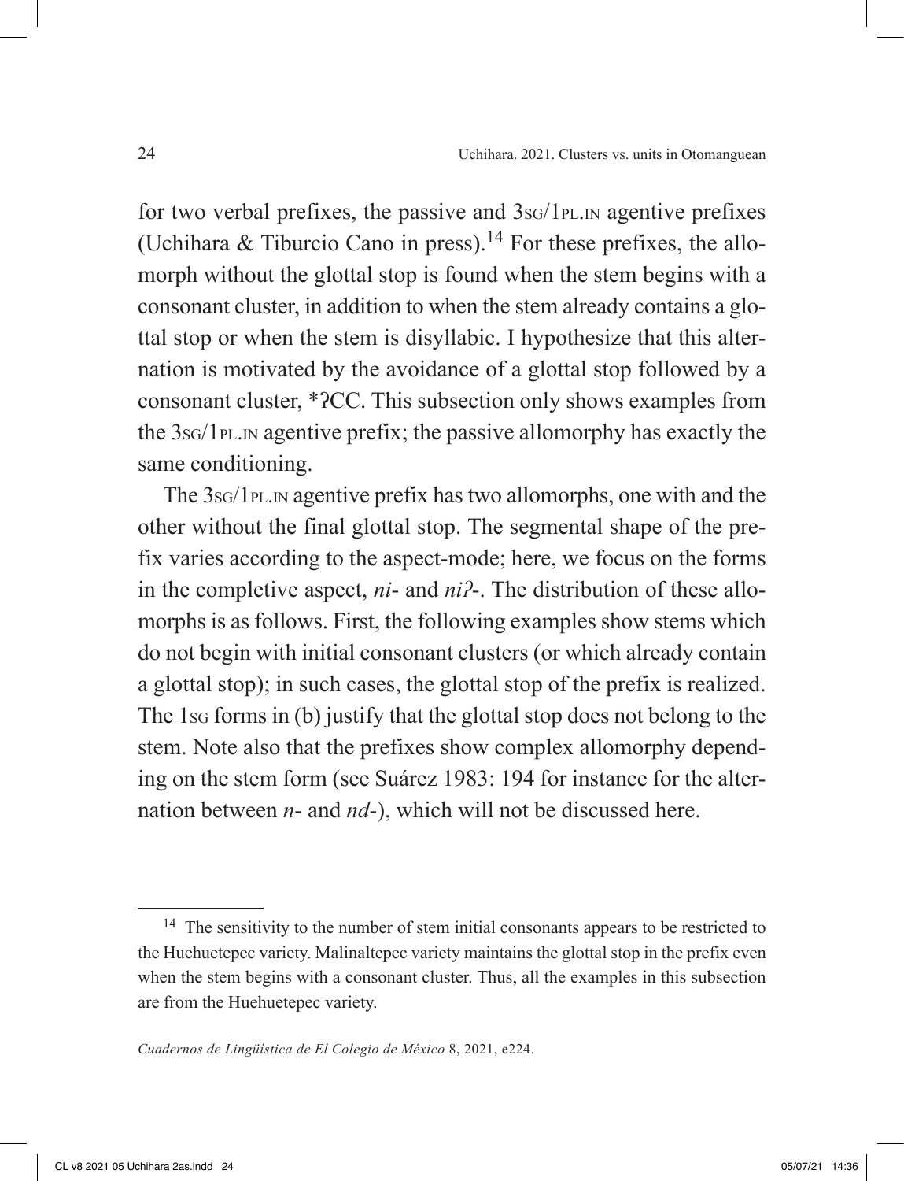for two verbal prefixes, the passive and 3sg/1pl.in agentive prefixes (Uchihara & Tiburcio Cano in press).[14] For these prefixes, the allomorph without the glottal stop is found when the stem begins with a consonant cluster, in addition to when the stem already contains a glottal stop or when the stem is disyllabic. I hypothesize that this alternation is motivated by the avoidance of a glottal stop followed by a consonant cluster, *ʔCC. This subsection only shows examples from the 3sg/1pl.in agentive prefix; the passive allomorphy has exactly the same conditioning.

The 3sg/1pl.in agentive prefix has two allomorphs, one with and the other without the final glottal stop. The segmental shape of the prefix varies according to the aspect-mode; here, we focus on the forms in the completive aspect, *ni*- and *niʔ*-. The distribution of these allomorphs is as follows. First, the following examples show stems which do not begin with initial consonant clusters (or which already contain a glottal stop); in such cases, the glottal stop of the prefix is realized. The 1sg forms in (b) justify that the glottal stop does not belong to the stem. Note also that the prefixes show complex allomorphy depending on the stem form (see Suárez 1983: 194 for instance for the alternation between *n*- and *nd*-), which will not be discussed here.

[14] The sensitivity to the number of stem initial consonants appears to be restricted to the Huehuetepec variety. Malinaltepec variety maintains the glottal stop in the prefix even when the stem begins with a consonant cluster. Thus, all the examples in this subsection are from the Huehuetepec variety.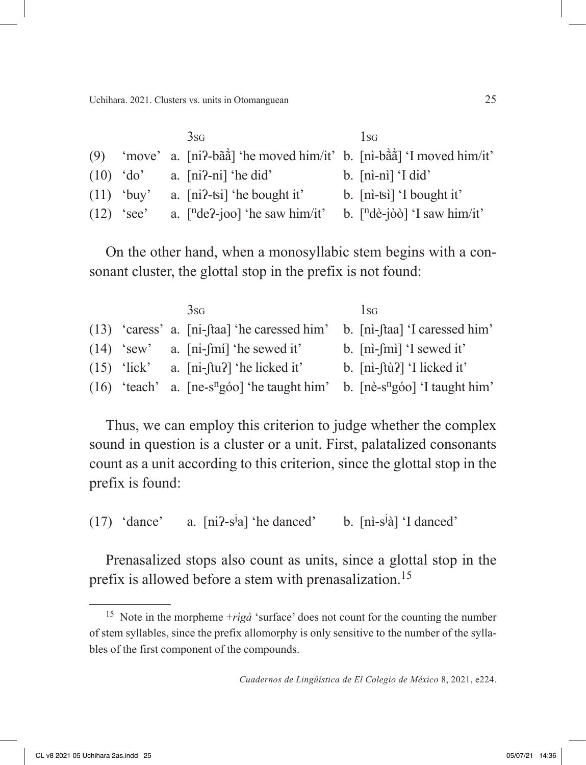| | | 3SG | 1SG |
|---|---|---|---|
| (9) | 'move' | a. [niʔ-bãã̀] 'he moved him/it' | b. [nì-bã̀ã̀] 'I moved him/it' |
| (10) | 'do' | a. [niʔ-ni] 'he did' | b. [nì-nì] 'I did' |
| (11) | 'buy' | a. [niʔ-ʦi] 'he bought it' | b. [nì-ʦì] 'I bought it' |
| (12) | 'see' | a. [ⁿdeʔ-joo] 'he saw him/it' | b. [ⁿdè-jòò] 'I saw him/it' |

On the other hand, when a monosyllabic stem begins with a consonant cluster, the glottal stop in the prefix is not found:

| | | 3SG | 1SG |
|---|---|---|---|
| (13) | 'caress' | a. [ni-ʃtaa] 'he caressed him' | b. [nì-ʃtaa] 'I caressed him' |
| (14) | 'sew' | a. [ni-ʃmí] 'he sewed it' | b. [nì-ʃmì] 'I sewed it' |
| (15) | 'lick' | a. [ni-ʃtuʔ] 'he licked it' | b. [nì-ʃtùʔ] 'I licked it' |
| (16) | 'teach' | a. [ne-sⁿgóo] 'he taught him' | b. [nè-sⁿgóo] 'I taught him' |

Thus, we can employ this criterion to judge whether the complex sound in question is a cluster or a unit. First, palatalized consonants count as a unit according to this criterion, since the glottal stop in the prefix is found:

(17) 'dance' a. [niʔ-sʲa] 'he danced' b. [nì-sʲà] 'I danced'

Prenasalized stops also count as units, since a glottal stop in the prefix is allowed before a stem with prenasalization.[15]

[15] Note in the morpheme +*rìgà* 'surface' does not count for the counting the number of stem syllables, since the prefix allomorphy is only sensitive to the number of the syllables of the first component of the compounds.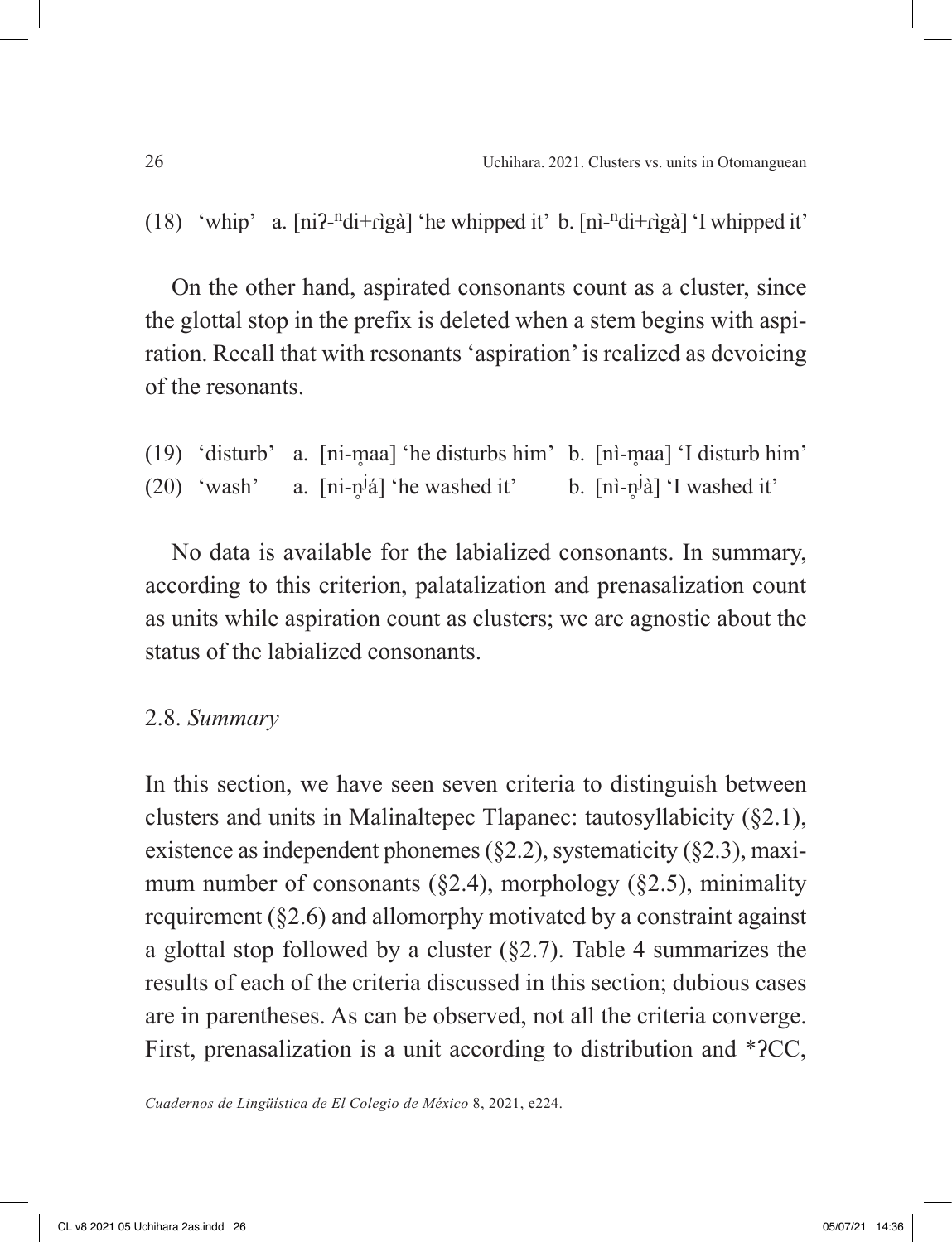(18) 'whip' a. [niʔ-ⁿdi+ɾìgà] 'he whipped it' b. [nì-ⁿdi+ɾìgà] 'I whipped it'

On the other hand, aspirated consonants count as a cluster, since the glottal stop in the prefix is deleted when a stem begins with aspiration. Recall that with resonants 'aspiration' is realized as devoicing of the resonants.

(19) 'disturb' a. [ni-m̥aa] 'he disturbs him' b. [nì-m̥aa] 'I disturb him'
(20) 'wash' a. [ni-n̥ʲá] 'he washed it' b. [nì-n̥ʲà] 'I washed it'

No data is available for the labialized consonants. In summary, according to this criterion, palatalization and prenasalization count as units while aspiration count as clusters; we are agnostic about the status of the labialized consonants.

## 2.8. *Summary*

In this section, we have seen seven criteria to distinguish between clusters and units in Malinaltepec Tlapanec: tautosyllabicity (§2.1), existence as independent phonemes (§2.2), systematicity (§2.3), maximum number of consonants (§2.4), morphology (§2.5), minimality requirement (§2.6) and allomorphy motivated by a constraint against a glottal stop followed by a cluster (§2.7). Table 4 summarizes the results of each of the criteria discussed in this section; dubious cases are in parentheses. As can be observed, not all the criteria converge. First, prenasalization is a unit according to distribution and *ʔCC,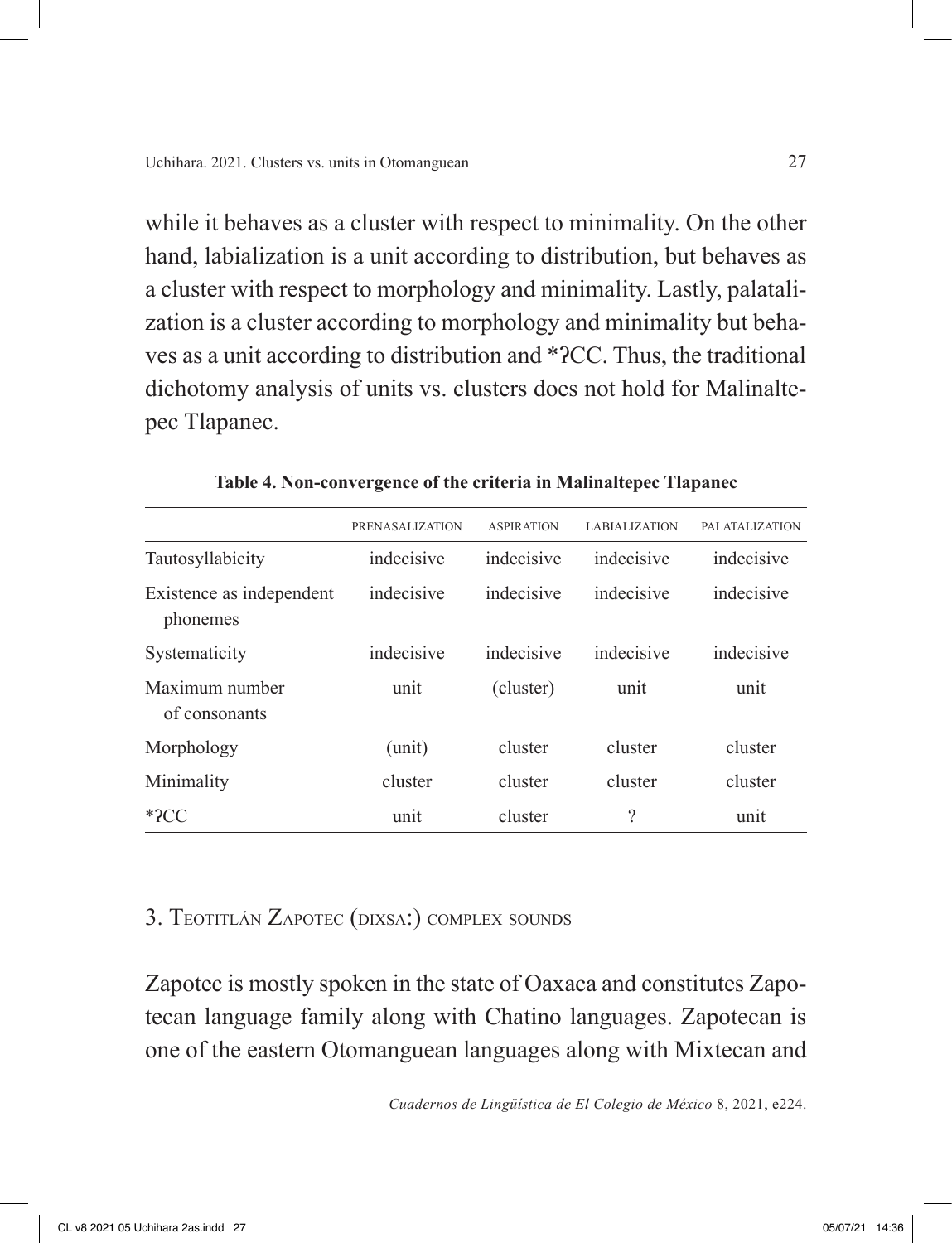while it behaves as a cluster with respect to minimality. On the other hand, labialization is a unit according to distribution, but behaves as a cluster with respect to morphology and minimality. Lastly, palatalization is a cluster according to morphology and minimality but behaves as a unit according to distribution and *ʔCC. Thus, the traditional dichotomy analysis of units vs. clusters does not hold for Malinaltepec Tlapanec.

**Table 4. Non-convergence of the criteria in Malinaltepec Tlapanec**

| | PRENASALIZATION | ASPIRATION | LABIALIZATION | PALATALIZATION |
|---|---|---|---|---|
| Tautosyllabicity | indecisive | indecisive | indecisive | indecisive |
| Existence as independent phonemes | indecisive | indecisive | indecisive | indecisive |
| Systematicity | indecisive | indecisive | indecisive | indecisive |
| Maximum number of consonants | unit | (cluster) | unit | unit |
| Morphology | (unit) | cluster | cluster | cluster |
| Minimality | cluster | cluster | cluster | cluster |
| *ʔCC | unit | cluster | ? | unit |

## 3. Teotitlán Zapotec (dixsa:) complex sounds

Zapotec is mostly spoken in the state of Oaxaca and constitutes Zapotecan language family along with Chatino languages. Zapotecan is one of the eastern Otomanguean languages along with Mixtecan and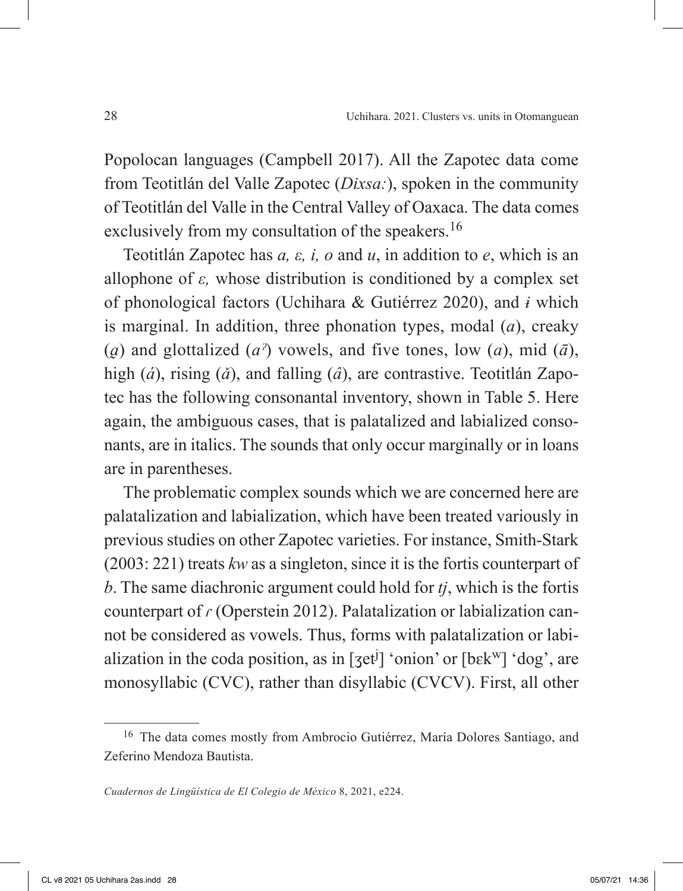Popolocan languages (Campbell 2017). All the Zapotec data come from Teotitlán del Valle Zapotec (*Dixsa:*), spoken in the community of Teotitlán del Valle in the Central Valley of Oaxaca. The data comes exclusively from my consultation of the speakers.[16]

Teotitlán Zapotec has *a, ɛ, i, o* and *u*, in addition to *e*, which is an allophone of *ɛ,* whose distribution is conditioned by a complex set of phonological factors (Uchihara & Gutiérrez 2020), and *ɨ* which is marginal. In addition, three phonation types, modal (*a*), creaky (*a̰*) and glottalized (*aˀ*) vowels, and five tones, low (*a*), mid (*ā*), high (*á*), rising (*ǎ*), and falling (*â*), are contrastive. Teotitlán Zapotec has the following consonantal inventory, shown in Table 5. Here again, the ambiguous cases, that is palatalized and labialized consonants, are in italics. The sounds that only occur marginally or in loans are in parentheses.

The problematic complex sounds which we are concerned here are palatalization and labialization, which have been treated variously in previous studies on other Zapotec varieties. For instance, Smith-Stark (2003: 221) treats *kw* as a singleton, since it is the fortis counterpart of *b*. The same diachronic argument could hold for *tj*, which is the fortis counterpart of *r* (Operstein 2012). Palatalization or labialization cannot be considered as vowels. Thus, forms with palatalization or labialization in the coda position, as in [ʒetʲ] 'onion' or [bɛkʷ] 'dog', are monosyllabic (CVC), rather than disyllabic (CVCV). First, all other

[16] The data comes mostly from Ambrocio Gutiérrez, María Dolores Santiago, and Zeferino Mendoza Bautista.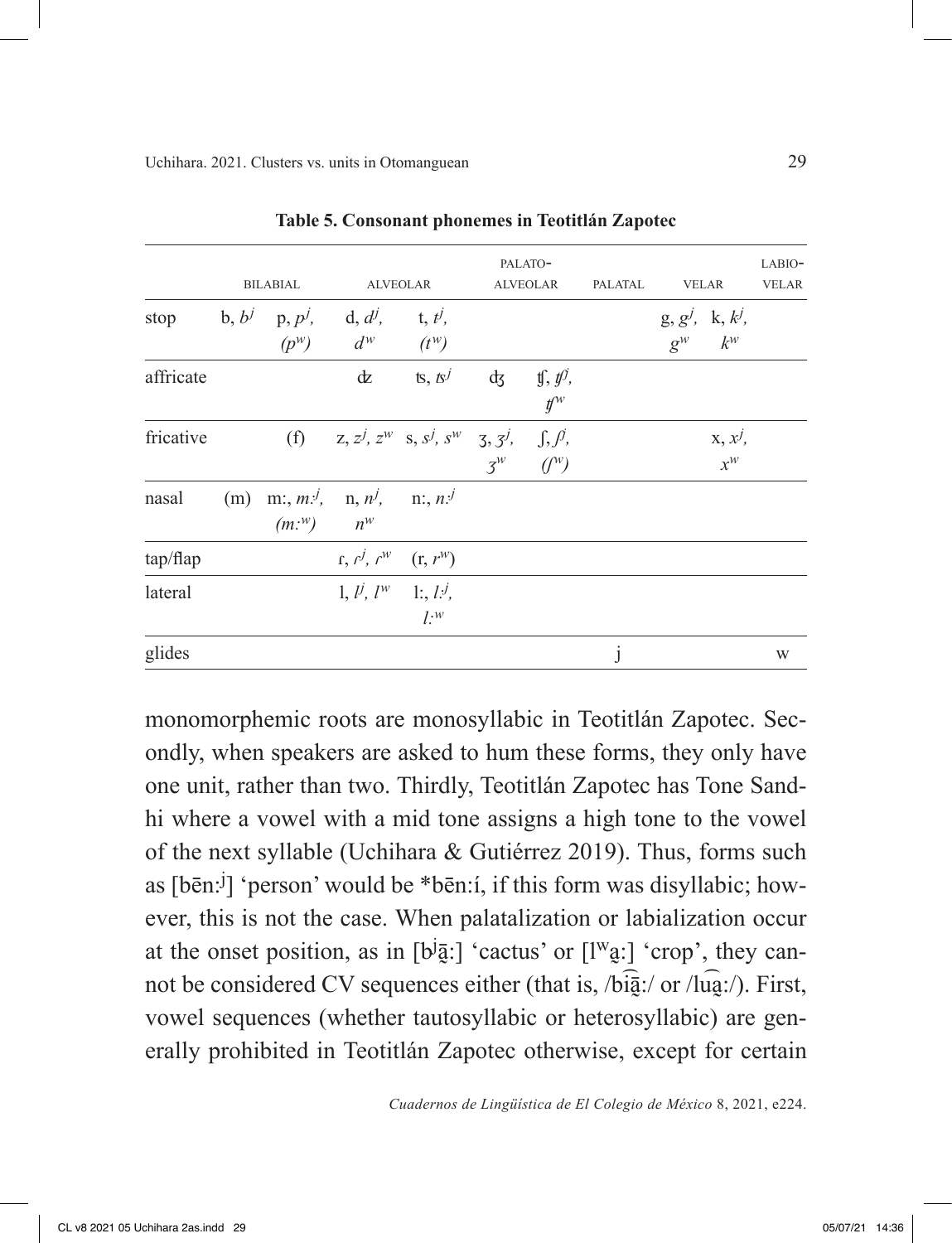**Table 5. Consonant phonemes in Teotitlán Zapotec**

| | BILABIAL | | ALVEOLAR | | PALATO-ALVEOLAR | | PALATAL | VELAR | | LABIO-VELAR |
|---|---|---|---|---|---|---|---|---|---|---|
| stop | b, *bʲ* | p, *pʲ*, *(pʷ)* | d, *dʲ*, *dʷ* | t, *tʲ*, *(tʷ)* | | | | g, *gʲ*, *gʷ* | k, *kʲ*, *kʷ* | |
| affricate | | | ʣ | ʦ, *ʦʲ* | ʤ | ʧ, *ʧʲ*, *ʧʷ* | | | | |
| fricative | | (f) | z, *zʲ*, *zʷ* | s, *sʲ*, *sʷ* | ʒ, *ʒʲ*, *ʒʷ* | ʃ, *ʃʲ*, *(ʃʷ)* | | | x, *xʲ*, *xʷ* | |
| nasal | (m) | mː, *mːʲ*, *(mːʷ)* | n, *nʲ*, *nʷ* | nː, *nːʲ* | | | | | | |
| tap/flap | | | ɾ, *ɾʲ*, *ɾʷ* | (r, *rʷ*) | | | | | | |
| lateral | | | l, *lʲ*, *lʷ* | lː, *lːʲ*, *lːʷ* | | | | | | |
| glides | | | | | | | j | | | w |

monomorphemic roots are monosyllabic in Teotitlán Zapotec. Secondly, when speakers are asked to hum these forms, they only have one unit, rather than two. Thirdly, Teotitlán Zapotec has Tone Sandhi where a vowel with a mid tone assigns a high tone to the vowel of the next syllable (Uchihara & Gutiérrez 2019). Thus, forms such as [bēnːʲ] 'person' would be *bēnːí, if this form was disyllabic; however, this is not the case. When palatalization or labialization occur at the onset position, as in [bʲā̰ː] 'cactus' or [lʷa̰ː] 'crop', they cannot be considered CV sequences either (that is, /bi͡ā̰ː/ or /lu͡a̰ː/). First, vowel sequences (whether tautosyllabic or heterosyllabic) are generally prohibited in Teotitlán Zapotec otherwise, except for certain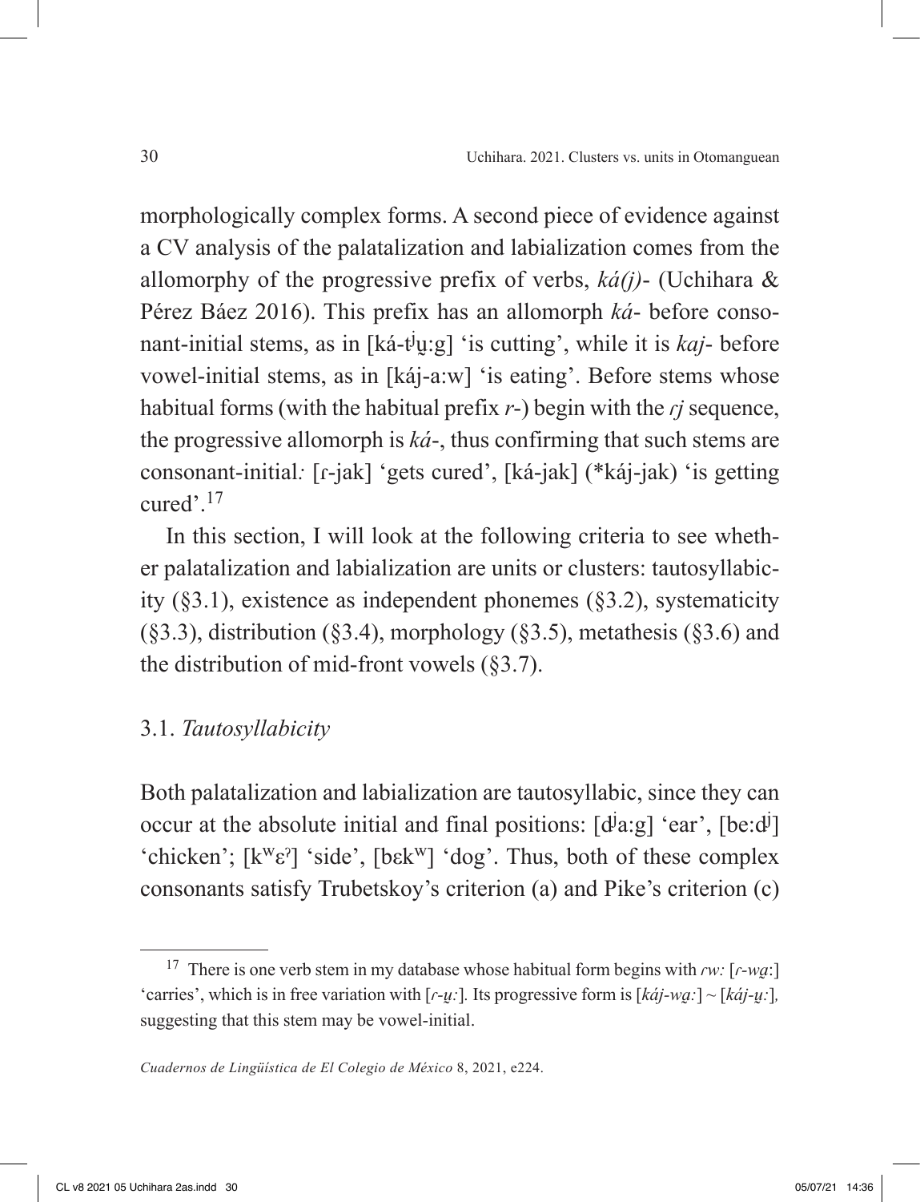morphologically complex forms. A second piece of evidence against a CV analysis of the palatalization and labialization comes from the allomorphy of the progressive prefix of verbs, *ká(j)-* (Uchihara & Pérez Báez 2016). This prefix has an allomorph *ká-* before consonant-initial stems, as in [ká-tʲu̜ːg] 'is cutting', while it is *kaj-* before vowel-initial stems, as in [káj-aːw] 'is eating'. Before stems whose habitual forms (with the habitual prefix *r-*) begin with the *ɾj* sequence, the progressive allomorph is *ká-*, thus confirming that such stems are consonant-initial*:* [ɾ-jak] 'gets cured', [ká-jak] (*káj-jak) 'is getting cured'.[17]

In this section, I will look at the following criteria to see whether palatalization and labialization are units or clusters: tautosyllabicity (§3.1), existence as independent phonemes (§3.2), systematicity (§3.3), distribution (§3.4), morphology (§3.5), metathesis (§3.6) and the distribution of mid-front vowels (§3.7).

### 3.1. *Tautosyllabicity*

Both palatalization and labialization are tautosyllabic, since they can occur at the absolute initial and final positions: [dʲaːg] 'ear', [beːdʲ] 'chicken'; [kʷɛˀ] 'side', [bɛkʷ] 'dog'. Thus, both of these complex consonants satisfy Trubetskoy's criterion (a) and Pike's criterion (c)

---

[17] There is one verb stem in my database whose habitual form begins with *ɾw:* [*ɾ-wa̜ː*] 'carries', which is in free variation with [*ɾ-u̜ː*]*.* Its progressive form is [*káj-wa̜ː*] ~ [*káj-u̜ː*]*,* suggesting that this stem may be vowel-initial.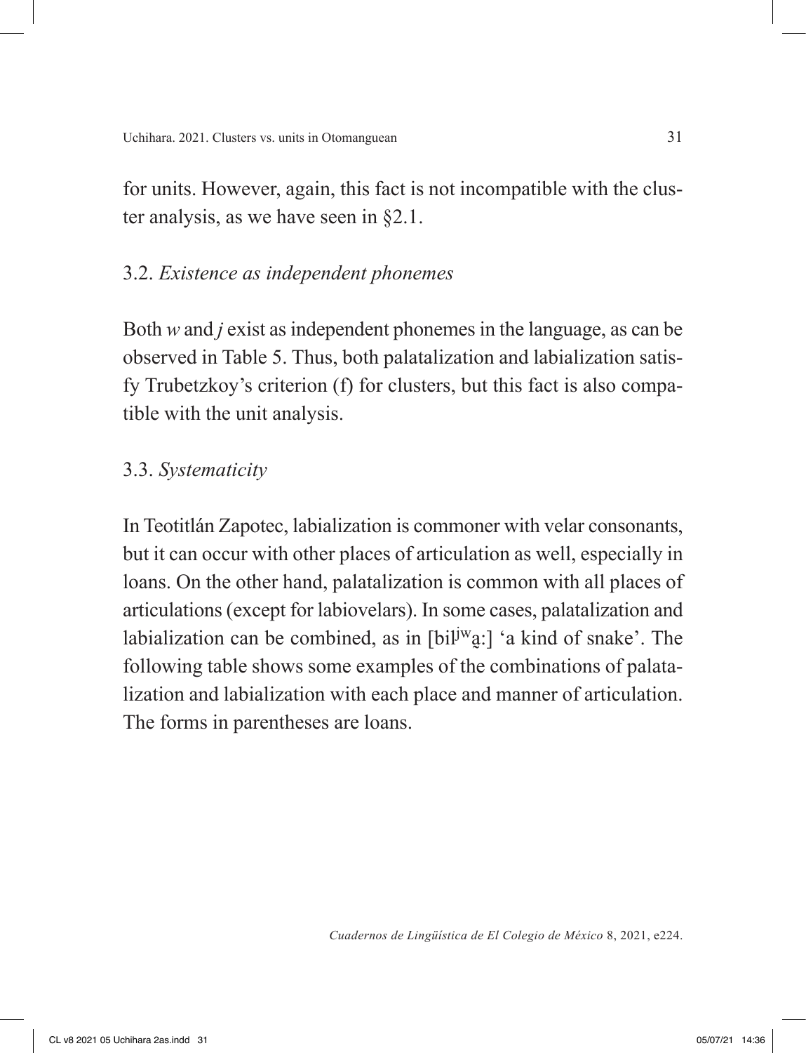for units. However, again, this fact is not incompatible with the cluster analysis, as we have seen in §2.1.

### 3.2. *Existence as independent phonemes*

Both *w* and *j* exist as independent phonemes in the language, as can be observed in Table 5. Thus, both palatalization and labialization satisfy Trubetzkoy's criterion (f) for clusters, but this fact is also compatible with the unit analysis.

### 3.3. *Systematicity*

In Teotitlán Zapotec, labialization is commoner with velar consonants, but it can occur with other places of articulation as well, especially in loans. On the other hand, palatalization is common with all places of articulations (except for labiovelars). In some cases, palatalization and labialization can be combined, as in [bilʲʷa̰ː] 'a kind of snake'. The following table shows some examples of the combinations of palatalization and labialization with each place and manner of articulation. The forms in parentheses are loans.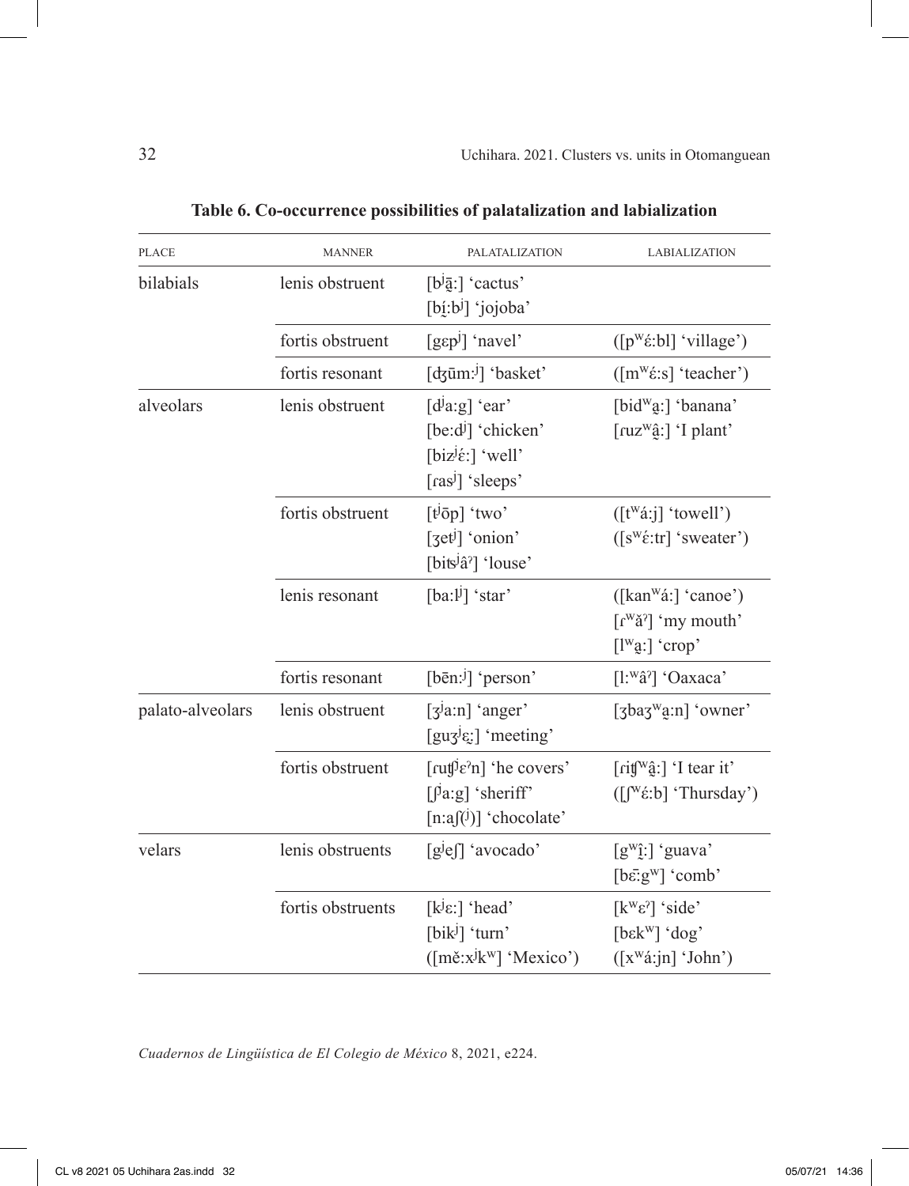**Table 6. Co-occurrence possibilities of palatalization and labialization**

| PLACE | MANNER | PALATALIZATION | LABIALIZATION |
|---|---|---|---|
| bilabials | lenis obstruent | [bʲā̠ː] 'cactus'<br>[bí̠ːbʲ] 'jojoba' | |
| | fortis obstruent | [gɛpʲ] 'navel' | ([pʷɛ́ːbl] 'village') |
| | fortis resonant | [ʤūmːʲ] 'basket' | ([mʷɛ́ːs] 'teacher') |
| alveolars | lenis obstruent | [dʲaːg] 'ear'<br>[beːdʲ] 'chicken'<br>[bizʲɛ́ː] 'well'<br>[ɾasʲ] 'sleeps' | [bidʷa̠ː] 'banana'<br>[ɾuzʷâ̠ː] 'I plant' |
| | fortis obstruent | [tʲōp] 'two'<br>[ʒetʲ] 'onion'<br>[biʦʲâˀ] 'louse' | ([tʷáːj] 'towell')<br>([sʷɛ́ːtr] 'sweater') |
| | lenis resonant | [baːlʲ] 'star' | ([kanʷáː] 'canoe')<br>[ɾʷǎˀ] 'my mouth'<br>[lʷa̠ː] 'crop' |
| | fortis resonant | [bēnːʲ] 'person' | [lːʷâˀ] 'Oaxaca' |
| palato-alveolars | lenis obstruent | [ʒʲaːn] 'anger'<br>[guʒʲɛ̠ː] 'meeting' | [ʒbaʒʷa̠ːn] 'owner' |
| | fortis obstruent | [ɾuʧʲɛˀn] 'he covers'<br>[ʃʲaːg] 'sheriff'<br>[nːaʃ⁽ʲ⁾] 'chocolate' | [ɾiʧʷâ̠ː] 'I tear it'<br>([ʃʷɛ́ːb] 'Thursday') |
| velars | lenis obstruents | [gʲeʃ] 'avocado' | [gʷî̠ː] 'guava'<br>[bɛ̠̄ːgʷ] 'comb' |
| | fortis obstruents | [kʲɛː] 'head'<br>[bikʲ] 'turn'<br>([mě̆ːxʲkʷ] 'Mexico') | [kʷɛˀ] 'side'<br>[bɛkʷ] 'dog'<br>([xʷáːjn] 'John') |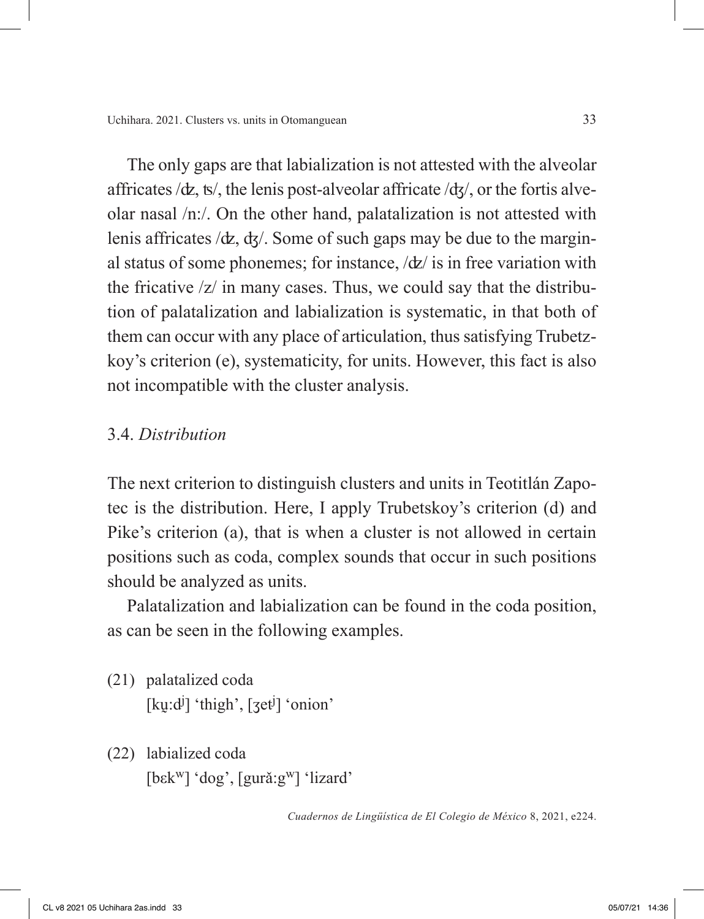The only gaps are that labialization is not attested with the alveolar affricates /ʣ, ʦ/, the lenis post-alveolar affricate /ʤ/, or the fortis alveolar nasal /n:/. On the other hand, palatalization is not attested with lenis affricates /ʣ, ʤ/. Some of such gaps may be due to the marginal status of some phonemes; for instance, /ʣ/ is in free variation with the fricative /z/ in many cases. Thus, we could say that the distribution of palatalization and labialization is systematic, in that both of them can occur with any place of articulation, thus satisfying Trubetzkoy's criterion (e), systematicity, for units. However, this fact is also not incompatible with the cluster analysis.

### 3.4. *Distribution*

The next criterion to distinguish clusters and units in Teotitlán Zapotec is the distribution. Here, I apply Trubetskoy's criterion (d) and Pike's criterion (a), that is when a cluster is not allowed in certain positions such as coda, complex sounds that occur in such positions should be analyzed as units.

Palatalization and labialization can be found in the coda position, as can be seen in the following examples.

(21) palatalized coda
 [ku̯:dʲ] 'thigh', [ʒetʲ] 'onion'

(22) labialized coda
 [bɛkʷ] 'dog', [gurǎ:gʷ] 'lizard'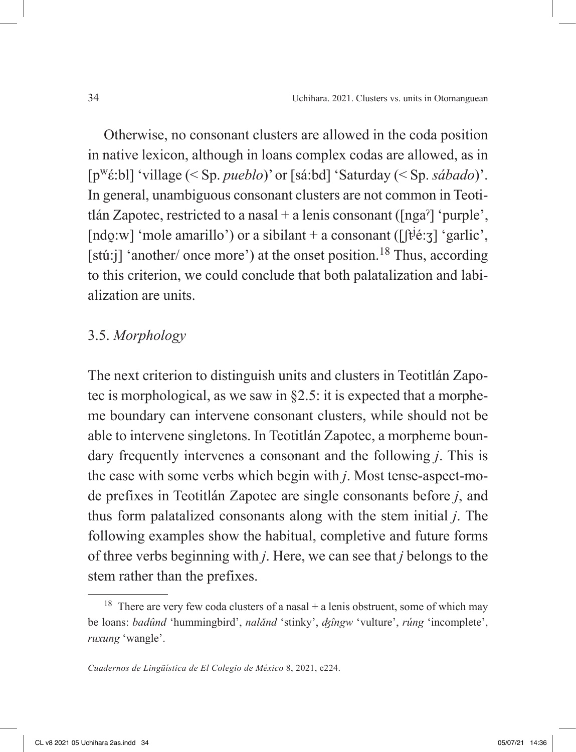Otherwise, no consonant clusters are allowed in the coda position in native lexicon, although in loans complex codas are allowed, as in [pʷɛ́:bl] 'village (< Sp. *pueblo*)' or [sá:bd] 'Saturday (< Sp. *sábado*)'. In general, unambiguous consonant clusters are not common in Teotitlán Zapotec, restricted to a nasal + a lenis consonant ([ngaˀ] 'purple', [ndo̧:w] 'mole amarillo') or a sibilant + a consonant ([ʃtʲé:ʒ] 'garlic', [stú:j] 'another/ once more') at the onset position.[18] Thus, according to this criterion, we could conclude that both palatalization and labialization are units.

### 3.5. *Morphology*

The next criterion to distinguish units and clusters in Teotitlán Zapotec is morphological, as we saw in §2.5: it is expected that a morpheme boundary can intervene consonant clusters, while should not be able to intervene singletons. In Teotitlán Zapotec, a morpheme boundary frequently intervenes a consonant and the following *j*. This is the case with some verbs which begin with *j*. Most tense-aspect-mode prefixes in Teotitlán Zapotec are single consonants before *j*, and thus form palatalized consonants along with the stem initial *j*. The following examples show the habitual, completive and future forms of three verbs beginning with *j*. Here, we can see that *j* belongs to the stem rather than the prefixes.

[18] There are very few coda clusters of a nasal + a lenis obstruent, some of which may be loans: *badûnd* 'hummingbird', *nalǎnd* 'stinky', *ʤîngw* 'vulture', *rúng* 'incomplete', *ruxung* 'wangle'.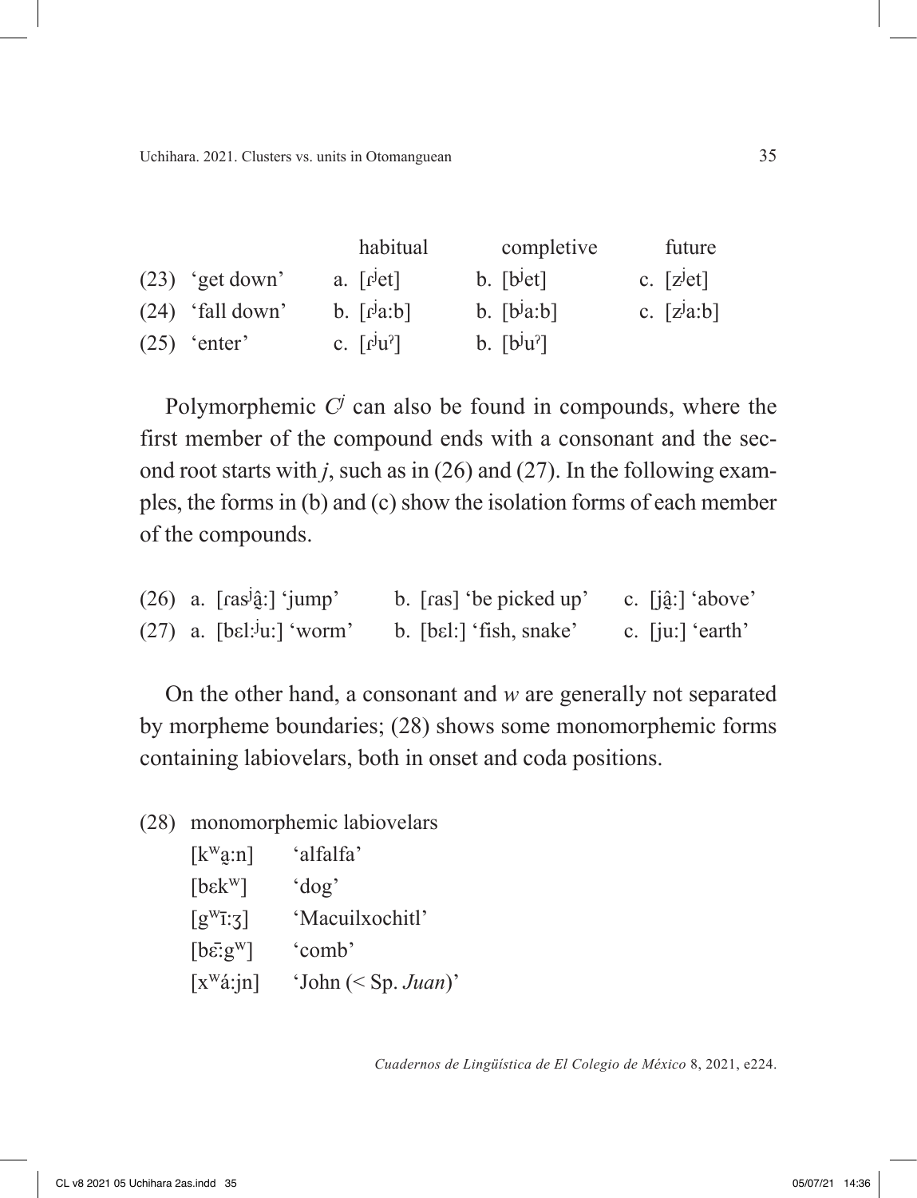|  |  | habitual | completive | future |
|---|---|---|---|---|
| (23) | 'get down' | a. [ɾʲet] | b. [bʲet] | c. [zʲet] |
| (24) | 'fall down' | b. [ɾʲa:b] | b. [bʲa:b] | c. [zʲa:b] |
| (25) | 'enter' | c. [ɾʲuˀ] | b. [bʲuˀ] |  |

Polymorphemic $C^j$ can also be found in compounds, where the first member of the compound ends with a consonant and the second root starts with *j*, such as in (26) and (27). In the following examples, the forms in (b) and (c) show the isolation forms of each member of the compounds.

| (26) | a. [ɾasʲâ̰:] 'jump' | b. [ɾas] 'be picked up' | c. [jâ̰:] 'above' |
|---|---|---|---|
| (27) | a. [bɛl:ʲu:] 'worm' | b. [bɛl:] 'fish, snake' | c. [ju:] 'earth' |

On the other hand, a consonant and *w* are generally not separated by morpheme boundaries; (28) shows some monomorphemic forms containing labiovelars, both in onset and coda positions.

(28) monomorphemic labiovelars

| | |
|---|---|
| [kʷa̰:n] | 'alfalfa' |
| [bɛkʷ] | 'dog' |
| [gʷī:ʒ] | 'Macuilxochitl' |
| [bɛ̄:gʷ] | 'comb' |
| [xʷá:jn] | 'John (< Sp. *Juan*)' |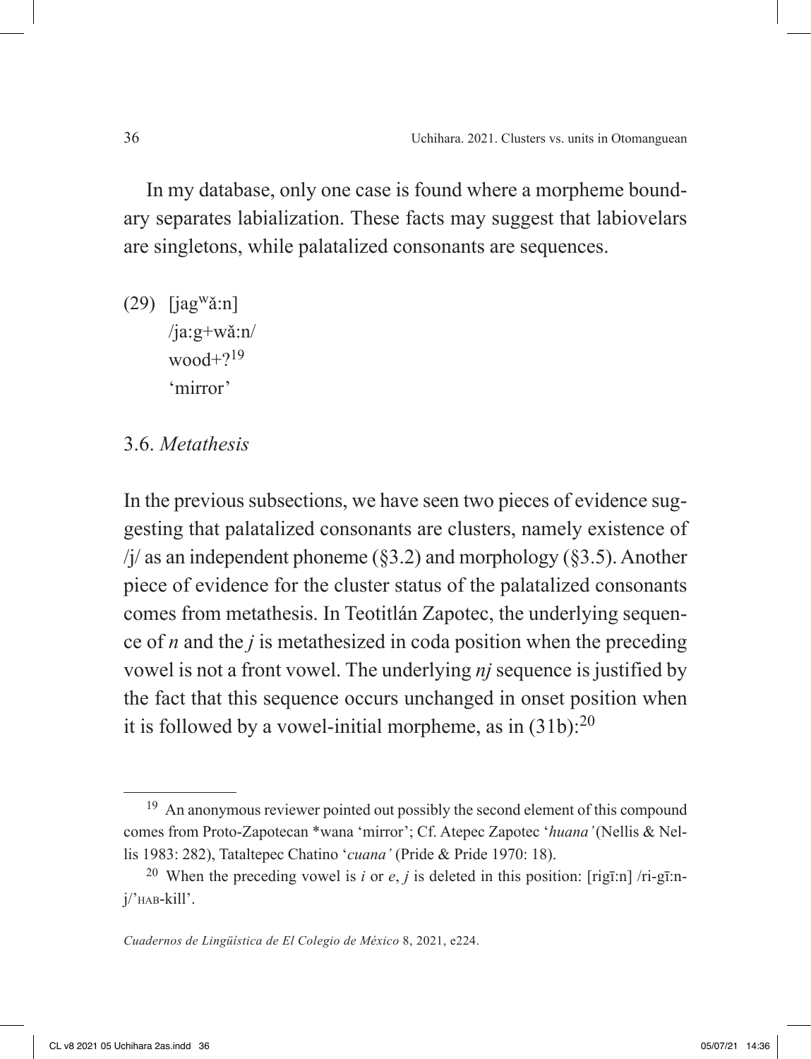In my database, only one case is found where a morpheme boundary separates labialization. These facts may suggest that labiovelars are singletons, while palatalized consonants are sequences.

(29) [jagʷǎ:n]
/ja:g+wǎ:n/
wood+?[19]
'mirror'

### 3.6. *Metathesis*

In the previous subsections, we have seen two pieces of evidence suggesting that palatalized consonants are clusters, namely existence of /j/ as an independent phoneme (§3.2) and morphology (§3.5). Another piece of evidence for the cluster status of the palatalized consonants comes from metathesis. In Teotitlán Zapotec, the underlying sequence of *n* and the *j* is metathesized in coda position when the preceding vowel is not a front vowel. The underlying *nj* sequence is justified by the fact that this sequence occurs unchanged in onset position when it is followed by a vowel-initial morpheme, as in (31b):[20]

---

[19] An anonymous reviewer pointed out possibly the second element of this compound comes from Proto-Zapotecan *wana 'mirror'; Cf. Atepec Zapotec '*huana'* (Nellis & Nellis 1983: 282), Tataltepec Chatino '*cuana'* (Pride & Pride 1970: 18).

[20] When the preceding vowel is *i* or *e*, *j* is deleted in this position: [rigī:n] /ri-gī:n-j/'HAB-kill'.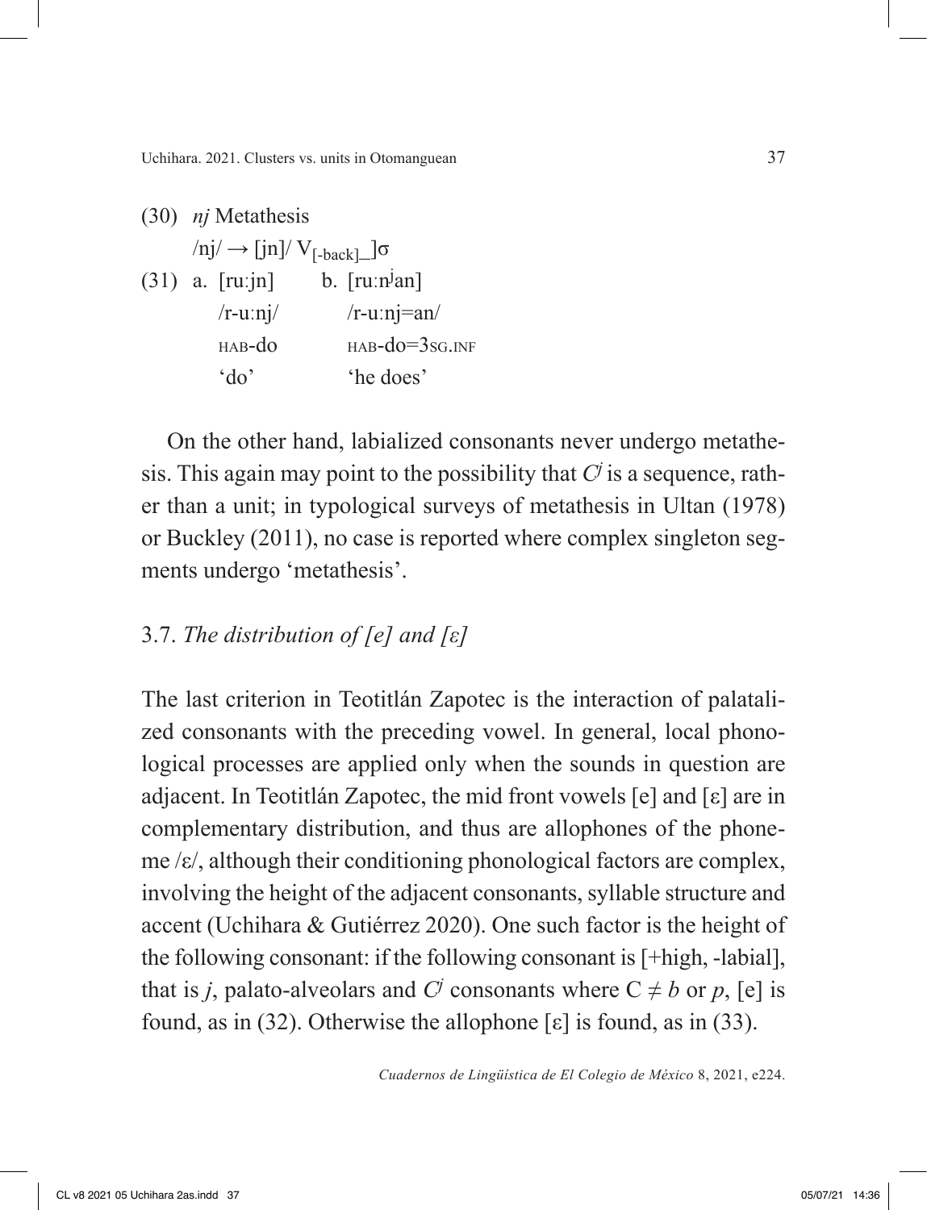(30) *nj* Metathesis

/nj/ → [jn]/ $V_{[\text{-back}]}$_]σ

(31) a. [ruːjn] b. [ruːnʲan]

/r-uːnj/ /r-uːnj=an/

HAB-do HAB-do=3SG.INF

'do' 'he does'

On the other hand, labialized consonants never undergo metathesis. This again may point to the possibility that *Cʲ* is a sequence, rather than a unit; in typological surveys of metathesis in Ultan (1978) or Buckley (2011), no case is reported where complex singleton segments undergo 'metathesis'.

## 3.7. *The distribution of [e] and [ɛ]*

The last criterion in Teotitlán Zapotec is the interaction of palatalized consonants with the preceding vowel. In general, local phonological processes are applied only when the sounds in question are adjacent. In Teotitlán Zapotec, the mid front vowels [e] and [ɛ] are in complementary distribution, and thus are allophones of the phoneme /ɛ/, although their conditioning phonological factors are complex, involving the height of the adjacent consonants, syllable structure and accent (Uchihara & Gutiérrez 2020). One such factor is the height of the following consonant: if the following consonant is [+high, -labial], that is *j*, palato-alveolars and *Cʲ* consonants where C ≠ *b* or *p*, [e] is found, as in (32). Otherwise the allophone [ɛ] is found, as in (33).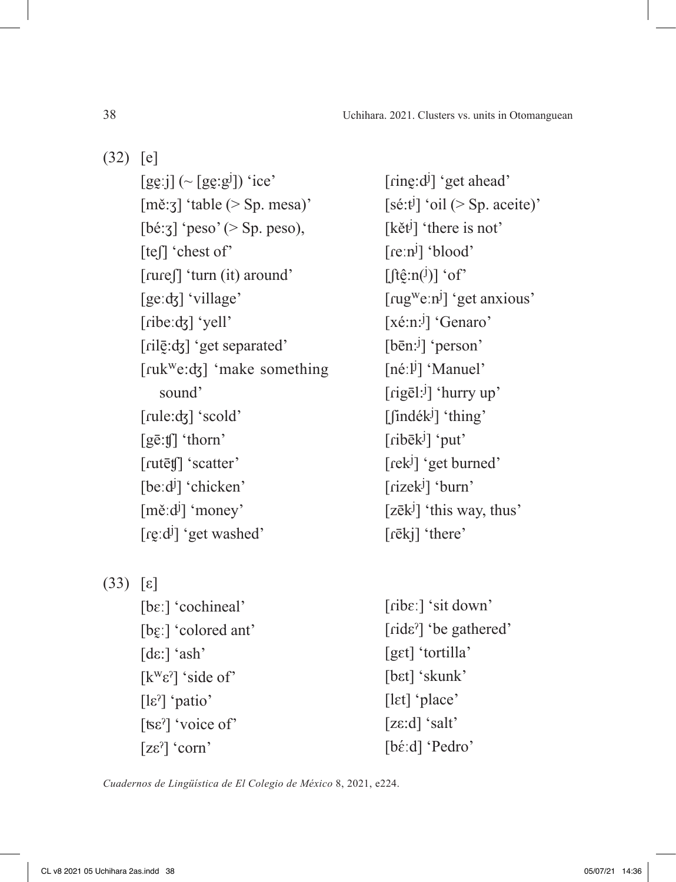(32) [e]

[gḛːj] (~ [gḛːgʲ]) 'ice'
[měːʒ] 'table (> Sp. mesa)'
[béːʒ] 'peso' (> Sp. peso),
[teʃ] 'chest of'
[ɾuɾeʃ] 'turn (it) around'
[geːʤ] 'village'
[ɾibeːʤ] 'yell'
[ɾilḛ̄ːʤ] 'get separated'
[ɾukʷeːʤ] 'make something sound'
[ɾuleːʤ] 'scold'
[gēːʧ] 'thorn'
[ɾutēʧ] 'scatter'
[beːdʲ] 'chicken'
[měːdʲ] 'money'
[ɾḛːdʲ] 'get washed'
[ɾinḛːdʲ] 'get ahead'
[séːtʲ] 'oil (> Sp. aceite)'
[kětʲ] 'there is not'
[ɾeːnʲ] 'blood'
[ʃtḛ̂ːn(ʲ)] 'of'
[ɾugʷeːnʲ] 'get anxious'
[xéːnːʲ] 'Genaro'
[bēnːʲ] 'person'
[néːlʲ] 'Manuel'
[ɾigēlːʲ] 'hurry up'
[ʃindékʲ] 'thing'
[ɾibēkʲ] 'put'
[ɾekʲ] 'get burned'
[ɾizekʲ] 'burn'
[zēkʲ] 'this way, thus'
[ɾēkj] 'there'

(33) [ɛ]

[bɛː] 'cochineal'
[bɛ̰ː] 'colored ant'
[dɛː] 'ash'
[kʷɛˀ] 'side of'
[lɛˀ] 'patio'
[ʦɛˀ] 'voice of'
[zɛˀ] 'corn'
[ɾibɛː] 'sit down'
[ɾidɛˀ] 'be gathered'
[gɛt] 'tortilla'
[bɛt] 'skunk'
[lɛt] 'place'
[zɛːd] 'salt'
[bɛ́ːd] 'Pedro'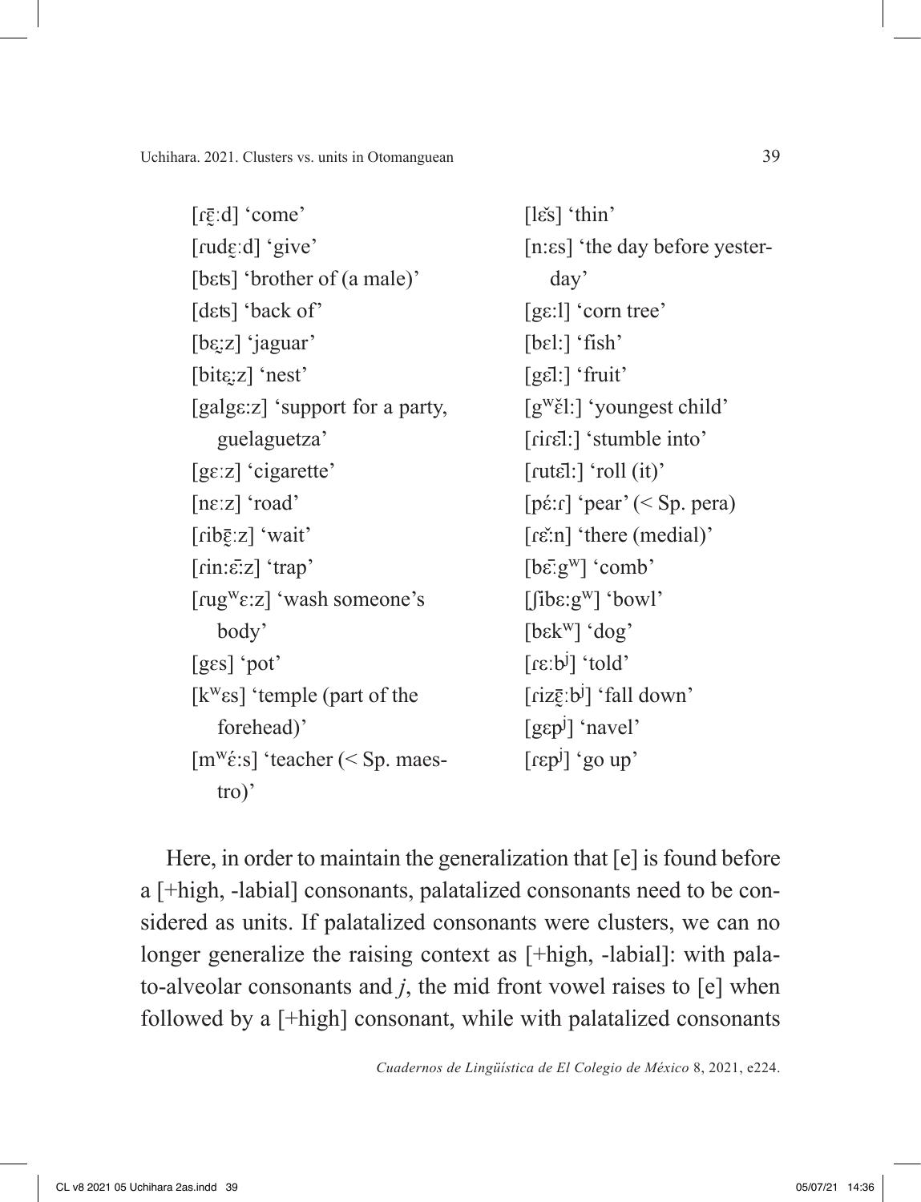[ɾɛ̰̄ːd] 'come'
[ɾudɛ̰ːd] 'give'
[bɛʦ] 'brother of (a male)'
[dɛʦ] 'back of'
[bɛ̰ːz] 'jaguar'
[bitɛ̰ːz] 'nest'
[galgɛːz] 'support for a party, guelaguetza'
[gɛːz] 'cigarette'
[nɛːz] 'road'
[ɾibɛ̰̄ːz] 'wait'
[ɾinːɛ̄ːz] 'trap'
[ɾugʷɛːz] 'wash someone's body'
[gɛs] 'pot'
[kʷɛs] 'temple (part of the forehead)'
[mʷɛ́ːs] 'teacher (< Sp. maestro)'
[lɛ̆s] 'thin'
[nːɛs] 'the day before yesterday'
[gɛːl] 'corn tree'
[bɛlː] 'fish'
[gɛ̄lː] 'fruit'
[gʷɛ̆lː] 'youngest child'
[ɾiɾɛ̄lː] 'stumble into'
[ɾutɛ̄lː] 'roll (it)'
[pɛ́ːɾ] 'pear' (< Sp. pera)
[ɾɛ̆ːn] 'there (medial)'
[bɛ̄ːgʷ] 'comb'
[ʃībɛːgʷ] 'bowl'
[bɛkʷ] 'dog'
[ɾɛːbʲ] 'told'
[ɾizɛ̰̄ːbʲ] 'fall down'
[gɛpʲ] 'navel'
[ɾɛpʲ] 'go up'

Here, in order to maintain the generalization that [e] is found before a [+high, -labial] consonants, palatalized consonants need to be considered as units. If palatalized consonants were clusters, we can no longer generalize the raising context as [+high, -labial]: with palato-alveolar consonants and *j*, the mid front vowel raises to [e] when followed by a [+high] consonant, while with palatalized consonants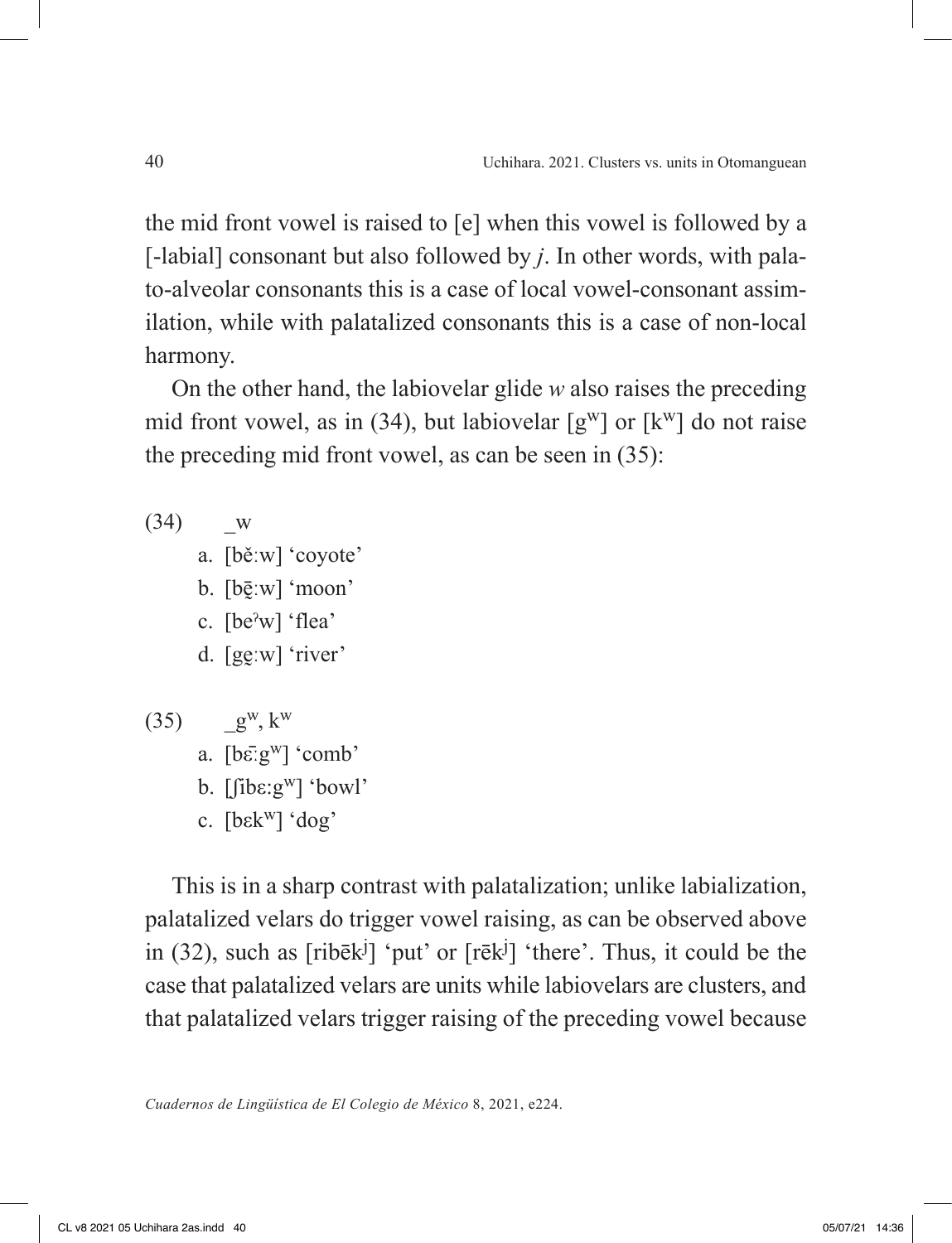the mid front vowel is raised to [e] when this vowel is followed by a [-labial] consonant but also followed by *j*. In other words, with palato-alveolar consonants this is a case of local vowel-consonant assimilation, while with palatalized consonants this is a case of non-local harmony.

On the other hand, the labiovelar glide *w* also raises the preceding mid front vowel, as in (34), but labiovelar [gʷ] or [kʷ] do not raise the preceding mid front vowel, as can be seen in (35):

(34) _w

a. [běːw] 'coyote'
b. [bḛ̄ːw] 'moon'
c. [beˀw] 'flea'
d. [gḛːw] 'river'

(35) _gʷ, kʷ

a. [bɛ̄ːgʷ] 'comb'
b. [ʃibɛːgʷ] 'bowl'
c. [bɛkʷ] 'dog'

This is in a sharp contrast with palatalization; unlike labialization, palatalized velars do trigger vowel raising, as can be observed above in (32), such as [ribēkʲ] 'put' or [rēkʲ] 'there'. Thus, it could be the case that palatalized velars are units while labiovelars are clusters, and that palatalized velars trigger raising of the preceding vowel because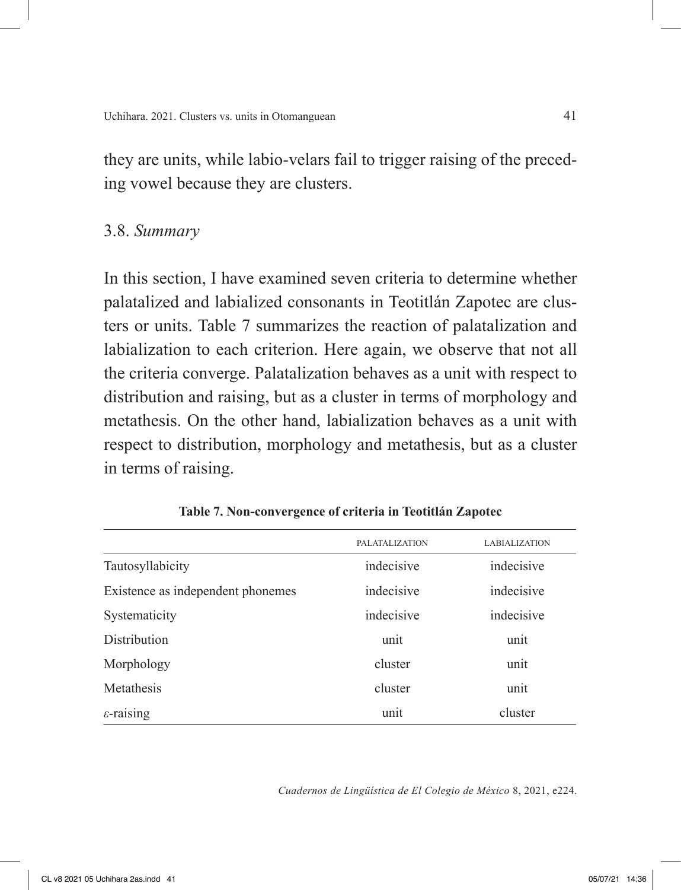they are units, while labio-velars fail to trigger raising of the preceding vowel because they are clusters.

### 3.8. *Summary*

In this section, I have examined seven criteria to determine whether palatalized and labialized consonants in Teotitlán Zapotec are clusters or units. Table 7 summarizes the reaction of palatalization and labialization to each criterion. Here again, we observe that not all the criteria converge. Palatalization behaves as a unit with respect to distribution and raising, but as a cluster in terms of morphology and metathesis. On the other hand, labialization behaves as a unit with respect to distribution, morphology and metathesis, but as a cluster in terms of raising.

**Table 7. Non-convergence of criteria in Teotitlán Zapotec**

| | PALATALIZATION | LABIALIZATION |
|---|---|---|
| Tautosyllabicity | indecisive | indecisive |
| Existence as independent phonemes | indecisive | indecisive |
| Systematicity | indecisive | indecisive |
| Distribution | unit | unit |
| Morphology | cluster | unit |
| Metathesis | cluster | unit |
| ɛ-raising | unit | cluster |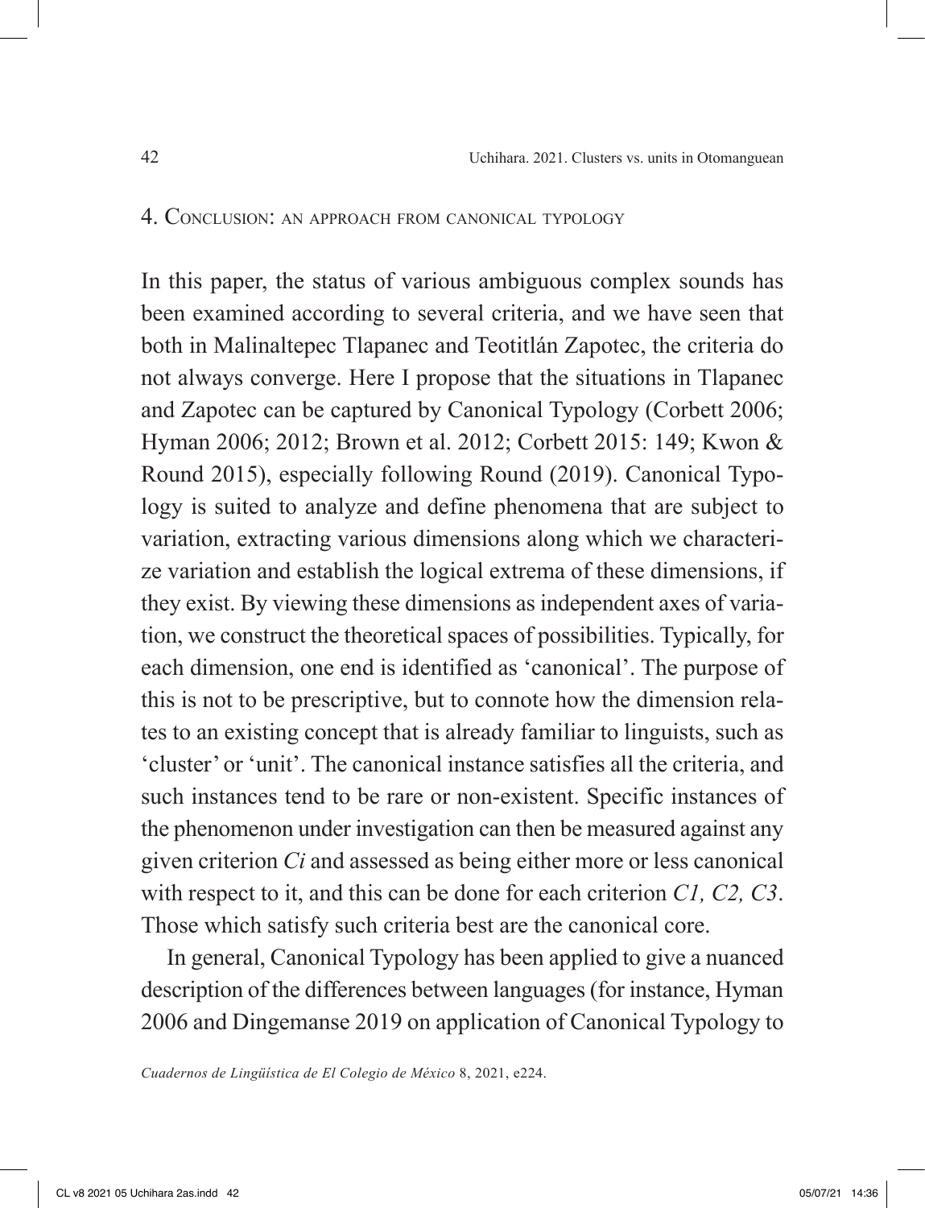## 4. Conclusion: an approach from canonical typology

In this paper, the status of various ambiguous complex sounds has been examined according to several criteria, and we have seen that both in Malinaltepec Tlapanec and Teotitlán Zapotec, the criteria do not always converge. Here I propose that the situations in Tlapanec and Zapotec can be captured by Canonical Typology (Corbett 2006; Hyman 2006; 2012; Brown et al. 2012; Corbett 2015: 149; Kwon & Round 2015), especially following Round (2019). Canonical Typology is suited to analyze and define phenomena that are subject to variation, extracting various dimensions along which we characterize variation and establish the logical extrema of these dimensions, if they exist. By viewing these dimensions as independent axes of variation, we construct the theoretical spaces of possibilities. Typically, for each dimension, one end is identified as 'canonical'. The purpose of this is not to be prescriptive, but to connote how the dimension relates to an existing concept that is already familiar to linguists, such as 'cluster' or 'unit'. The canonical instance satisfies all the criteria, and such instances tend to be rare or non-existent. Specific instances of the phenomenon under investigation can then be measured against any given criterion *Ci* and assessed as being either more or less canonical with respect to it, and this can be done for each criterion *C1, C2, C3*. Those which satisfy such criteria best are the canonical core.

In general, Canonical Typology has been applied to give a nuanced description of the differences between languages (for instance, Hyman 2006 and Dingemanse 2019 on application of Canonical Typology to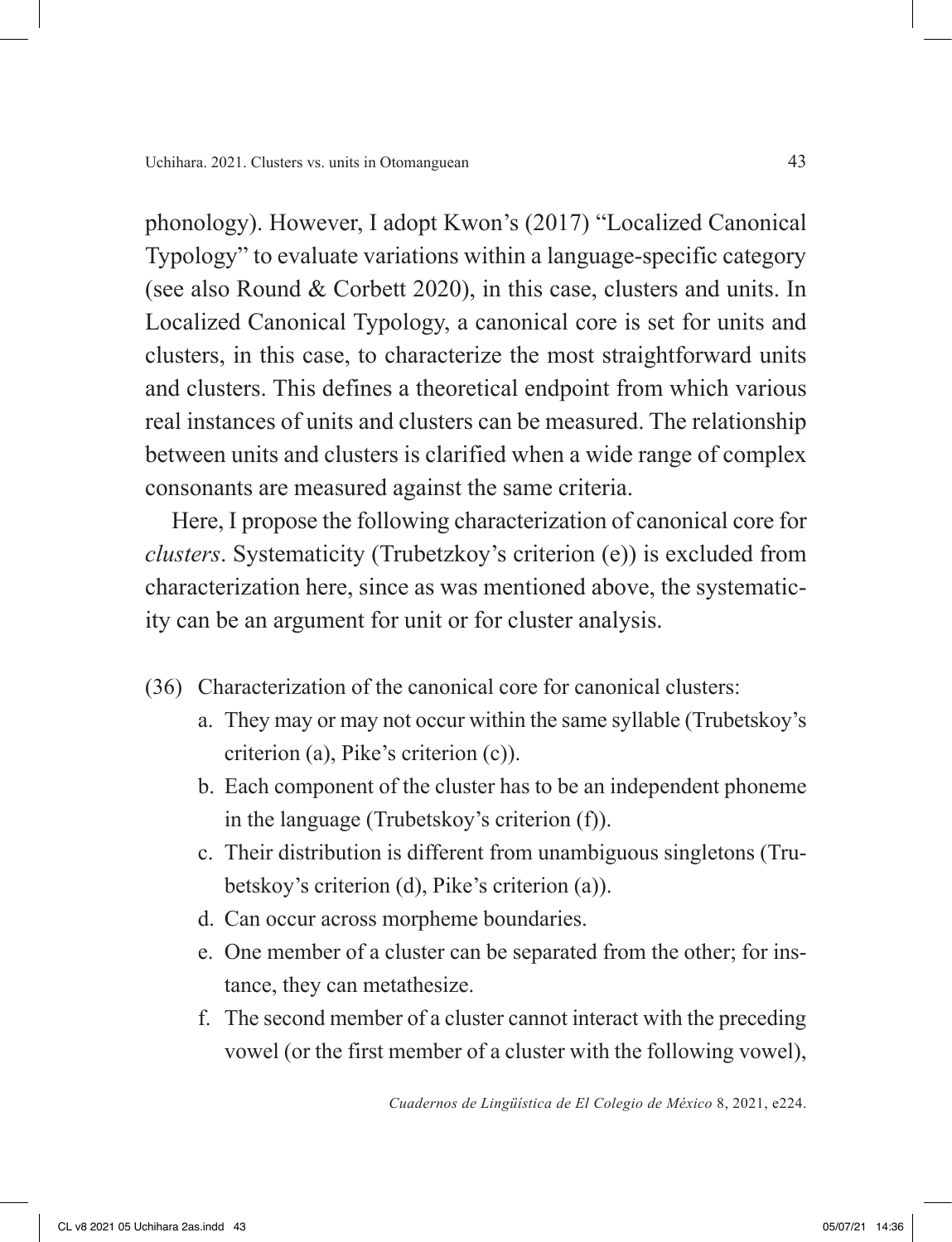phonology). However, I adopt Kwon's (2017) "Localized Canonical Typology" to evaluate variations within a language-specific category (see also Round & Corbett 2020), in this case, clusters and units. In Localized Canonical Typology, a canonical core is set for units and clusters, in this case, to characterize the most straightforward units and clusters. This defines a theoretical endpoint from which various real instances of units and clusters can be measured. The relationship between units and clusters is clarified when a wide range of complex consonants are measured against the same criteria.

Here, I propose the following characterization of canonical core for *clusters*. Systematicity (Trubetzkoy's criterion (e)) is excluded from characterization here, since as was mentioned above, the systematicity can be an argument for unit or for cluster analysis.

(36) Characterization of the canonical core for canonical clusters:

a. They may or may not occur within the same syllable (Trubetskoy's criterion (a), Pike's criterion (c)).

b. Each component of the cluster has to be an independent phoneme in the language (Trubetskoy's criterion (f)).

c. Their distribution is different from unambiguous singletons (Trubetskoy's criterion (d), Pike's criterion (a)).

d. Can occur across morpheme boundaries.

e. One member of a cluster can be separated from the other; for instance, they can metathesize.

f. The second member of a cluster cannot interact with the preceding vowel (or the first member of a cluster with the following vowel),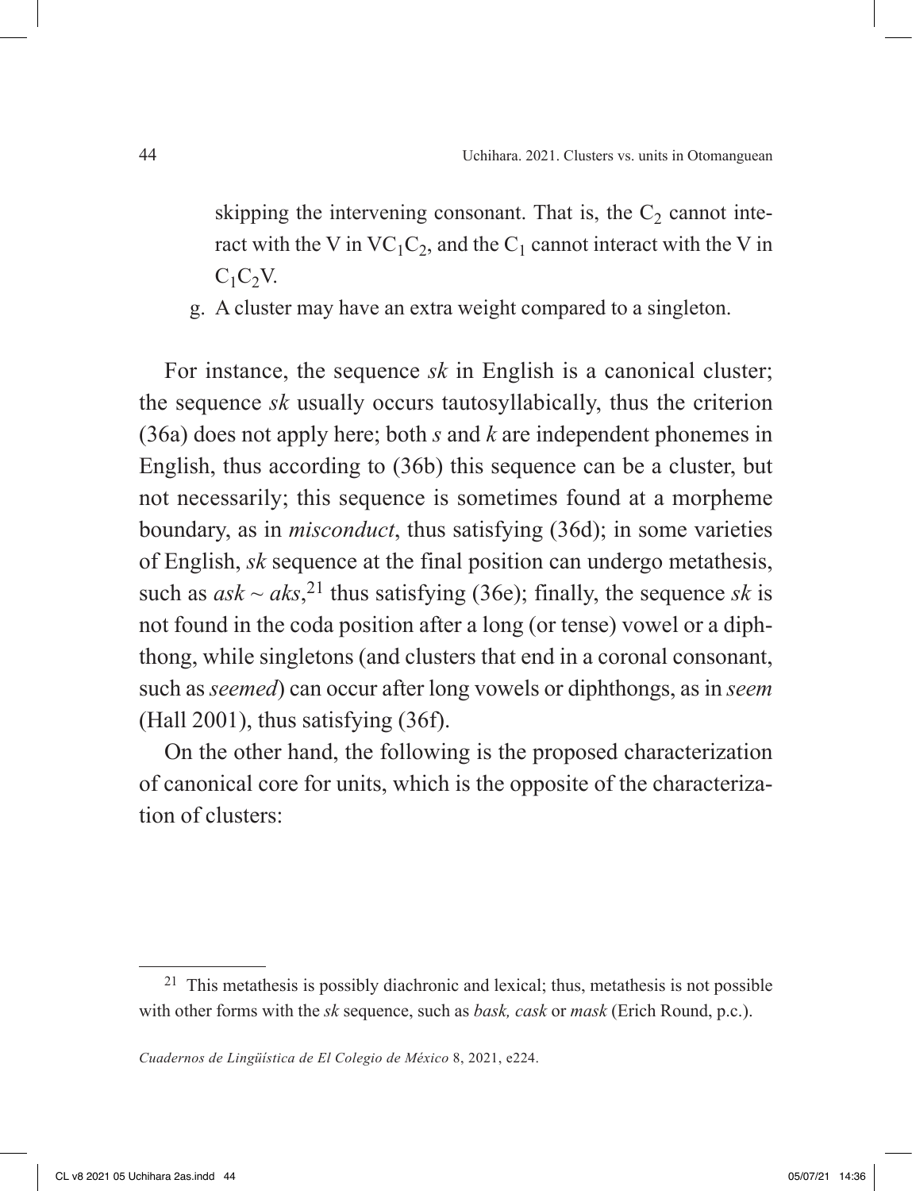skipping the intervening consonant. That is, the $C_2$ cannot interact with the V in $VC_1C_2$, and the $C_1$ cannot interact with the V in $C_1C_2V$.

g. A cluster may have an extra weight compared to a singleton.

For instance, the sequence *sk* in English is a canonical cluster; the sequence *sk* usually occurs tautosyllabically, thus the criterion (36a) does not apply here; both *s* and *k* are independent phonemes in English, thus according to (36b) this sequence can be a cluster, but not necessarily; this sequence is sometimes found at a morpheme boundary, as in *misconduct*, thus satisfying (36d); in some varieties of English, *sk* sequence at the final position can undergo metathesis, such as *ask* ~ *aks*,[21] thus satisfying (36e); finally, the sequence *sk* is not found in the coda position after a long (or tense) vowel or a diphthong, while singletons (and clusters that end in a coronal consonant, such as *seemed*) can occur after long vowels or diphthongs, as in *seem* (Hall 2001), thus satisfying (36f).

On the other hand, the following is the proposed characterization of canonical core for units, which is the opposite of the characterization of clusters:

---

[21] This metathesis is possibly diachronic and lexical; thus, metathesis is not possible with other forms with the *sk* sequence, such as *bask, cask* or *mask* (Erich Round, p.c.).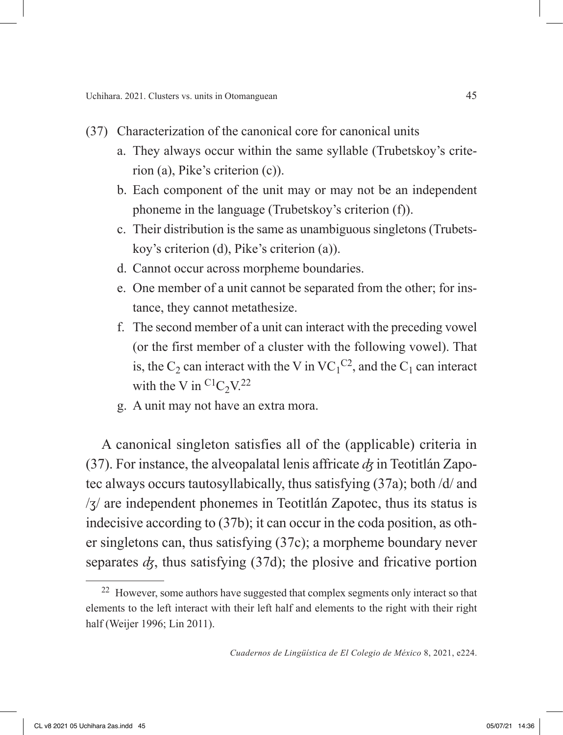(37) Characterization of the canonical core for canonical units

a. They always occur within the same syllable (Trubetskoy's criterion (a), Pike's criterion (c)).
b. Each component of the unit may or may not be an independent phoneme in the language (Trubetskoy's criterion (f)).
c. Their distribution is the same as unambiguous singletons (Trubetskoy's criterion (d), Pike's criterion (a)).
d. Cannot occur across morpheme boundaries.
e. One member of a unit cannot be separated from the other; for instance, they cannot metathesize.
f. The second member of a unit can interact with the preceding vowel (or the first member of a cluster with the following vowel). That is, the $C_2$ can interact with the V in $VC_1{}^{C2}$, and the $C_1$ can interact with the V in ${}^{C1}C_2V$.[22]
g. A unit may not have an extra mora.

A canonical singleton satisfies all of the (applicable) criteria in (37). For instance, the alveopalatal lenis affricate *ʤ* in Teotitlán Zapotec always occurs tautosyllabically, thus satisfying (37a); both /d/ and /ʒ/ are independent phonemes in Teotitlán Zapotec, thus its status is indecisive according to (37b); it can occur in the coda position, as other singletons can, thus satisfying (37c); a morpheme boundary never separates *ʤ*, thus satisfying (37d); the plosive and fricative portion

[22] However, some authors have suggested that complex segments only interact so that elements to the left interact with their left half and elements to the right with their right half (Weijer 1996; Lin 2011).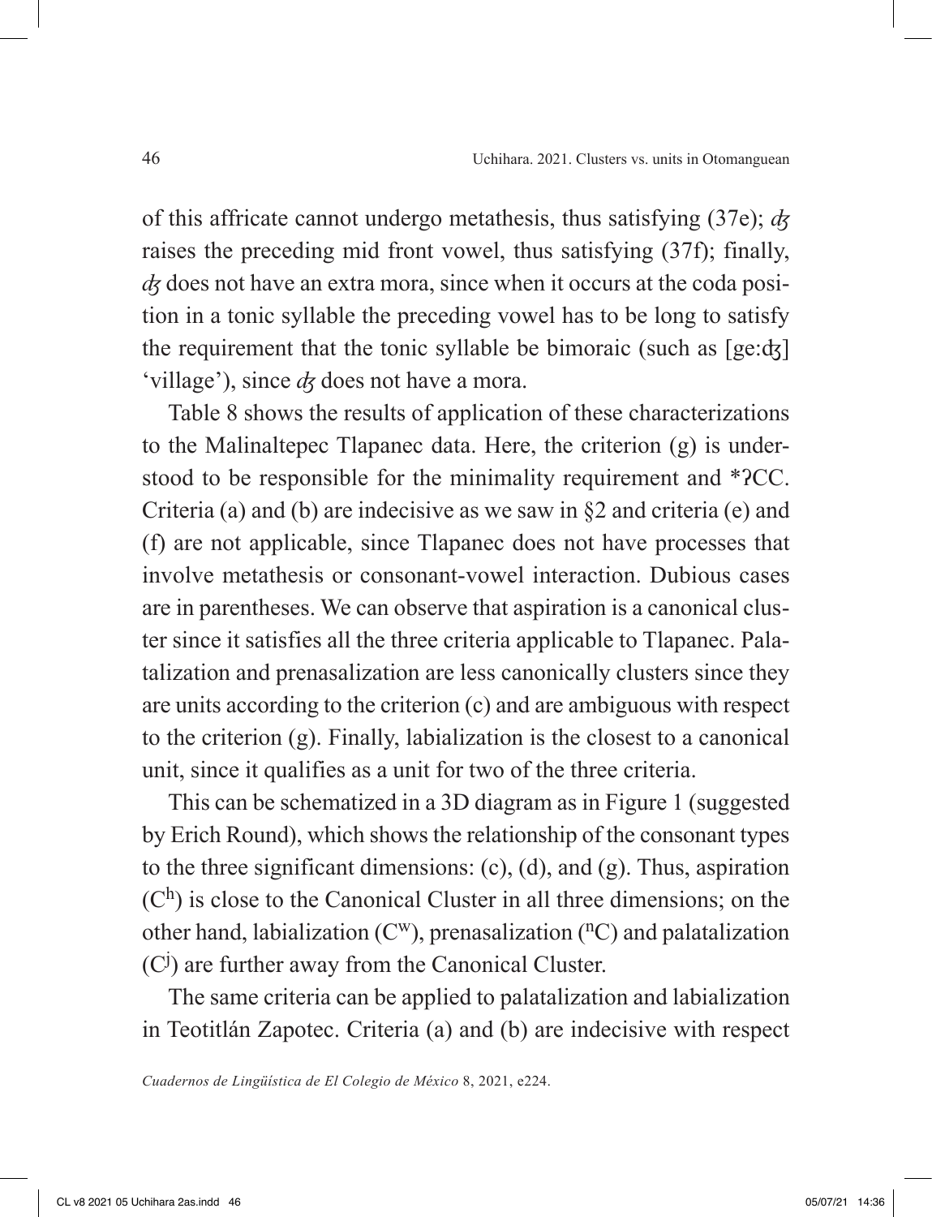of this affricate cannot undergo metathesis, thus satisfying (37e); *ʤ* raises the preceding mid front vowel, thus satisfying (37f); finally, *ʤ* does not have an extra mora, since when it occurs at the coda position in a tonic syllable the preceding vowel has to be long to satisfy the requirement that the tonic syllable be bimoraic (such as [ge:ʤ] 'village'), since *ʤ* does not have a mora.

Table 8 shows the results of application of these characterizations to the Malinaltepec Tlapanec data. Here, the criterion (g) is understood to be responsible for the minimality requirement and *ʔCC. Criteria (a) and (b) are indecisive as we saw in §2 and criteria (e) and (f) are not applicable, since Tlapanec does not have processes that involve metathesis or consonant-vowel interaction. Dubious cases are in parentheses. We can observe that aspiration is a canonical cluster since it satisfies all the three criteria applicable to Tlapanec. Palatalization and prenasalization are less canonically clusters since they are units according to the criterion (c) and are ambiguous with respect to the criterion (g). Finally, labialization is the closest to a canonical unit, since it qualifies as a unit for two of the three criteria.

This can be schematized in a 3D diagram as in Figure 1 (suggested by Erich Round), which shows the relationship of the consonant types to the three significant dimensions: (c), (d), and (g). Thus, aspiration ($C^h$) is close to the Canonical Cluster in all three dimensions; on the other hand, labialization ($C^w$), prenasalization ($^nC$) and palatalization ($C^j$) are further away from the Canonical Cluster.

The same criteria can be applied to palatalization and labialization in Teotitlán Zapotec. Criteria (a) and (b) are indecisive with respect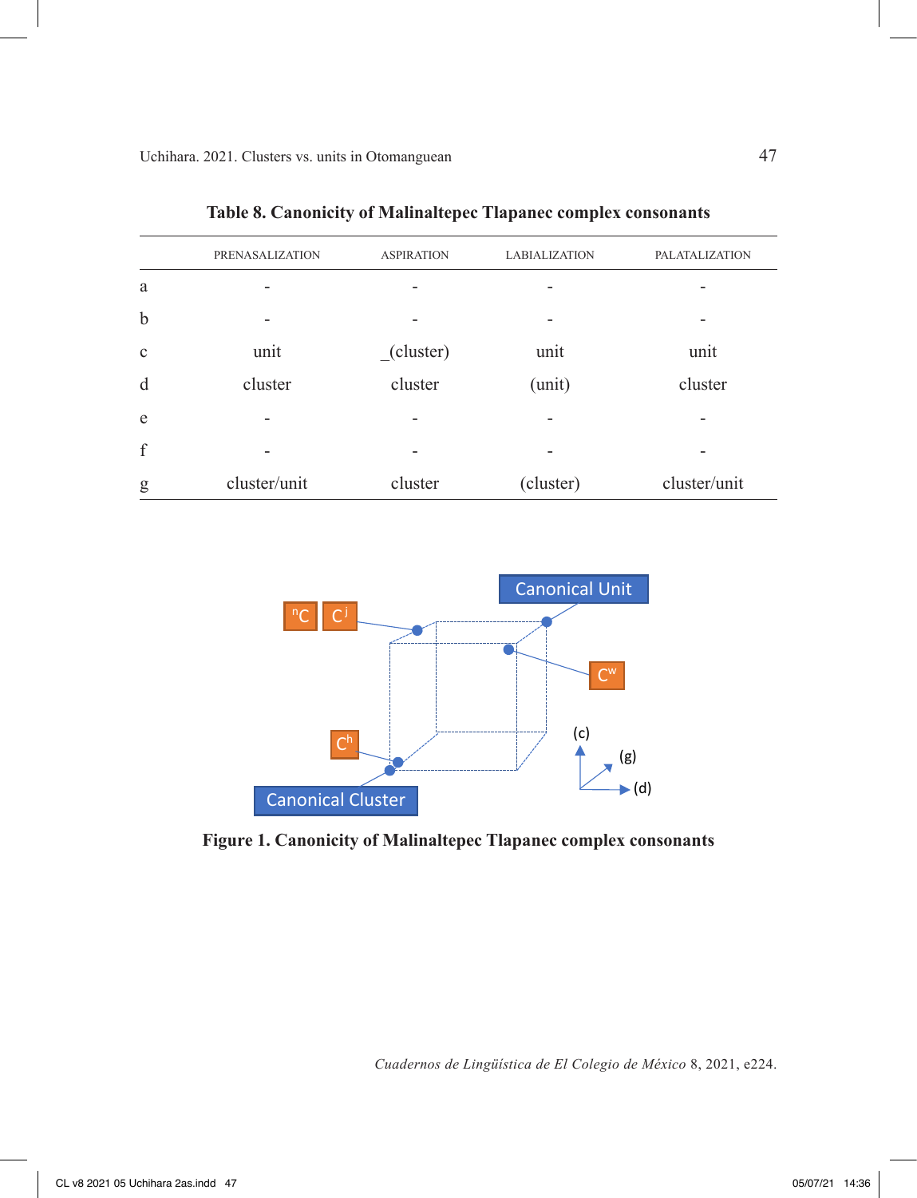**Table 8. Canonicity of Malinaltepec Tlapanec complex consonants**

| | PRENASALIZATION | ASPIRATION | LABIALIZATION | PALATALIZATION |
|---|---|---|---|---|
| a | - | - | - | - |
| b | - | - | - | - |
| c | unit | _(cluster) | unit | unit |
| d | cluster | cluster | (unit) | cluster |
| e | - | - | - | - |
| f | - | - | - | - |
| g | cluster/unit | cluster | (cluster) | cluster/unit |

**Figure 1. Canonicity of Malinaltepec Tlapanec complex consonants**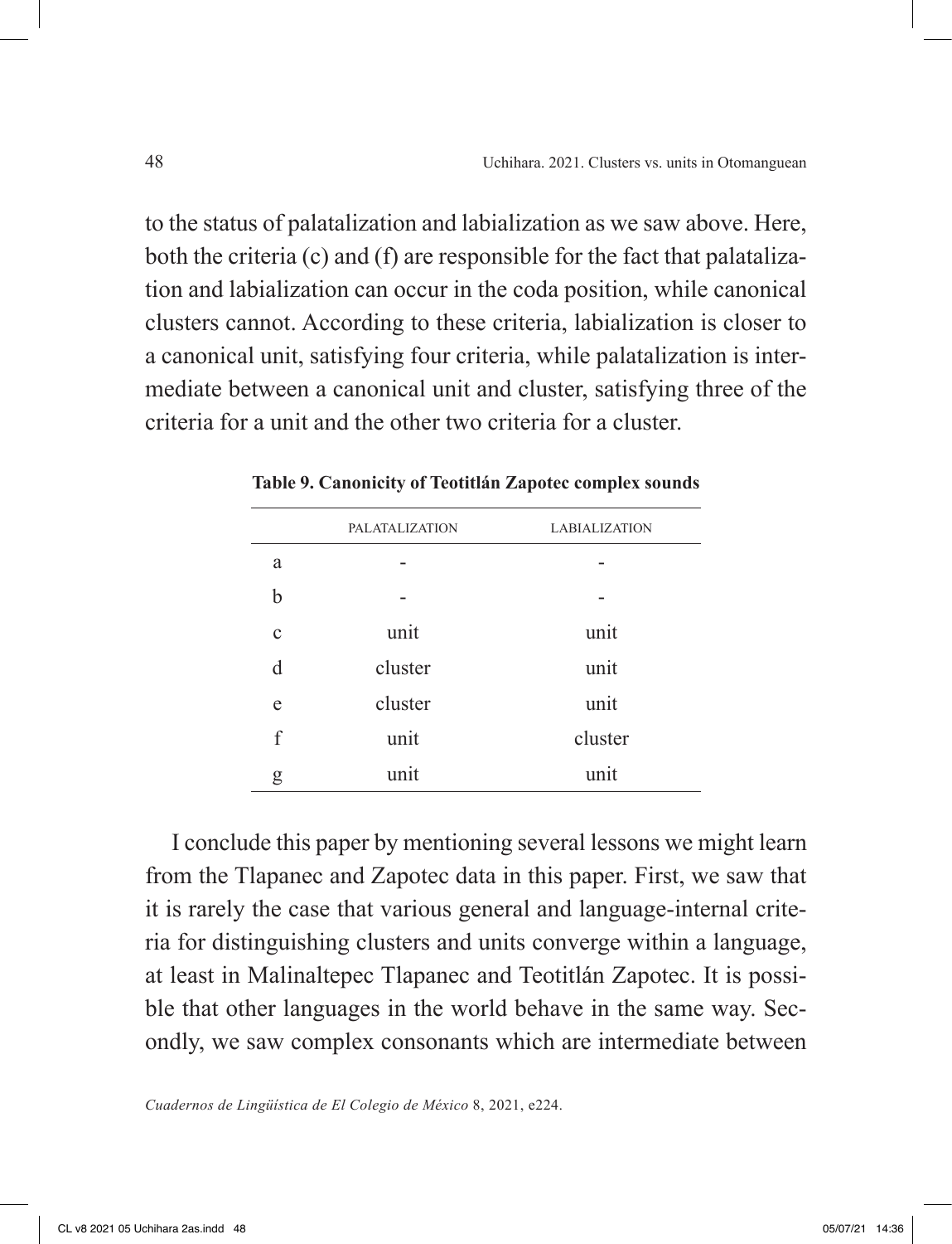to the status of palatalization and labialization as we saw above. Here, both the criteria (c) and (f) are responsible for the fact that palatalization and labialization can occur in the coda position, while canonical clusters cannot. According to these criteria, labialization is closer to a canonical unit, satisfying four criteria, while palatalization is intermediate between a canonical unit and cluster, satisfying three of the criteria for a unit and the other two criteria for a cluster.

**Table 9. Canonicity of Teotitlán Zapotec complex sounds**

| | PALATALIZATION | LABIALIZATION |
|---|---|---|
| a | - | - |
| b | - | - |
| c | unit | unit |
| d | cluster | unit |
| e | cluster | unit |
| f | unit | cluster |
| g | unit | unit |

I conclude this paper by mentioning several lessons we might learn from the Tlapanec and Zapotec data in this paper. First, we saw that it is rarely the case that various general and language-internal criteria for distinguishing clusters and units converge within a language, at least in Malinaltepec Tlapanec and Teotitlán Zapotec. It is possible that other languages in the world behave in the same way. Secondly, we saw complex consonants which are intermediate between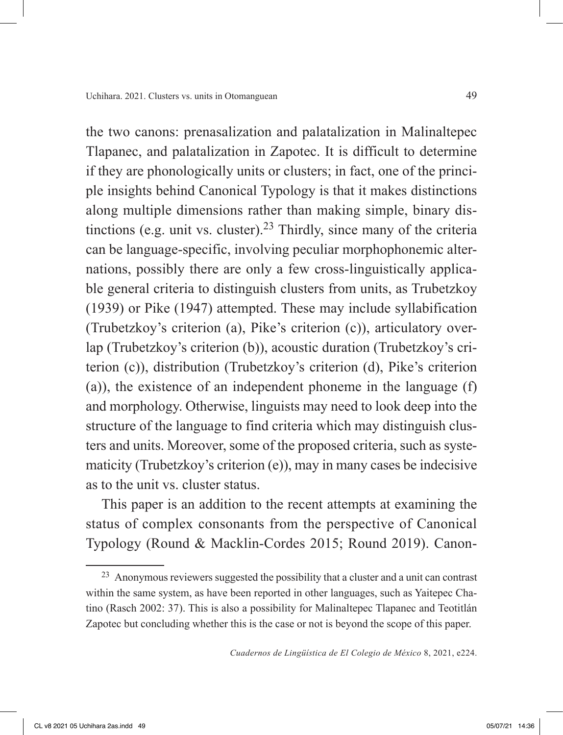the two canons: prenasalization and palatalization in Malinaltepec Tlapanec, and palatalization in Zapotec. It is difficult to determine if they are phonologically units or clusters; in fact, one of the principle insights behind Canonical Typology is that it makes distinctions along multiple dimensions rather than making simple, binary distinctions (e.g. unit vs. cluster).[23] Thirdly, since many of the criteria can be language-specific, involving peculiar morphophonemic alternations, possibly there are only a few cross-linguistically applicable general criteria to distinguish clusters from units, as Trubetzkoy (1939) or Pike (1947) attempted. These may include syllabification (Trubetzkoy's criterion (a), Pike's criterion (c)), articulatory overlap (Trubetzkoy's criterion (b)), acoustic duration (Trubetzkoy's criterion (c)), distribution (Trubetzkoy's criterion (d), Pike's criterion (a)), the existence of an independent phoneme in the language (f) and morphology. Otherwise, linguists may need to look deep into the structure of the language to find criteria which may distinguish clusters and units. Moreover, some of the proposed criteria, such as systematicity (Trubetzkoy's criterion (e)), may in many cases be indecisive as to the unit vs. cluster status.

This paper is an addition to the recent attempts at examining the status of complex consonants from the perspective of Canonical Typology (Round & Macklin-Cordes 2015; Round 2019). Canon-

[23] Anonymous reviewers suggested the possibility that a cluster and a unit can contrast within the same system, as have been reported in other languages, such as Yaitepec Chatino (Rasch 2002: 37). This is also a possibility for Malinaltepec Tlapanec and Teotitlán Zapotec but concluding whether this is the case or not is beyond the scope of this paper.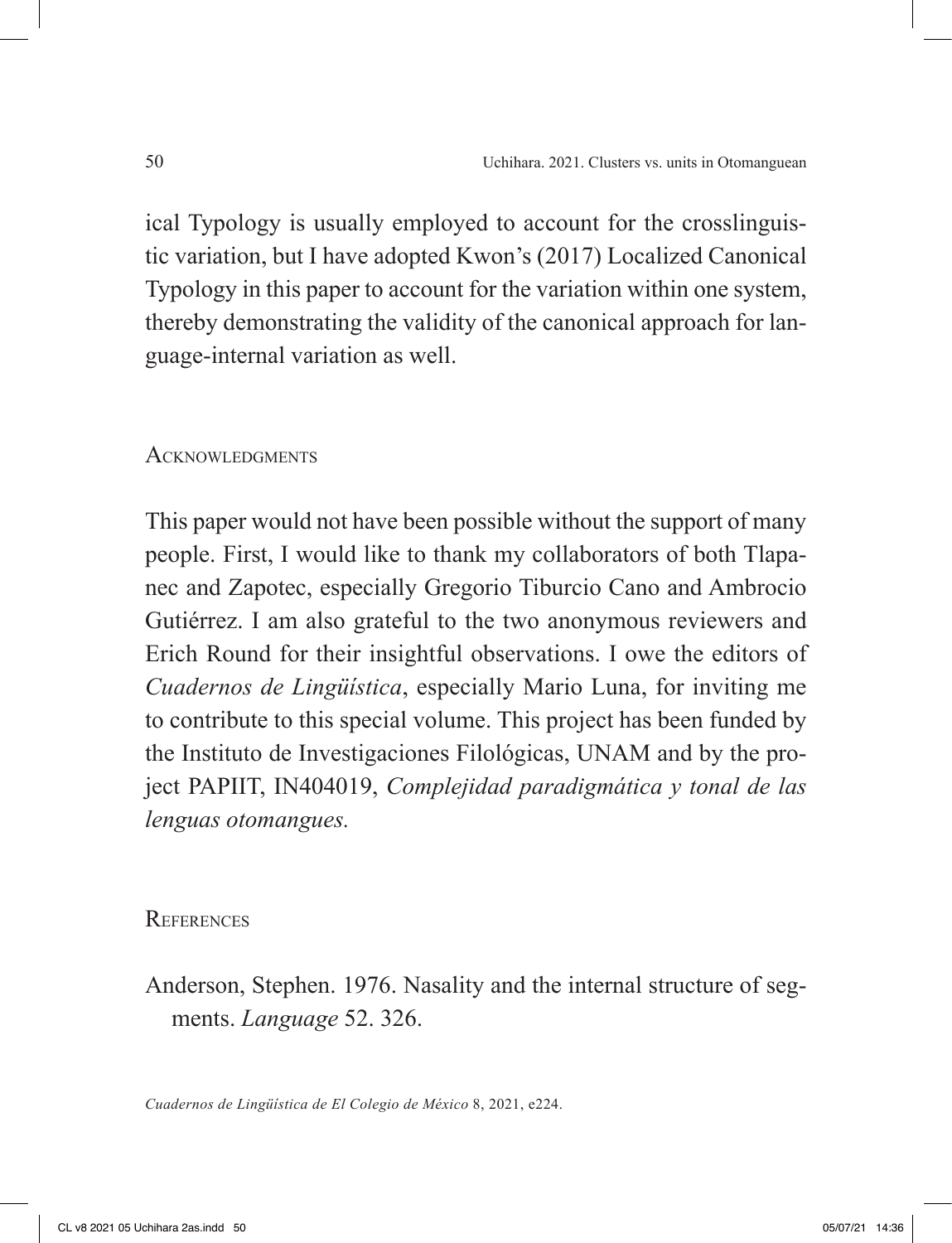ical Typology is usually employed to account for the crosslinguistic variation, but I have adopted Kwon's (2017) Localized Canonical Typology in this paper to account for the variation within one system, thereby demonstrating the validity of the canonical approach for language-internal variation as well.

## Acknowledgments

This paper would not have been possible without the support of many people. First, I would like to thank my collaborators of both Tlapanec and Zapotec, especially Gregorio Tiburcio Cano and Ambrocio Gutiérrez. I am also grateful to the two anonymous reviewers and Erich Round for their insightful observations. I owe the editors of *Cuadernos de Lingüística*, especially Mario Luna, for inviting me to contribute to this special volume. This project has been funded by the Instituto de Investigaciones Filológicas, UNAM and by the project PAPIIT, IN404019, *Complejidad paradigmática y tonal de las lenguas otomangues.*

## References

Anderson, Stephen. 1976. Nasality and the internal structure of segments. *Language* 52. 326.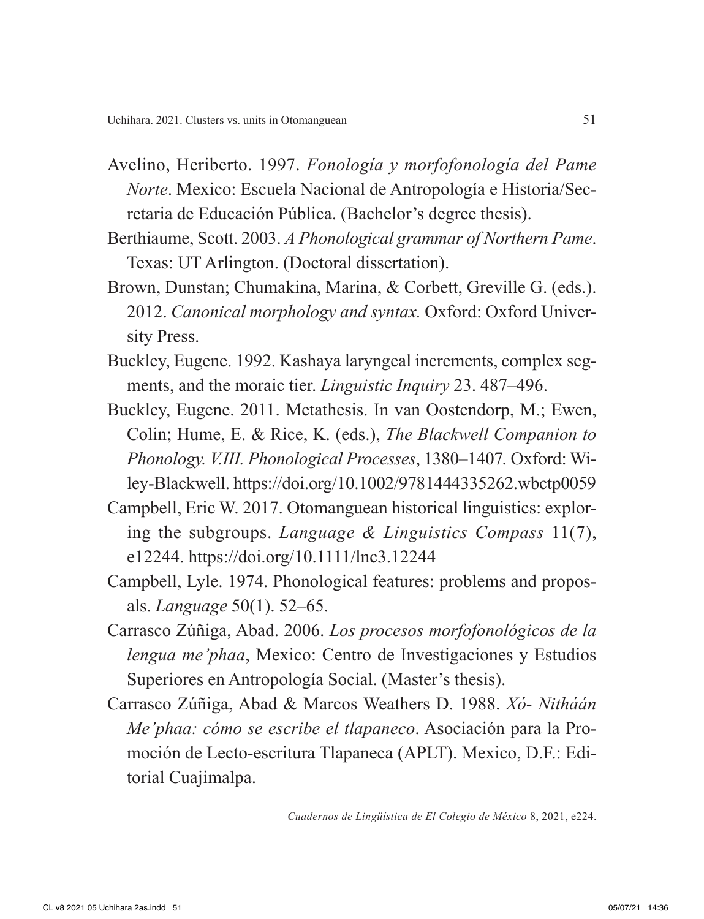Avelino, Heriberto. 1997. *Fonología y morfofonología del Pame Norte*. Mexico: Escuela Nacional de Antropología e Historia/Secretaria de Educación Pública. (Bachelor's degree thesis).

Berthiaume, Scott. 2003. *A Phonological grammar of Northern Pame*. Texas: UT Arlington. (Doctoral dissertation).

Brown, Dunstan; Chumakina, Marina, & Corbett, Greville G. (eds.). 2012. *Canonical morphology and syntax.* Oxford: Oxford University Press.

Buckley, Eugene. 1992. Kashaya laryngeal increments, complex segments, and the moraic tier. *Linguistic Inquiry* 23. 487–496.

Buckley, Eugene. 2011. Metathesis. In van Oostendorp, M.; Ewen, Colin; Hume, E. & Rice, K. (eds.), *The Blackwell Companion to Phonology. V.III. Phonological Processes*, 1380–1407. Oxford: Wiley-Blackwell. https://doi.org/10.1002/9781444335262.wbctp0059

Campbell, Eric W. 2017. Otomanguean historical linguistics: exploring the subgroups. *Language & Linguistics Compass* 11(7), e12244. https://doi.org/10.1111/lnc3.12244

Campbell, Lyle. 1974. Phonological features: problems and proposals. *Language* 50(1). 52–65.

Carrasco Zúñiga, Abad. 2006. *Los procesos morfofonológicos de la lengua me'phaa*, Mexico: Centro de Investigaciones y Estudios Superiores en Antropología Social. (Master's thesis).

Carrasco Zúñiga, Abad & Marcos Weathers D. 1988. *Xó- Nitháán Me'phaa: cómo se escribe el tlapaneco*. Asociación para la Promoción de Lecto-escritura Tlapaneca (APLT). Mexico, D.F.: Editorial Cuajimalpa.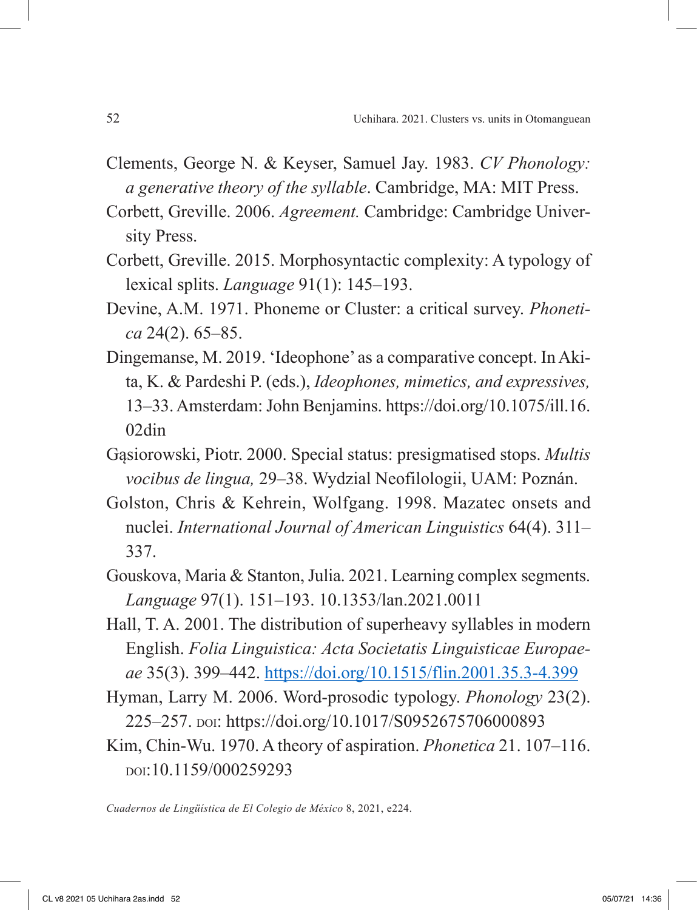Clements, George N. & Keyser, Samuel Jay. 1983. *CV Phonology: a generative theory of the syllable*. Cambridge, MA: MIT Press.

Corbett, Greville. 2006. *Agreement.* Cambridge: Cambridge University Press.

Corbett, Greville. 2015. Morphosyntactic complexity: A typology of lexical splits. *Language* 91(1): 145–193.

Devine, A.M. 1971. Phoneme or Cluster: a critical survey. *Phonetica* 24(2). 65–85.

Dingemanse, M. 2019. 'Ideophone' as a comparative concept. In Akita, K. & Pardeshi P. (eds.), *Ideophones, mimetics, and expressives,* 13–33. Amsterdam: John Benjamins. https://doi.org/10.1075/ill.16.02din

Gąsiorowski, Piotr. 2000. Special status: presigmatised stops. *Multis vocibus de lingua,* 29–38. Wydzial Neofilologii, UAM: Poznán.

Golston, Chris & Kehrein, Wolfgang. 1998. Mazatec onsets and nuclei. *International Journal of American Linguistics* 64(4). 311–337.

Gouskova, Maria & Stanton, Julia. 2021. Learning complex segments. *Language* 97(1). 151–193. 10.1353/lan.2021.0011

Hall, T. A. 2001. The distribution of superheavy syllables in modern English. *Folia Linguistica: Acta Societatis Linguisticae Europaeae* 35(3). 399–442. https://doi.org/10.1515/flin.2001.35.3-4.399

Hyman, Larry M. 2006. Word-prosodic typology. *Phonology* 23(2). 225–257. DOI: https://doi.org/10.1017/S0952675706000893

Kim, Chin-Wu. 1970. A theory of aspiration. *Phonetica* 21. 107–116. DOI:10.1159/000259293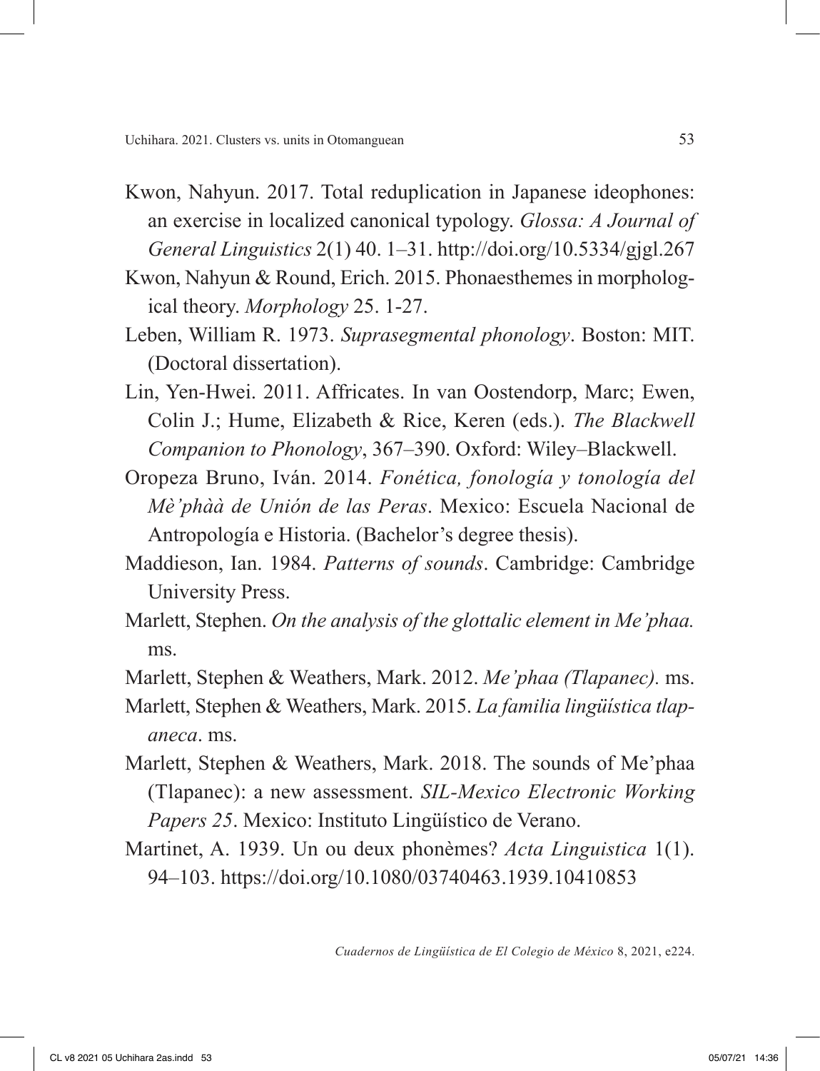Kwon, Nahyun. 2017. Total reduplication in Japanese ideophones: an exercise in localized canonical typology. *Glossa: A Journal of General Linguistics* 2(1) 40. 1–31. http://doi.org/10.5334/gjgl.267

Kwon, Nahyun & Round, Erich. 2015. Phonaesthemes in morphological theory. *Morphology* 25. 1-27.

Leben, William R. 1973. *Suprasegmental phonology*. Boston: MIT. (Doctoral dissertation).

Lin, Yen-Hwei. 2011. Affricates. In van Oostendorp, Marc; Ewen, Colin J.; Hume, Elizabeth & Rice, Keren (eds.). *The Blackwell Companion to Phonology*, 367–390. Oxford: Wiley–Blackwell.

Oropeza Bruno, Iván. 2014. *Fonética, fonología y tonología del Mè'phàà de Unión de las Peras*. Mexico: Escuela Nacional de Antropología e Historia. (Bachelor's degree thesis).

Maddieson, Ian. 1984. *Patterns of sounds*. Cambridge: Cambridge University Press.

Marlett, Stephen. *On the analysis of the glottalic element in Me'phaa.* ms.

Marlett, Stephen & Weathers, Mark. 2012. *Me'phaa (Tlapanec).* ms.

Marlett, Stephen & Weathers, Mark. 2015. *La familia lingüística tlapaneca*. ms.

Marlett, Stephen & Weathers, Mark. 2018. The sounds of Me'phaa (Tlapanec): a new assessment. *SIL-Mexico Electronic Working Papers 25*. Mexico: Instituto Lingüístico de Verano.

Martinet, A. 1939. Un ou deux phonèmes? *Acta Linguistica* 1(1). 94–103. https://doi.org/10.1080/03740463.1939.10410853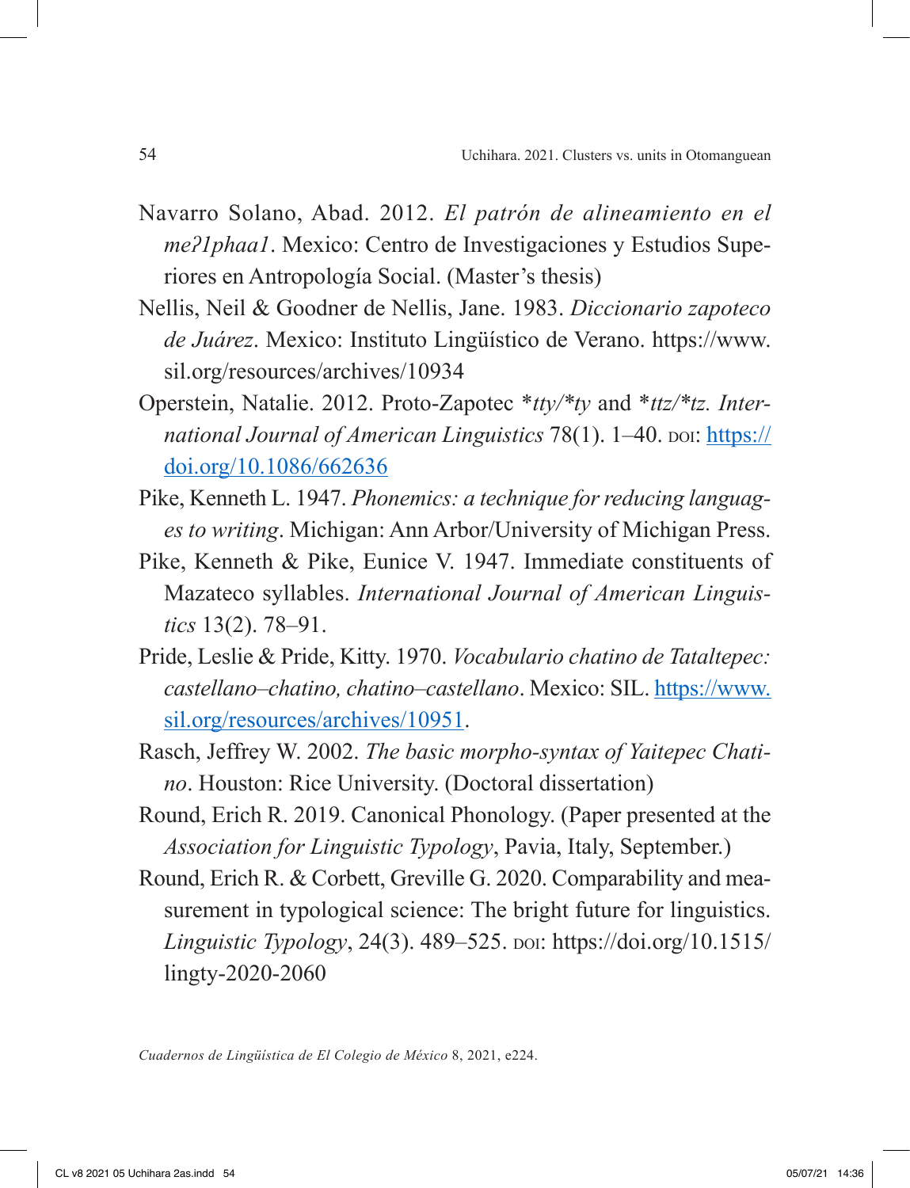Navarro Solano, Abad. 2012. *El patrón de alineamiento en el meʔ1phaa1*. Mexico: Centro de Investigaciones y Estudios Superiores en Antropología Social. (Master's thesis)

Nellis, Neil & Goodner de Nellis, Jane. 1983. *Diccionario zapoteco de Juárez*. Mexico: Instituto Lingüístico de Verano. https://www.sil.org/resources/archives/10934

Operstein, Natalie. 2012. Proto-Zapotec \**tty/*\**ty* and \**ttz/*\**tz*. *International Journal of American Linguistics* 78(1). 1–40. DOI: https://doi.org/10.1086/662636

Pike, Kenneth L. 1947. *Phonemics: a technique for reducing languages to writing*. Michigan: Ann Arbor/University of Michigan Press.

Pike, Kenneth & Pike, Eunice V. 1947. Immediate constituents of Mazateco syllables. *International Journal of American Linguistics* 13(2). 78–91.

Pride, Leslie & Pride, Kitty. 1970. *Vocabulario chatino de Tataltepec: castellano–chatino, chatino–castellano*. Mexico: SIL. https://www.sil.org/resources/archives/10951.

Rasch, Jeffrey W. 2002. *The basic morpho-syntax of Yaitepec Chatino*. Houston: Rice University. (Doctoral dissertation)

Round, Erich R. 2019. Canonical Phonology. (Paper presented at the *Association for Linguistic Typology*, Pavia, Italy, September.)

Round, Erich R. & Corbett, Greville G. 2020. Comparability and measurement in typological science: The bright future for linguistics. *Linguistic Typology*, 24(3). 489–525. DOI: https://doi.org/10.1515/lingty-2020-2060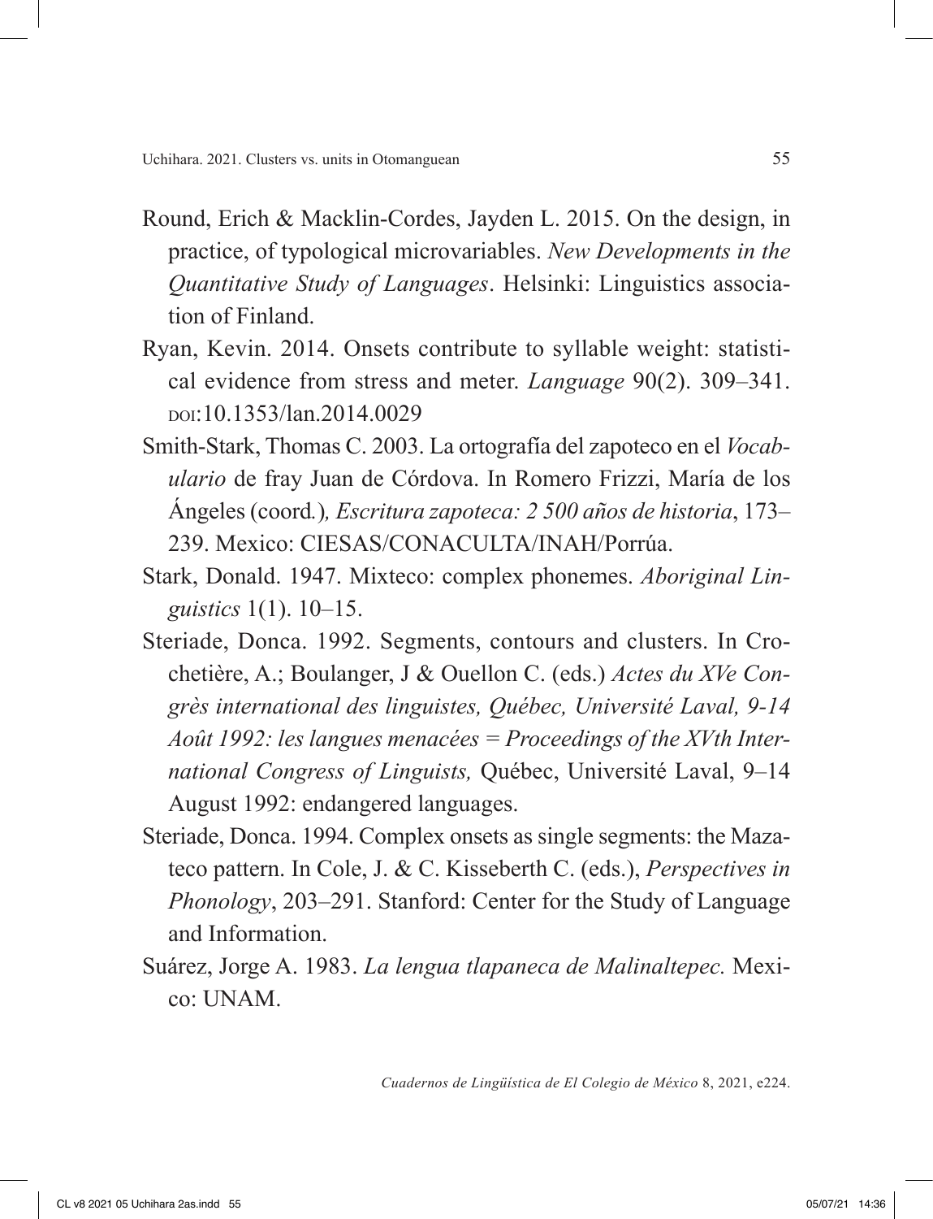Round, Erich & Macklin-Cordes, Jayden L. 2015. On the design, in practice, of typological microvariables. *New Developments in the Quantitative Study of Languages*. Helsinki: Linguistics association of Finland.

Ryan, Kevin. 2014. Onsets contribute to syllable weight: statistical evidence from stress and meter. *Language* 90(2). 309–341. DOI:10.1353/lan.2014.0029

Smith-Stark, Thomas C. 2003. La ortografía del zapoteco en el *Vocabulario* de fray Juan de Córdova. In Romero Frizzi, María de los Ángeles (coord*.*)*, Escritura zapoteca: 2 500 años de historia*, 173–239. Mexico: CIESAS/CONACULTA/INAH/Porrúa.

Stark, Donald. 1947. Mixteco: complex phonemes. *Aboriginal Linguistics* 1(1). 10–15.

Steriade, Donca. 1992. Segments, contours and clusters. In Crochetière, A.; Boulanger, J & Ouellon C. (eds.) *Actes du XVe Congrès international des linguistes, Québec, Université Laval, 9-14 Août 1992: les langues menacées = Proceedings of the XVth International Congress of Linguists,* Québec, Université Laval, 9–14 August 1992: endangered languages.

Steriade, Donca. 1994. Complex onsets as single segments: the Mazateco pattern. In Cole, J. & C. Kisseberth C. (eds.), *Perspectives in Phonology*, 203–291. Stanford: Center for the Study of Language and Information.

Suárez, Jorge A. 1983. *La lengua tlapaneca de Malinaltepec.* Mexico: UNAM.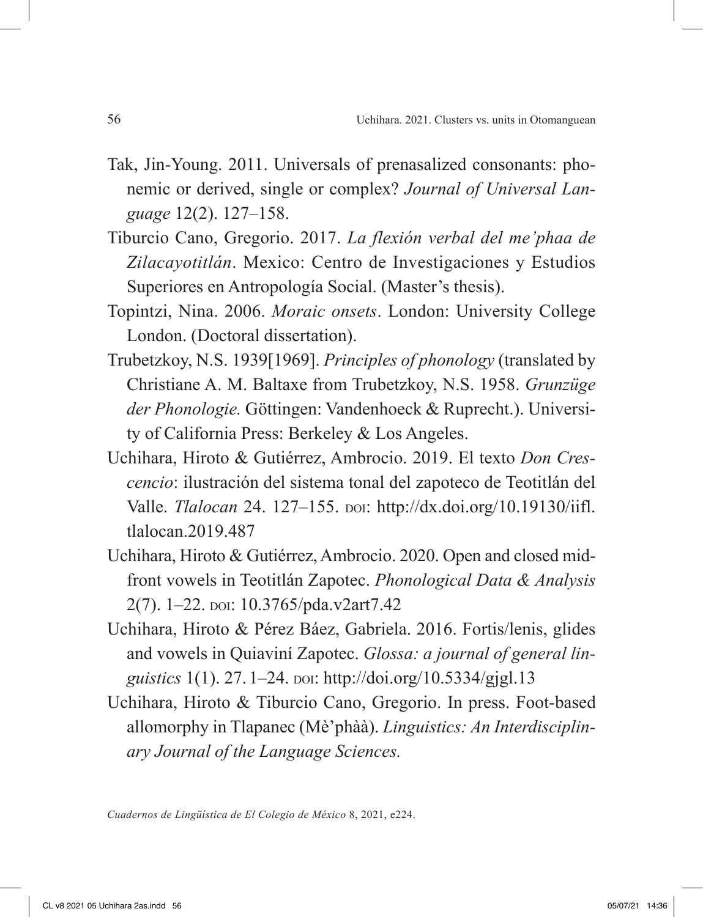Tak, Jin-Young. 2011. Universals of prenasalized consonants: phonemic or derived, single or complex? *Journal of Universal Language* 12(2). 127–158.

Tiburcio Cano, Gregorio. 2017. *La flexión verbal del me'phaa de Zilacayotitlán*. Mexico: Centro de Investigaciones y Estudios Superiores en Antropología Social. (Master's thesis).

Topintzi, Nina. 2006. *Moraic onsets*. London: University College London. (Doctoral dissertation).

Trubetzkoy, N.S. 1939[1969]. *Principles of phonology* (translated by Christiane A. M. Baltaxe from Trubetzkoy, N.S. 1958. *Grunzüge der Phonologie.* Göttingen: Vandenhoeck & Ruprecht.). University of California Press: Berkeley & Los Angeles.

Uchihara, Hiroto & Gutiérrez, Ambrocio. 2019. El texto *Don Crescencio*: ilustración del sistema tonal del zapoteco de Teotitlán del Valle. *Tlalocan* 24. 127–155. doi: http://dx.doi.org/10.19130/iifl.tlalocan.2019.487

Uchihara, Hiroto & Gutiérrez, Ambrocio. 2020. Open and closed mid-front vowels in Teotitlán Zapotec. *Phonological Data & Analysis* 2(7). 1–22. doi: 10.3765/pda.v2art7.42

Uchihara, Hiroto & Pérez Báez, Gabriela. 2016. Fortis/lenis, glides and vowels in Quiaviní Zapotec. *Glossa: a journal of general linguistics* 1(1). 27. 1–24. doi: http://doi.org/10.5334/gjgl.13

Uchihara, Hiroto & Tiburcio Cano, Gregorio. In press. Foot-based allomorphy in Tlapanec (Mè'phàà). *Linguistics: An Interdisciplinary Journal of the Language Sciences.*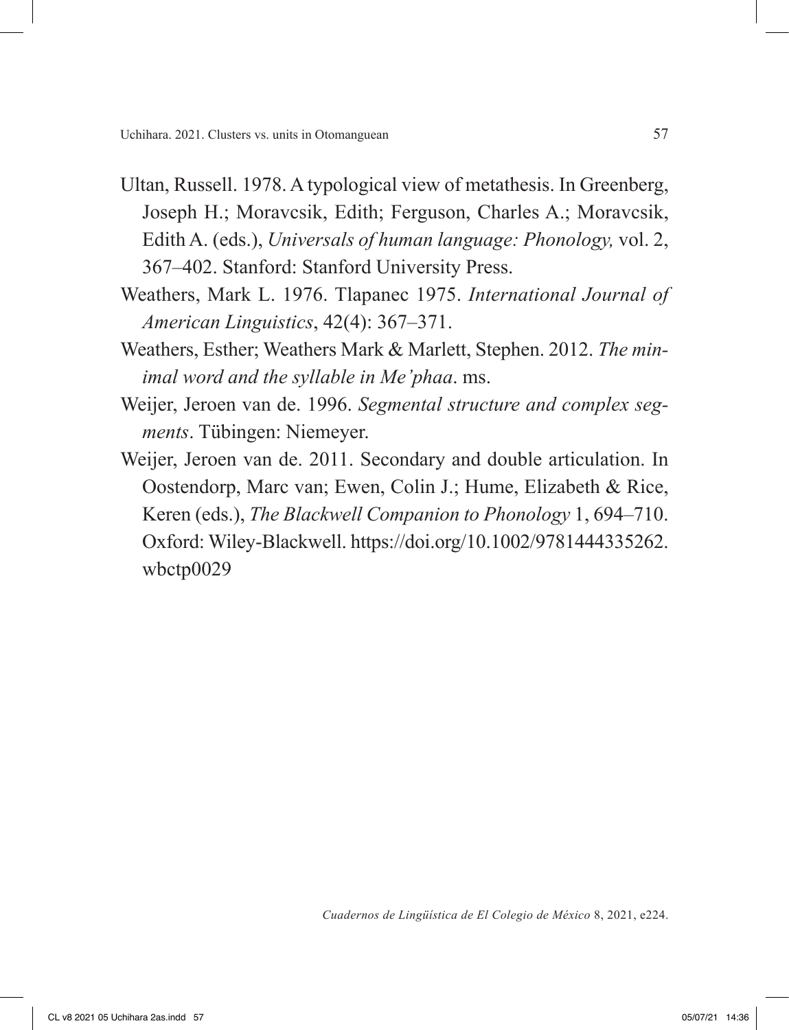Ultan, Russell. 1978. A typological view of metathesis. In Greenberg, Joseph H.; Moravcsik, Edith; Ferguson, Charles A.; Moravcsik, Edith A. (eds.), *Universals of human language: Phonology,* vol. 2, 367–402. Stanford: Stanford University Press.

Weathers, Mark L. 1976. Tlapanec 1975. *International Journal of American Linguistics*, 42(4): 367–371.

Weathers, Esther; Weathers Mark & Marlett, Stephen. 2012. *The minimal word and the syllable in Me'phaa*. ms.

Weijer, Jeroen van de. 1996. *Segmental structure and complex segments*. Tübingen: Niemeyer.

Weijer, Jeroen van de. 2011. Secondary and double articulation. In Oostendorp, Marc van; Ewen, Colin J.; Hume, Elizabeth & Rice, Keren (eds.), *The Blackwell Companion to Phonology* 1, 694–710. Oxford: Wiley-Blackwell. https://doi.org/10.1002/9781444335262.wbctp0029